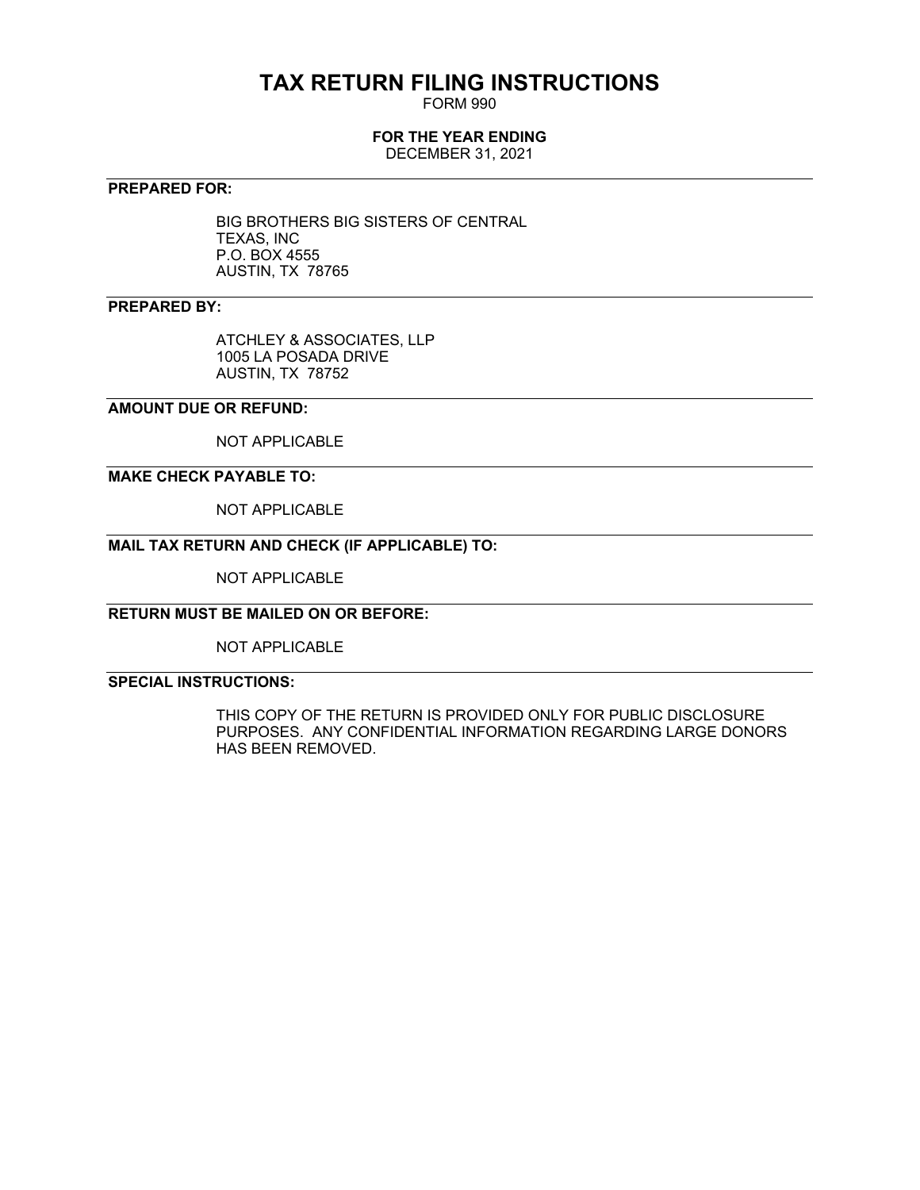# TAX RETURN FILING INSTRUCTIONS

FORM 990

**FOR THE YEAR ENDING**

DECEMBER 31, 2021

---

**PREPARED FOR:**

BIG BROTHERS BIG SISTERS OF CENTRAL TEXAS, INC
P.O. BOX 4555
AUSTIN, TX 78765

---

**PREPARED BY:**

ATCHLEY & ASSOCIATES, LLP
1005 LA POSADA DRIVE
AUSTIN, TX 78752

---

**AMOUNT DUE OR REFUND:**

NOT APPLICABLE

---

**MAKE CHECK PAYABLE TO:**

NOT APPLICABLE

---

**MAIL TAX RETURN AND CHECK (IF APPLICABLE) TO:**

NOT APPLICABLE

---

**RETURN MUST BE MAILED ON OR BEFORE:**

NOT APPLICABLE

---

**SPECIAL INSTRUCTIONS:**

THIS COPY OF THE RETURN IS PROVIDED ONLY FOR PUBLIC DISCLOSURE PURPOSES. ANY CONFIDENTIAL INFORMATION REGARDING LARGE DONORS HAS BEEN REMOVED.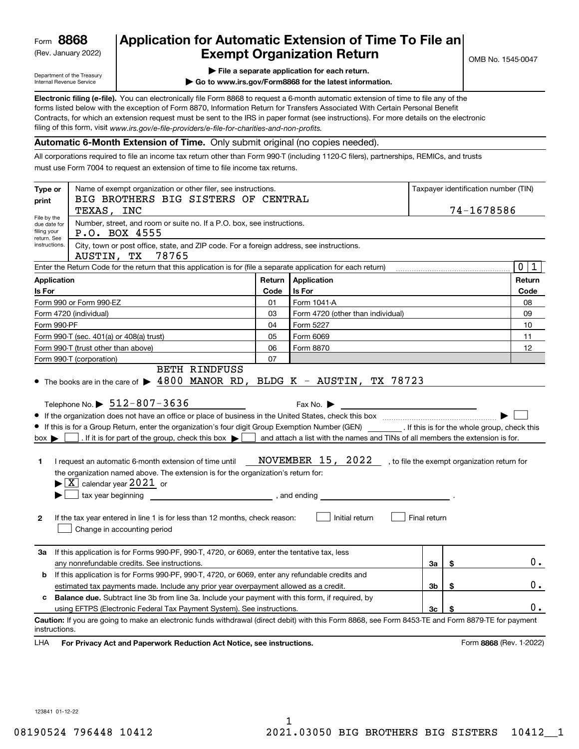Form **8868** (Rev. January 2022)

Department of the Treasury
Internal Revenue Service

# Application for Automatic Extension of Time To File an Exempt Organization Return

OMB No. 1545-0047

▶ **File a separate application for each return.**

▶ **Go to www.irs.gov/Form8868 for the latest information.**

**Electronic filing (e-file).** You can electronically file Form 8868 to request a 6-month automatic extension of time to file any of the forms listed below with the exception of Form 8870, Information Return for Transfers Associated With Certain Personal Benefit Contracts, for which an extension request must be sent to the IRS in paper format (see instructions). For more details on the electronic filing of this form, visit *www.irs.gov/e-file-providers/e-file-for-charities-and-non-profits.*

**Automatic 6-Month Extension of Time.** Only submit original (no copies needed).

All corporations required to file an income tax return other than Form 990-T (including 1120-C filers), partnerships, REMICs, and trusts must use Form 7004 to request an extension of time to file income tax returns.

**Type or print**

File by the due date for filing your return. See instructions.

Name of exempt organization or other filer, see instructions.
BIG BROTHERS BIG SISTERS OF CENTRAL TEXAS, INC

Taxpayer identification number (TIN)
74-1678586

Number, street, and room or suite no. If a P.O. box, see instructions.
P.O. BOX 4555

City, town or post office, state, and ZIP code. For a foreign address, see instructions.
AUSTIN, TX 78765

Enter the Return Code for the return that this application is for (file a separate application for each return) 0 1

| Application Is For | Return Code | Application Is For | Return Code |
|---|---|---|---|
| Form 990 or Form 990-EZ | 01 | Form 1041-A | 08 |
| Form 4720 (individual) | 03 | Form 4720 (other than individual) | 09 |
| Form 990-PF | 04 | Form 5227 | 10 |
| Form 990-T (sec. 401(a) or 408(a) trust) | 05 | Form 6069 | 11 |
| Form 990-T (trust other than above) | 06 | Form 8870 | 12 |
| Form 990-T (corporation) | 07 | | |

- The books are in the care of ▶ BETH RINDFUSS 4800 MANOR RD, BLDG K - AUSTIN, TX 78723

Telephone No. ▶ 512-807-3636 Fax No. ▶

- If the organization does not have an office or place of business in the United States, check this box ▶ ☐
- If this is for a Group Return, enter the organization's four digit Group Exemption Number (GEN) ______ . If this is for the whole group, check this box ▶ ☐ . If it is for part of the group, check this box ▶ ☐ and attach a list with the names and TINs of all members the extension is for.

**1** I request an automatic 6-month extension of time until NOVEMBER 15, 2022 , to file the exempt organization return for the organization named above. The extension is for the organization's return for:

▶ ☒ calendar year 2021 or

▶ ☐ tax year beginning ______________ , and ending ______________ .

**2** If the tax year entered in line 1 is for less than 12 months, check reason: ☐ Initial return ☐ Final return ☐ Change in accounting period

| | | | |
|---|---|---|---|
| **3a** If this application is for Forms 990-PF, 990-T, 4720, or 6069, enter the tentative tax, less any nonrefundable credits. See instructions. | 3a | $ | 0. |
| **b** If this application is for Forms 990-PF, 990-T, 4720, or 6069, enter any refundable credits and estimated tax payments made. Include any prior year overpayment allowed as a credit. | 3b | $ | 0. |
| **c** **Balance due.** Subtract line 3b from line 3a. Include your payment with this form, if required, by using EFTPS (Electronic Federal Tax Payment System). See instructions. | 3c | $ | 0. |

**Caution:** If you are going to make an electronic funds withdrawal (direct debit) with this Form 8868, see Form 8453-TE and Form 8879-TE for payment instructions.

LHA **For Privacy Act and Paperwork Reduction Act Notice, see instructions.** Form **8868** (Rev. 1-2022)

123841 01-12-22

08190524 796448 10412 2021.03050 BIG BROTHERS BIG SISTERS 10412__1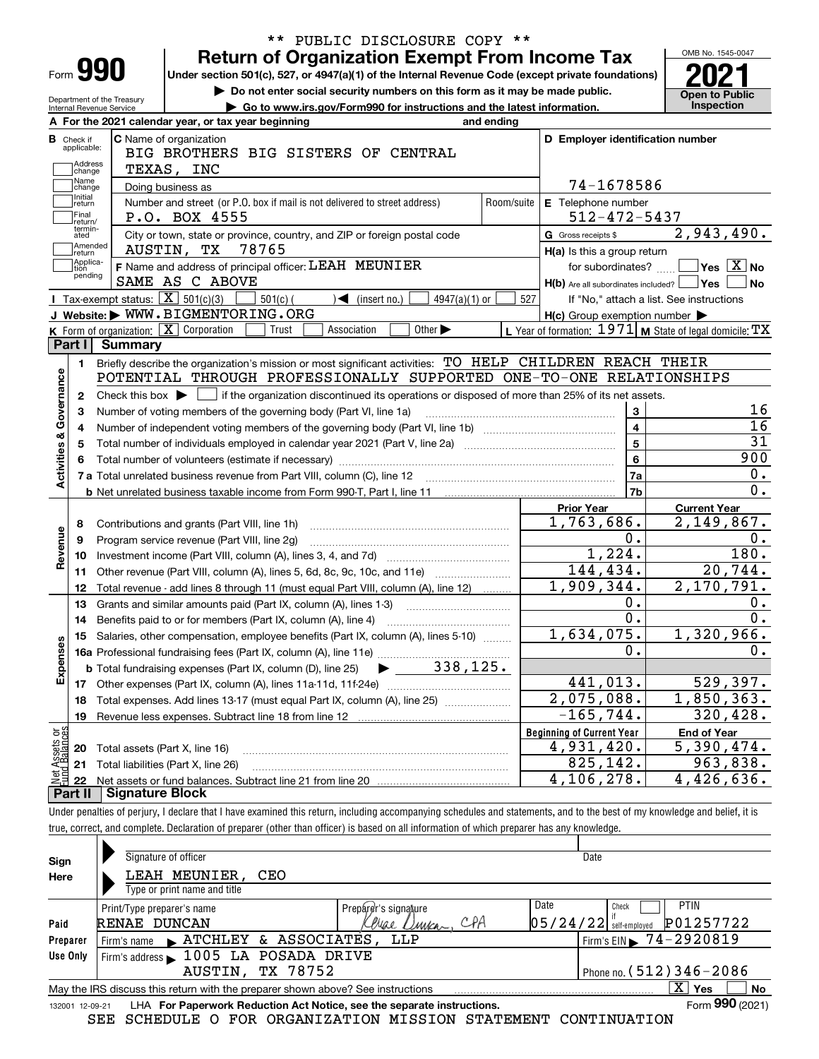** PUBLIC DISCLOSURE COPY **

# Form 990 Return of Organization Exempt From Income Tax

Under section 501(c), 527, or 4947(a)(1) of the Internal Revenue Code (except private foundations)

▶ Do not enter social security numbers on this form as it may be made public.

▶ Go to www.irs.gov/Form990 for instructions and the latest information.

OMB No. 1545-0047

**2021**

**Open to Public Inspection**

Department of the Treasury
Internal Revenue Service

**A** For the 2021 calendar year, or tax year beginning and ending

**B** Check if applicable: Address change | Name change | Initial return | Final return/terminated | Amended return | Application pending

**C** Name of organization: BIG BROTHERS BIG SISTERS OF CENTRAL TEXAS, INC

Doing business as

Number and street (or P.O. box if mail is not delivered to street address): P.O. BOX 4555 | Room/suite

City or town, state or province, country, and ZIP or foreign postal code: AUSTIN, TX 78765

**D** Employer identification number: 74-1678586

**E** Telephone number: 512-472-5437

**G** Gross receipts $ 2,943,490.

**F** Name and address of principal officer: LEAH MEUNIER
SAME AS C ABOVE

**H(a)** Is this a group return for subordinates? ☐ Yes ☒ No

**H(b)** Are all subordinates included? ☐ Yes ☐ No
If "No," attach a list. See instructions

**H(c)** Group exemption number ▶

**I** Tax-exempt status: ☒ 501(c)(3) ☐ 501(c) ( ) ◀ (insert no.) ☐ 4947(a)(1) or ☐ 527

**J** Website: ▶ WWW.BIGMENTORING.ORG

**K** Form of organization: ☒ Corporation ☐ Trust ☐ Association ☐ Other ▶

**L** Year of formation: 1971 **M** State of legal domicile: TX

## Part I Summary

**Activities & Governance**

1 Briefly describe the organization's mission or most significant activities: TO HELP CHILDREN REACH THEIR POTENTIAL THROUGH PROFESSIONALLY SUPPORTED ONE-TO-ONE RELATIONSHIPS

2 Check this box ▶ ☐ if the organization discontinued its operations or disposed of more than 25% of its net assets.

| | | | |
|---|---|---|---|
| 3 | Number of voting members of the governing body (Part VI, line 1a) | 3 | 16 |
| 4 | Number of independent voting members of the governing body (Part VI, line 1b) | 4 | 16 |
| 5 | Total number of individuals employed in calendar year 2021 (Part V, line 2a) | 5 | 31 |
| 6 | Total number of volunteers (estimate if necessary) | 6 | 900 |
| 7a | Total unrelated business revenue from Part VIII, column (C), line 12 | 7a | 0. |
| b | Net unrelated business taxable income from Form 990-T, Part I, line 11 | 7b | 0. |

| | | Prior Year | Current Year |
|---|---|---|---|
| **Revenue** | | | |
| 8 | Contributions and grants (Part VIII, line 1h) | 1,763,686. | 2,149,867. |
| 9 | Program service revenue (Part VIII, line 2g) | 0. | 0. |
| 10 | Investment income (Part VIII, column (A), lines 3, 4, and 7d) | 1,224. | 180. |
| 11 | Other revenue (Part VIII, column (A), lines 5, 6d, 8c, 9c, 10c, and 11e) | 144,434. | 20,744. |
| 12 | Total revenue - add lines 8 through 11 (must equal Part VIII, column (A), line 12) | 1,909,344. | 2,170,791. |
| **Expenses** | | | |
| 13 | Grants and similar amounts paid (Part IX, column (A), lines 1-3) | 0. | 0. |
| 14 | Benefits paid to or for members (Part IX, column (A), line 4) | 0. | 0. |
| 15 | Salaries, other compensation, employee benefits (Part IX, column (A), lines 5-10) | 1,634,075. | 1,320,966. |
| 16a | Professional fundraising fees (Part IX, column (A), line 11e) | 0. | 0. |
| b | Total fundraising expenses (Part IX, column (D), line 25) ▶ 338,125. | | |
| 17 | Other expenses (Part IX, column (A), lines 11a-11d, 11f-24e) | 441,013. | 529,397. |
| 18 | Total expenses. Add lines 13-17 (must equal Part IX, column (A), line 25) | 2,075,088. | 1,850,363. |
| 19 | Revenue less expenses. Subtract line 18 from line 12 | -165,744. | 320,428. |

| | | Beginning of Current Year | End of Year |
|---|---|---|---|
| **Net Assets or Fund Balances** | | | |
| 20 | Total assets (Part X, line 16) | 4,931,420. | 5,390,474. |
| 21 | Total liabilities (Part X, line 26) | 825,142. | 963,838. |
| 22 | Net assets or fund balances. Subtract line 21 from line 20 | 4,106,278. | 4,426,636. |

## Part II Signature Block

Under penalties of perjury, I declare that I have examined this return, including accompanying schedules and statements, and to the best of my knowledge and belief, it is true, correct, and complete. Declaration of preparer (other than officer) is based on all information of which preparer has any knowledge.

**Sign Here**

Signature of officer | Date

LEAH MEUNIER, CEO
Type or print name and title

**Paid Preparer Use Only**

| Print/Type preparer's name | Preparer's signature | Date | Check if self-employed | PTIN |
|---|---|---|---|---|
| RENAE DUNCAN | Renae Duncan, CPA | 05/24/22 | ☐ | P01257722 |

Firm's name ▶ ATCHLEY & ASSOCIATES, LLP | Firm's EIN ▶ 74-2920819

Firm's address ▶ 1005 LA POSADA DRIVE, AUSTIN, TX 78752 | Phone no. (512)346-2086

May the IRS discuss this return with the preparer shown above? See instructions ☒ Yes ☐ No

132001 12-09-21 LHA For Paperwork Reduction Act Notice, see the separate instructions. Form **990** (2021)

SEE SCHEDULE O FOR ORGANIZATION MISSION STATEMENT CONTINUATION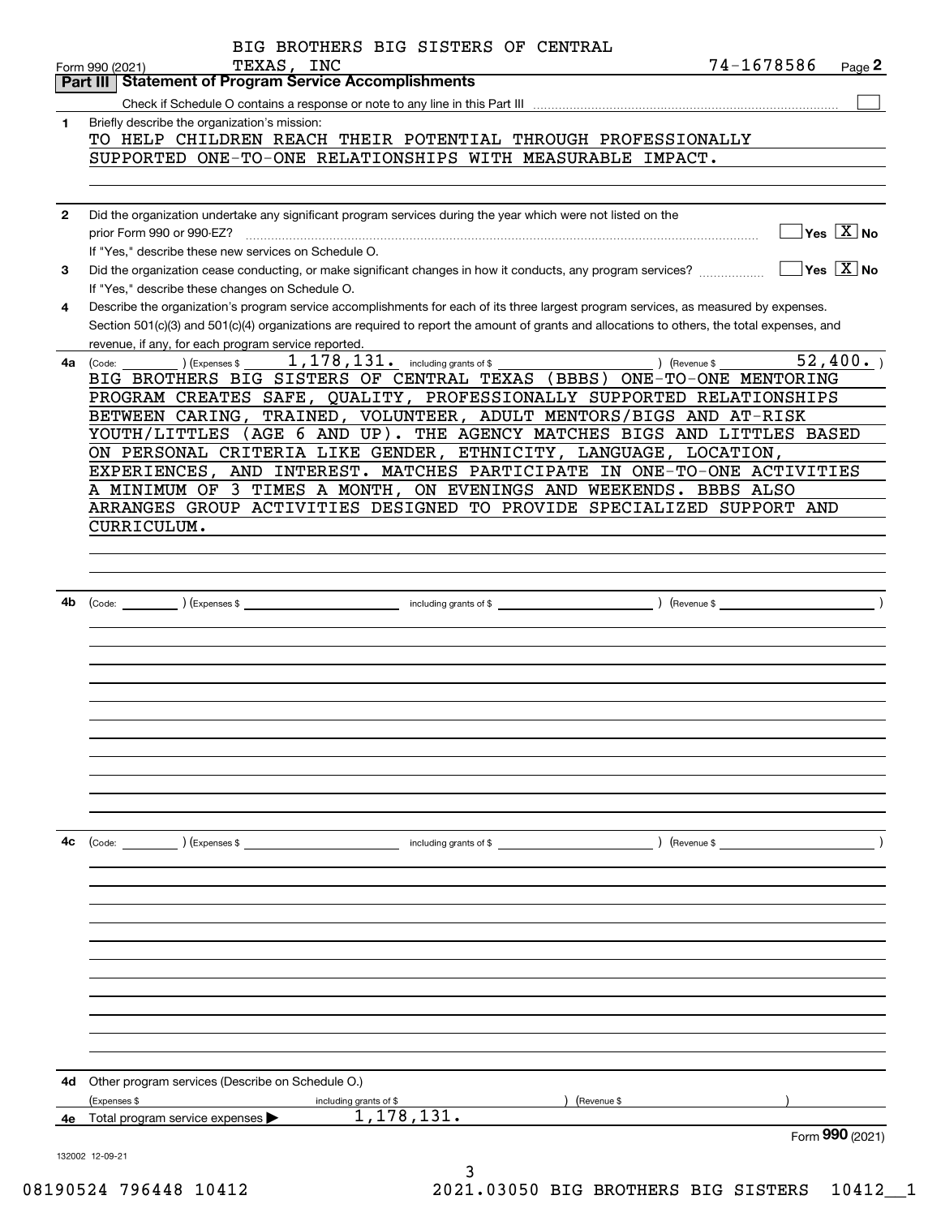BIG BROTHERS BIG SISTERS OF CENTRAL TEXAS, INC 74-1678586

Form 990 (2021) Page 2

## Part III | Statement of Program Service Accomplishments

Check if Schedule O contains a response or note to any line in this Part III ☐

**1** Briefly describe the organization's mission:

TO HELP CHILDREN REACH THEIR POTENTIAL THROUGH PROFESSIONALLY SUPPORTED ONE-TO-ONE RELATIONSHIPS WITH MEASURABLE IMPACT.

**2** Did the organization undertake any significant program services during the year which were not listed on the prior Form 990 or 990-EZ? ☐ Yes ☒ No

If "Yes," describe these new services on Schedule O.

**3** Did the organization cease conducting, or make significant changes in how it conducts, any program services? ☐ Yes ☒ No

If "Yes," describe these changes on Schedule O.

**4** Describe the organization's program service accomplishments for each of its three largest program services, as measured by expenses. Section 501(c)(3) and 501(c)(4) organizations are required to report the amount of grants and allocations to others, the total expenses, and revenue, if any, for each program service reported.

**4a** (Code: ) (Expenses $ 1,178,131. including grants of $ ) (Revenue $ 52,400. )

BIG BROTHERS BIG SISTERS OF CENTRAL TEXAS (BBBS) ONE-TO-ONE MENTORING PROGRAM CREATES SAFE, QUALITY, PROFESSIONALLY SUPPORTED RELATIONSHIPS BETWEEN CARING, TRAINED, VOLUNTEER, ADULT MENTORS/BIGS AND AT-RISK YOUTH/LITTLES (AGE 6 AND UP). THE AGENCY MATCHES BIGS AND LITTLES BASED ON PERSONAL CRITERIA LIKE GENDER, ETHNICITY, LANGUAGE, LOCATION, EXPERIENCES, AND INTEREST. MATCHES PARTICIPATE IN ONE-TO-ONE ACTIVITIES A MINIMUM OF 3 TIMES A MONTH, ON EVENINGS AND WEEKENDS. BBBS ALSO ARRANGES GROUP ACTIVITIES DESIGNED TO PROVIDE SPECIALIZED SUPPORT AND CURRICULUM.

**4b** (Code: ) (Expenses $ including grants of $ ) (Revenue $ )

**4c** (Code: ) (Expenses $ including grants of $ ) (Revenue $ )

**4d** Other program services (Describe on Schedule O.)

(Expenses $ including grants of $ ) (Revenue $ )

**4e** Total program service expenses ▶ 1,178,131.

Form **990** (2021)

132002 12-09-21

08190524 796448 10412 2021.03050 BIG BROTHERS BIG SISTERS 10412__1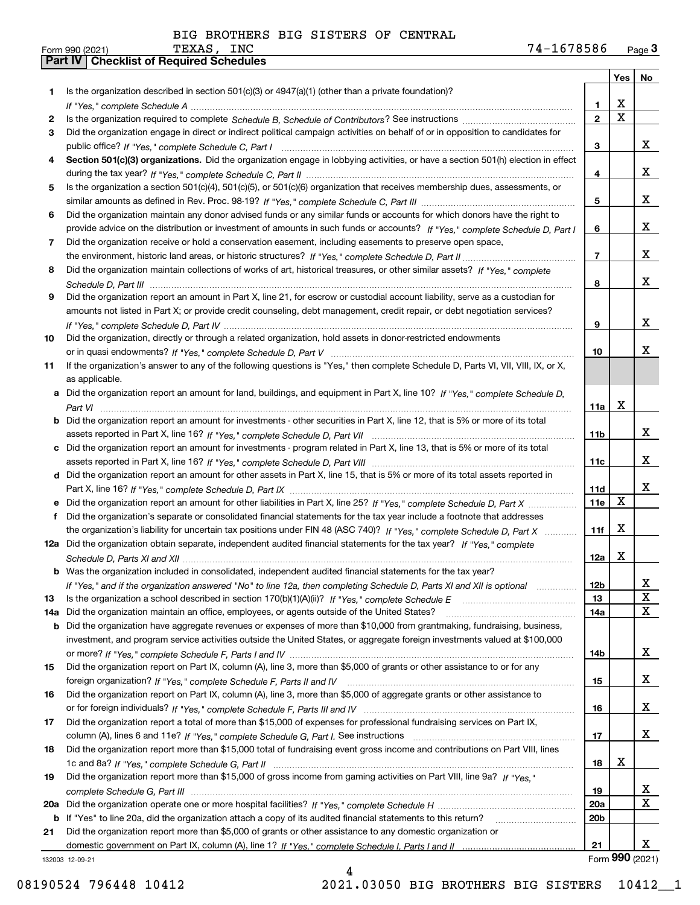BIG BROTHERS BIG SISTERS OF CENTRAL TEXAS, INC

Form 990 (2021) 74-1678586 Page 3

## Part IV Checklist of Required Schedules

| | | | Yes | No |
|---|---|---|---|---|
| 1 | Is the organization described in section 501(c)(3) or 4947(a)(1) (other than a private foundation)? *If "Yes," complete Schedule A* | 1 | X | |
| 2 | Is the organization required to complete *Schedule B, Schedule of Contributors*? See instructions | 2 | X | |
| 3 | Did the organization engage in direct or indirect political campaign activities on behalf of or in opposition to candidates for public office? *If "Yes," complete Schedule C, Part I* | 3 | | X |
| 4 | **Section 501(c)(3) organizations.** Did the organization engage in lobbying activities, or have a section 501(h) election in effect during the tax year? *If "Yes," complete Schedule C, Part II* | 4 | | X |
| 5 | Is the organization a section 501(c)(4), 501(c)(5), or 501(c)(6) organization that receives membership dues, assessments, or similar amounts as defined in Rev. Proc. 98-19? *If "Yes," complete Schedule C, Part III* | 5 | | X |
| 6 | Did the organization maintain any donor advised funds or any similar funds or accounts for which donors have the right to provide advice on the distribution or investment of amounts in such funds or accounts? *If "Yes," complete Schedule D, Part I* | 6 | | X |
| 7 | Did the organization receive or hold a conservation easement, including easements to preserve open space, the environment, historic land areas, or historic structures? *If "Yes," complete Schedule D, Part II* | 7 | | X |
| 8 | Did the organization maintain collections of works of art, historical treasures, or other similar assets? *If "Yes," complete Schedule D, Part III* | 8 | | X |
| 9 | Did the organization report an amount in Part X, line 21, for escrow or custodial account liability, serve as a custodian for amounts not listed in Part X; or provide credit counseling, debt management, credit repair, or debt negotiation services? *If "Yes," complete Schedule D, Part IV* | 9 | | X |
| 10 | Did the organization, directly or through a related organization, hold assets in donor-restricted endowments or in quasi endowments? *If "Yes," complete Schedule D, Part V* | 10 | | X |
| 11 | If the organization's answer to any of the following questions is "Yes," then complete Schedule D, Parts VI, VII, VIII, IX, or X, as applicable. | | | |
| a | Did the organization report an amount for land, buildings, and equipment in Part X, line 10? *If "Yes," complete Schedule D, Part VI* | 11a | X | |
| b | Did the organization report an amount for investments - other securities in Part X, line 12, that is 5% or more of its total assets reported in Part X, line 16? *If "Yes," complete Schedule D, Part VII* | 11b | | X |
| c | Did the organization report an amount for investments - program related in Part X, line 13, that is 5% or more of its total assets reported in Part X, line 16? *If "Yes," complete Schedule D, Part VIII* | 11c | | X |
| d | Did the organization report an amount for other assets in Part X, line 15, that is 5% or more of its total assets reported in Part X, line 16? *If "Yes," complete Schedule D, Part IX* | 11d | | X |
| e | Did the organization report an amount for other liabilities in Part X, line 25? *If "Yes," complete Schedule D, Part X* | 11e | X | |
| f | Did the organization's separate or consolidated financial statements for the tax year include a footnote that addresses the organization's liability for uncertain tax positions under FIN 48 (ASC 740)? *If "Yes," complete Schedule D, Part X* | 11f | X | |
| 12a | Did the organization obtain separate, independent audited financial statements for the tax year? *If "Yes," complete Schedule D, Parts XI and XII* | 12a | X | |
| b | Was the organization included in consolidated, independent audited financial statements for the tax year? *If "Yes," and if the organization answered "No" to line 12a, then completing Schedule D, Parts XI and XII is optional* | 12b | | X |
| 13 | Is the organization a school described in section 170(b)(1)(A)(ii)? *If "Yes," complete Schedule E* | 13 | | X |
| 14a | Did the organization maintain an office, employees, or agents outside of the United States? | 14a | | X |
| b | Did the organization have aggregate revenues or expenses of more than $10,000 from grantmaking, fundraising, business, investment, and program service activities outside the United States, or aggregate foreign investments valued at $100,000 or more? *If "Yes," complete Schedule F, Parts I and IV* | 14b | | X |
| 15 | Did the organization report on Part IX, column (A), line 3, more than $5,000 of grants or other assistance to or for any foreign organization? *If "Yes," complete Schedule F, Parts II and IV* | 15 | | X |
| 16 | Did the organization report on Part IX, column (A), line 3, more than $5,000 of aggregate grants or other assistance to or for foreign individuals? *If "Yes," complete Schedule F, Parts III and IV* | 16 | | X |
| 17 | Did the organization report a total of more than $15,000 of expenses for professional fundraising services on Part IX, column (A), lines 6 and 11e? *If "Yes," complete Schedule G, Part I.* See instructions | 17 | | X |
| 18 | Did the organization report more than $15,000 total of fundraising event gross income and contributions on Part VIII, lines 1c and 8a? *If "Yes," complete Schedule G, Part II* | 18 | X | |
| 19 | Did the organization report more than $15,000 of gross income from gaming activities on Part VIII, line 9a? *If "Yes," complete Schedule G, Part III* | 19 | | X |
| 20a | Did the organization operate one or more hospital facilities? *If "Yes," complete Schedule H* | 20a | | X |
| b | If "Yes" to line 20a, did the organization attach a copy of its audited financial statements to this return? | 20b | | |
| 21 | Did the organization report more than $5,000 of grants or other assistance to any domestic organization or domestic government on Part IX, column (A), line 1? *If "Yes," complete Schedule I, Parts I and II* | 21 | | X |

132003 12-09-21 Form **990** (2021)

08190524 796448 10412 2021.03050 BIG BROTHERS BIG SISTERS 10412__1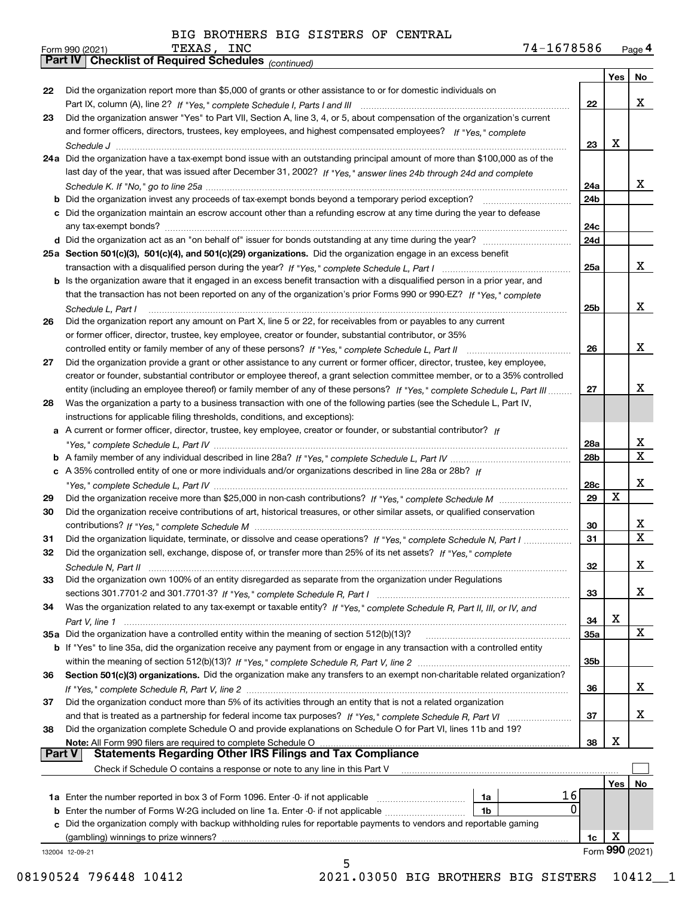BIG BROTHERS BIG SISTERS OF CENTRAL TEXAS, INC

Form 990 (2021) 74-1678586 Page 4

## Part IV Checklist of Required Schedules *(continued)*

| | | | Yes | No |
|---|---|---|---|---|
| 22 | Did the organization report more than $5,000 of grants or other assistance to or for domestic individuals on Part IX, column (A), line 2? *If "Yes," complete Schedule I, Parts I and III* | 22 | | X |
| 23 | Did the organization answer "Yes" to Part VII, Section A, line 3, 4, or 5, about compensation of the organization's current and former officers, directors, trustees, key employees, and highest compensated employees? *If "Yes," complete Schedule J* | 23 | X | |
| 24a | Did the organization have a tax-exempt bond issue with an outstanding principal amount of more than $100,000 as of the last day of the year, that was issued after December 31, 2002? *If "Yes," answer lines 24b through 24d and complete Schedule K. If "No," go to line 25a* | 24a | | X |
| b | Did the organization invest any proceeds of tax-exempt bonds beyond a temporary period exception? | 24b | | |
| c | Did the organization maintain an escrow account other than a refunding escrow at any time during the year to defease any tax-exempt bonds? | 24c | | |
| d | Did the organization act as an "on behalf of" issuer for bonds outstanding at any time during the year? | 24d | | |
| 25a | **Section 501(c)(3), 501(c)(4), and 501(c)(29) organizations.** Did the organization engage in an excess benefit transaction with a disqualified person during the year? *If "Yes," complete Schedule L, Part I* | 25a | | X |
| b | Is the organization aware that it engaged in an excess benefit transaction with a disqualified person in a prior year, and that the transaction has not been reported on any of the organization's prior Forms 990 or 990-EZ? *If "Yes," complete Schedule L, Part I* | 25b | | X |
| 26 | Did the organization report any amount on Part X, line 5 or 22, for receivables from or payables to any current or former officer, director, trustee, key employee, creator or founder, substantial contributor, or 35% controlled entity or family member of any of these persons? *If "Yes," complete Schedule L, Part II* | 26 | | X |
| 27 | Did the organization provide a grant or other assistance to any current or former officer, director, trustee, key employee, creator or founder, substantial contributor or employee thereof, a grant selection committee member, or to a 35% controlled entity (including an employee thereof) or family member of any of these persons? *If "Yes," complete Schedule L, Part III* | 27 | | X |
| 28 | Was the organization a party to a business transaction with one of the following parties (see the Schedule L, Part IV, instructions for applicable filing thresholds, conditions, and exceptions): | | | |
| a | A current or former officer, director, trustee, key employee, creator or founder, or substantial contributor? *If "Yes," complete Schedule L, Part IV* | 28a | | X |
| b | A family member of any individual described in line 28a? *If "Yes," complete Schedule L, Part IV* | 28b | | X |
| c | A 35% controlled entity of one or more individuals and/or organizations described in line 28a or 28b? *If "Yes," complete Schedule L, Part IV* | 28c | | X |
| 29 | Did the organization receive more than $25,000 in non-cash contributions? *If "Yes," complete Schedule M* | 29 | X | |
| 30 | Did the organization receive contributions of art, historical treasures, or other similar assets, or qualified conservation contributions? *If "Yes," complete Schedule M* | 30 | | X |
| 31 | Did the organization liquidate, terminate, or dissolve and cease operations? *If "Yes," complete Schedule N, Part I* | 31 | | X |
| 32 | Did the organization sell, exchange, dispose of, or transfer more than 25% of its net assets? *If "Yes," complete Schedule N, Part II* | 32 | | X |
| 33 | Did the organization own 100% of an entity disregarded as separate from the organization under Regulations sections 301.7701-2 and 301.7701-3? *If "Yes," complete Schedule R, Part I* | 33 | | X |
| 34 | Was the organization related to any tax-exempt or taxable entity? *If "Yes," complete Schedule R, Part II, III, or IV, and Part V, line 1* | 34 | X | |
| 35a | Did the organization have a controlled entity within the meaning of section 512(b)(13)? | 35a | | X |
| b | If "Yes" to line 35a, did the organization receive any payment from or engage in any transaction with a controlled entity within the meaning of section 512(b)(13)? *If "Yes," complete Schedule R, Part V, line 2* | 35b | | |
| 36 | **Section 501(c)(3) organizations.** Did the organization make any transfers to an exempt non-charitable related organization? *If "Yes," complete Schedule R, Part V, line 2* | 36 | | X |
| 37 | Did the organization conduct more than 5% of its activities through an entity that is not a related organization and that is treated as a partnership for federal income tax purposes? *If "Yes," complete Schedule R, Part VI* | 37 | | X |
| 38 | Did the organization complete Schedule O and provide explanations on Schedule O for Part VI, lines 11b and 19? **Note:** All Form 990 filers are required to complete Schedule O | 38 | X | |

## Part V Statements Regarding Other IRS Filings and Tax Compliance

Check if Schedule O contains a response or note to any line in this Part V ☐

| | | | | Yes | No |
|---|---|---|---|---|---|
| 1a | Enter the number reported in box 3 of Form 1096. Enter -0- if not applicable | 1a | 16 | | |
| b | Enter the number of Forms W-2G included on line 1a. Enter -0- if not applicable | 1b | 0 | | |
| c | Did the organization comply with backup withholding rules for reportable payments to vendors and reportable gaming (gambling) winnings to prize winners? | 1c | | X | |

132004 12-09-21 Form **990** (2021)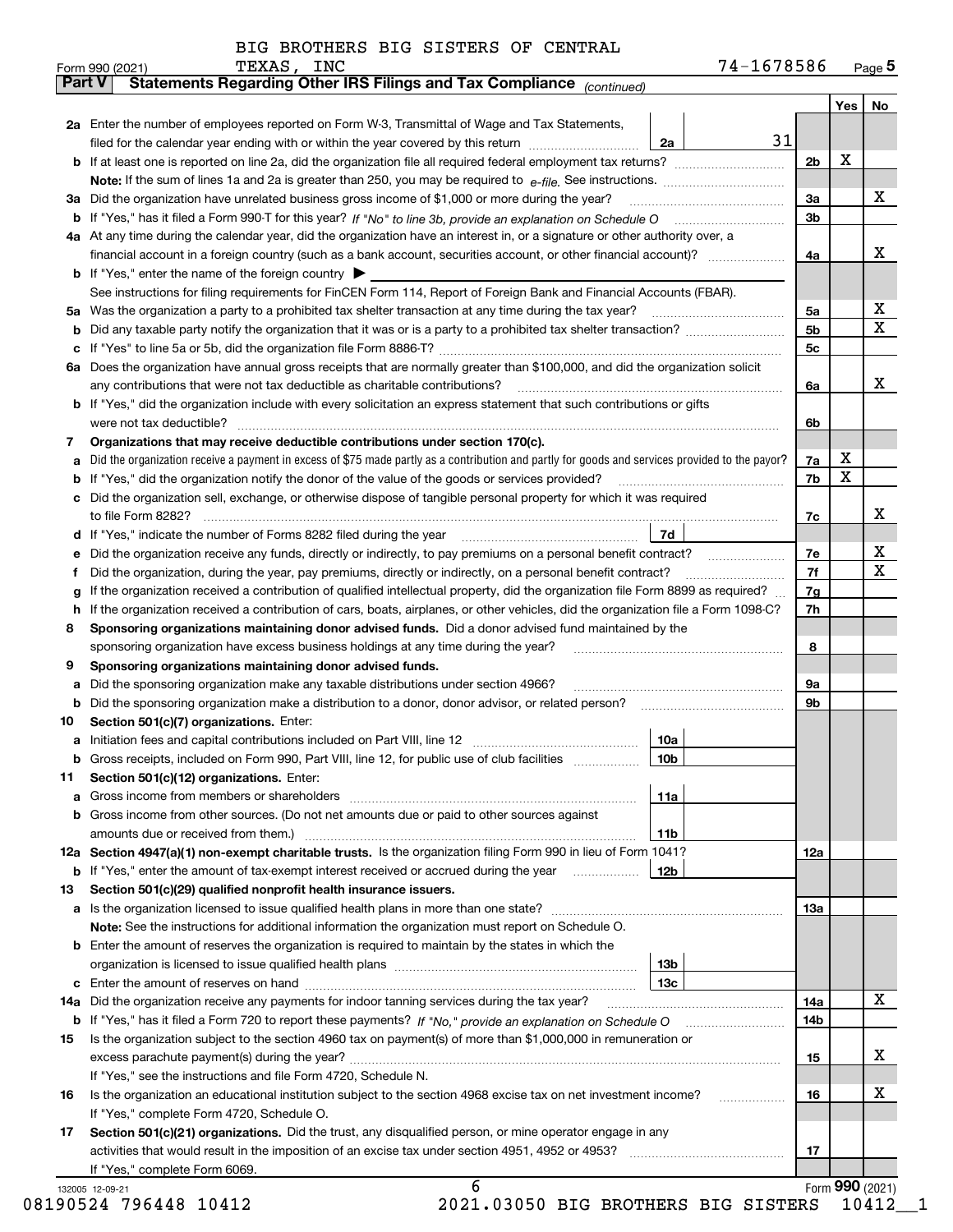BIG BROTHERS BIG SISTERS OF CENTRAL TEXAS, INC — 74-1678586

Form 990 (2021)

## Part V — Statements Regarding Other IRS Filings and Tax Compliance *(continued)*

| Line | Description | Ref | Amount | Yes | No |
|---|---|---|---|---|---|
| 2a | Enter the number of employees reported on Form W-3, Transmittal of Wage and Tax Statements, filed for the calendar year ending with or within the year covered by this return | 2a | 31 | | |
| b | If at least one is reported on line 2a, did the organization file all required federal employment tax returns? | 2b | | X | |
| | **Note:** If the sum of lines 1a and 2a is greater than 250, you may be required to *e-file*. See instructions. | | | | |
| 3a | Did the organization have unrelated business gross income of $1,000 or more during the year? | 3a | | | X |
| b | If "Yes," has it filed a Form 990-T for this year? *If "No" to line 3b, provide an explanation on Schedule O* | 3b | | | |
| 4a | At any time during the calendar year, did the organization have an interest in, or a signature or other authority over, a financial account in a foreign country (such as a bank account, securities account, or other financial account)? | 4a | | | X |
| b | If "Yes," enter the name of the foreign country ▶ | | | | |
| | See instructions for filing requirements for FinCEN Form 114, Report of Foreign Bank and Financial Accounts (FBAR). | | | | |
| 5a | Was the organization a party to a prohibited tax shelter transaction at any time during the tax year? | 5a | | | X |
| b | Did any taxable party notify the organization that it was or is a party to a prohibited tax shelter transaction? | 5b | | | X |
| c | If "Yes" to line 5a or 5b, did the organization file Form 8886-T? | 5c | | | |
| 6a | Does the organization have annual gross receipts that are normally greater than $100,000, and did the organization solicit any contributions that were not tax deductible as charitable contributions? | 6a | | | X |
| b | If "Yes," did the organization include with every solicitation an express statement that such contributions or gifts were not tax deductible? | 6b | | | |
| 7 | **Organizations that may receive deductible contributions under section 170(c).** | | | | |
| a | Did the organization receive a payment in excess of $75 made partly as a contribution and partly for goods and services provided to the payor? | 7a | | X | |
| b | If "Yes," did the organization notify the donor of the value of the goods or services provided? | 7b | | X | |
| c | Did the organization sell, exchange, or otherwise dispose of tangible personal property for which it was required to file Form 8282? | 7c | | | X |
| d | If "Yes," indicate the number of Forms 8282 filed during the year | 7d | | | |
| e | Did the organization receive any funds, directly or indirectly, to pay premiums on a personal benefit contract? | 7e | | | X |
| f | Did the organization, during the year, pay premiums, directly or indirectly, on a personal benefit contract? | 7f | | | X |
| g | If the organization received a contribution of qualified intellectual property, did the organization file Form 8899 as required? | 7g | | | |
| h | If the organization received a contribution of cars, boats, airplanes, or other vehicles, did the organization file a Form 1098-C? | 7h | | | |
| 8 | **Sponsoring organizations maintaining donor advised funds.** Did a donor advised fund maintained by the sponsoring organization have excess business holdings at any time during the year? | 8 | | | |
| 9 | **Sponsoring organizations maintaining donor advised funds.** | | | | |
| a | Did the sponsoring organization make any taxable distributions under section 4966? | 9a | | | |
| b | Did the sponsoring organization make a distribution to a donor, donor advisor, or related person? | 9b | | | |
| 10 | **Section 501(c)(7) organizations.** Enter: | | | | |
| a | Initiation fees and capital contributions included on Part VIII, line 12 | 10a | | | |
| b | Gross receipts, included on Form 990, Part VIII, line 12, for public use of club facilities | 10b | | | |
| 11 | **Section 501(c)(12) organizations.** Enter: | | | | |
| a | Gross income from members or shareholders | 11a | | | |
| b | Gross income from other sources. (Do not net amounts due or paid to other sources against amounts due or received from them.) | 11b | | | |
| 12a | **Section 4947(a)(1) non-exempt charitable trusts.** Is the organization filing Form 990 in lieu of Form 1041? | 12a | | | |
| b | If "Yes," enter the amount of tax-exempt interest received or accrued during the year | 12b | | | |
| 13 | **Section 501(c)(29) qualified nonprofit health insurance issuers.** | | | | |
| a | Is the organization licensed to issue qualified health plans in more than one state? | 13a | | | |
| | **Note:** See the instructions for additional information the organization must report on Schedule O. | | | | |
| b | Enter the amount of reserves the organization is required to maintain by the states in which the organization is licensed to issue qualified health plans | 13b | | | |
| c | Enter the amount of reserves on hand | 13c | | | |
| 14a | Did the organization receive any payments for indoor tanning services during the tax year? | 14a | | | X |
| b | If "Yes," has it filed a Form 720 to report these payments? *If "No," provide an explanation on Schedule O* | 14b | | | |
| 15 | Is the organization subject to the section 4960 tax on payment(s) of more than $1,000,000 in remuneration or excess parachute payment(s) during the year? | 15 | | | X |
| | If "Yes," see the instructions and file Form 4720, Schedule N. | | | | |
| 16 | Is the organization an educational institution subject to the section 4968 excise tax on net investment income? | 16 | | | X |
| | If "Yes," complete Form 4720, Schedule O. | | | | |
| 17 | **Section 501(c)(21) organizations.** Did the trust, any disqualified person, or mine operator engage in any activities that would result in the imposition of an excise tax under section 4951, 4952 or 4953? | 17 | | | |
| | If "Yes," complete Form 6069. | | | | |

Form **990** (2021)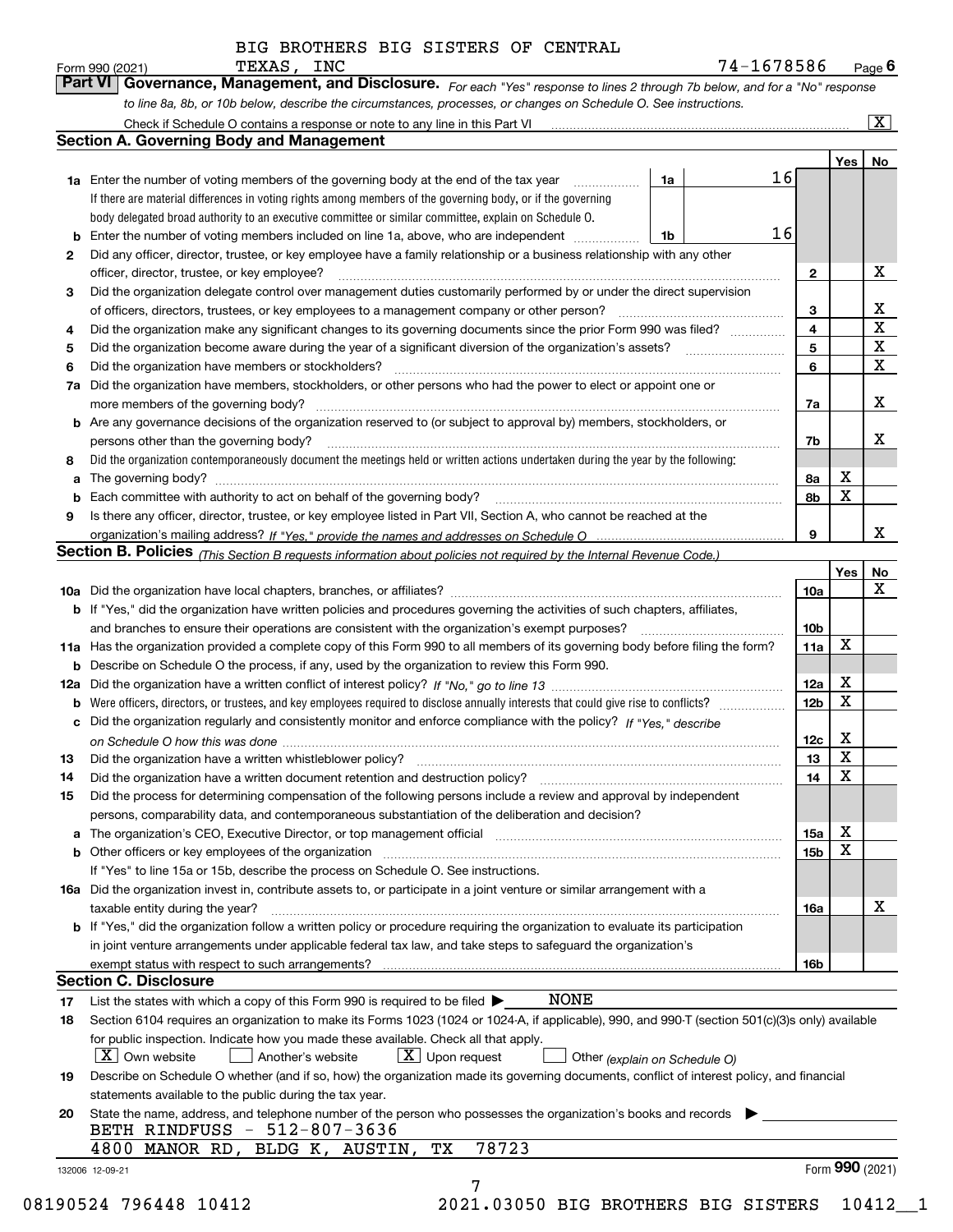BIG BROTHERS BIG SISTERS OF CENTRAL TEXAS, INC

Form 990 (2021) 74-1678586 Page 6

## Part VI Governance, Management, and Disclosure.

*For each "Yes" response to lines 2 through 7b below, and for a "No" response to line 8a, 8b, or 10b below, describe the circumstances, processes, or changes on Schedule O. See instructions.*

Check if Schedule O contains a response or note to any line in this Part VI [X]

### Section A. Governing Body and Management

| | | | | | Yes | No |
|---|---|---|---|---|---|---|
| 1a | Enter the number of voting members of the governing body at the end of the tax year | 1a | 16 | | | |
| | If there are material differences in voting rights among members of the governing body, or if the governing body delegated broad authority to an executive committee or similar committee, explain on Schedule O. | | | | | |
| b | Enter the number of voting members included on line 1a, above, who are independent | 1b | 16 | | | |
| 2 | Did any officer, director, trustee, or key employee have a family relationship or a business relationship with any other officer, director, trustee, or key employee? | | | 2 | | X |
| 3 | Did the organization delegate control over management duties customarily performed by or under the direct supervision of officers, directors, trustees, or key employees to a management company or other person? | | | 3 | | X |
| 4 | Did the organization make any significant changes to its governing documents since the prior Form 990 was filed? | | | 4 | | X |
| 5 | Did the organization become aware during the year of a significant diversion of the organization's assets? | | | 5 | | X |
| 6 | Did the organization have members or stockholders? | | | 6 | | X |
| 7a | Did the organization have members, stockholders, or other persons who had the power to elect or appoint one or more members of the governing body? | | | 7a | | X |
| b | Are any governance decisions of the organization reserved to (or subject to approval by) members, stockholders, or persons other than the governing body? | | | 7b | | X |
| 8 | Did the organization contemporaneously document the meetings held or written actions undertaken during the year by the following: | | | | | |
| a | The governing body? | | | 8a | X | |
| b | Each committee with authority to act on behalf of the governing body? | | | 8b | X | |
| 9 | Is there any officer, director, trustee, or key employee listed in Part VII, Section A, who cannot be reached at the organization's mailing address? *If "Yes," provide the names and addresses on Schedule O* | | | 9 | | X |

### Section B. Policies *(This Section B requests information about policies not required by the Internal Revenue Code.)*

| | | | Yes | No |
|---|---|---|---|---|
| 10a | Did the organization have local chapters, branches, or affiliates? | 10a | | X |
| b | If "Yes," did the organization have written policies and procedures governing the activities of such chapters, affiliates, and branches to ensure their operations are consistent with the organization's exempt purposes? | 10b | | |
| 11a | Has the organization provided a complete copy of this Form 990 to all members of its governing body before filing the form? | 11a | X | |
| b | Describe on Schedule O the process, if any, used by the organization to review this Form 990. | | | |
| 12a | Did the organization have a written conflict of interest policy? *If "No," go to line 13* | 12a | X | |
| b | Were officers, directors, or trustees, and key employees required to disclose annually interests that could give rise to conflicts? | 12b | X | |
| c | Did the organization regularly and consistently monitor and enforce compliance with the policy? *If "Yes," describe on Schedule O how this was done* | 12c | X | |
| 13 | Did the organization have a written whistleblower policy? | 13 | X | |
| 14 | Did the organization have a written document retention and destruction policy? | 14 | X | |
| 15 | Did the process for determining compensation of the following persons include a review and approval by independent persons, comparability data, and contemporaneous substantiation of the deliberation and decision? | | | |
| a | The organization's CEO, Executive Director, or top management official | 15a | X | |
| b | Other officers or key employees of the organization | 15b | X | |
| | If "Yes" to line 15a or 15b, describe the process on Schedule O. See instructions. | | | |
| 16a | Did the organization invest in, contribute assets to, or participate in a joint venture or similar arrangement with a taxable entity during the year? | 16a | | X |
| b | If "Yes," did the organization follow a written policy or procedure requiring the organization to evaluate its participation in joint venture arrangements under applicable federal tax law, and take steps to safeguard the organization's exempt status with respect to such arrangements? | 16b | | |

### Section C. Disclosure

17 List the states with which a copy of this Form 990 is required to be filed ▶ NONE

18 Section 6104 requires an organization to make its Forms 1023 (1024 or 1024-A, if applicable), 990, and 990-T (section 501(c)(3)s only) available for public inspection. Indicate how you made these available. Check all that apply.

[X] Own website [ ] Another's website [X] Upon request [ ] Other *(explain on Schedule O)*

19 Describe on Schedule O whether (and if so, how) the organization made its governing documents, conflict of interest policy, and financial statements available to the public during the tax year.

20 State the name, address, and telephone number of the person who possesses the organization's books and records ▶

BETH RINDFUSS - 512-807-3636
4800 MANOR RD, BLDG K, AUSTIN, TX 78723

132006 12-09-21 Form 990 (2021)

08190524 796448 10412 2021.03050 BIG BROTHERS BIG SISTERS 10412__1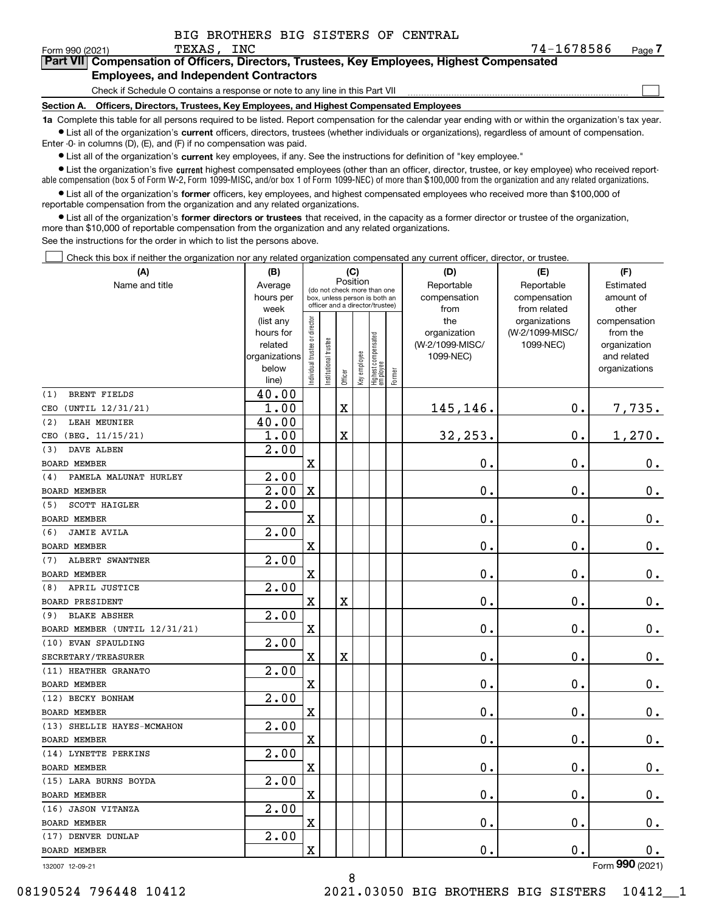BIG BROTHERS BIG SISTERS OF CENTRAL TEXAS, INC

Form 990 (2021) 74-1678586 Page 7

**Part VII Compensation of Officers, Directors, Trustees, Key Employees, Highest Compensated Employees, and Independent Contractors**

Check if Schedule O contains a response or note to any line in this Part VII

**Section A. Officers, Directors, Trustees, Key Employees, and Highest Compensated Employees**

**1a** Complete this table for all persons required to be listed. Report compensation for the calendar year ending with or within the organization's tax year.

- List all of the organization's **current** officers, directors, trustees (whether individuals or organizations), regardless of amount of compensation. Enter -0- in columns (D), (E), and (F) if no compensation was paid.
- List all of the organization's **current** key employees, if any. See the instructions for definition of "key employee."
- List the organization's five **current** highest compensated employees (other than an officer, director, trustee, or key employee) who received reportable compensation (box 5 of Form W-2, Form 1099-MISC, and/or box 1 of Form 1099-NEC) of more than $100,000 from the organization and any related organizations.
- List all of the organization's **former** officers, key employees, and highest compensated employees who received more than $100,000 of reportable compensation from the organization and any related organizations.
- List all of the organization's **former directors or trustees** that received, in the capacity as a former director or trustee of the organization, more than $10,000 of reportable compensation from the organization and any related organizations.

See the instructions for the order in which to list the persons above.

Check this box if neither the organization nor any related organization compensated any current officer, director, or trustee.

| (A) Name and title | (B) Average hours per week (list any hours for related organizations below line) | (C) Individual trustee or director | Institutional trustee | Officer | Key employee | Highest compensated employee | Former | (D) Reportable compensation from the organization (W-2/1099-MISC/ 1099-NEC) | (E) Reportable compensation from related organizations (W-2/1099-MISC/ 1099-NEC) | (F) Estimated amount of other compensation from the organization and related organizations |
|---|---|---|---|---|---|---|---|---|---|---|
| (1) BRENT FIELDS<br>CEO (UNTIL 12/31/21) | 40.00<br>1.00 | | | X | | | | 145,146. | 0. | 7,735. |
| (2) LEAH MEUNIER<br>CEO (BEG. 11/15/21) | 40.00<br>1.00 | | | X | | | | 32,253. | 0. | 1,270. |
| (3) DAVE ALBEN<br>BOARD MEMBER | 2.00 | X | | | | | | 0. | 0. | 0. |
| (4) PAMELA MALUNAT HURLEY<br>BOARD MEMBER | 2.00<br>2.00 | X | | | | | | 0. | 0. | 0. |
| (5) SCOTT HAIGLER<br>BOARD MEMBER | 2.00 | X | | | | | | 0. | 0. | 0. |
| (6) JAMIE AVILA<br>BOARD MEMBER | 2.00 | X | | | | | | 0. | 0. | 0. |
| (7) ALBERT SWANTNER<br>BOARD MEMBER | 2.00 | X | | | | | | 0. | 0. | 0. |
| (8) APRIL JUSTICE<br>BOARD PRESIDENT | 2.00 | X | | X | | | | 0. | 0. | 0. |
| (9) BLAKE ABSHER<br>BOARD MEMBER (UNTIL 12/31/21) | 2.00 | X | | | | | | 0. | 0. | 0. |
| (10) EVAN SPAULDING<br>SECRETARY/TREASURER | 2.00 | X | | X | | | | 0. | 0. | 0. |
| (11) HEATHER GRANATO<br>BOARD MEMBER | 2.00 | X | | | | | | 0. | 0. | 0. |
| (12) BECKY BONHAM<br>BOARD MEMBER | 2.00 | X | | | | | | 0. | 0. | 0. |
| (13) SHELLIE HAYES-MCMAHON<br>BOARD MEMBER | 2.00 | X | | | | | | 0. | 0. | 0. |
| (14) LYNETTE PERKINS<br>BOARD MEMBER | 2.00 | X | | | | | | 0. | 0. | 0. |
| (15) LARA BURNS BOYDA<br>BOARD MEMBER | 2.00 | X | | | | | | 0. | 0. | 0. |
| (16) JASON VITANZA<br>BOARD MEMBER | 2.00 | X | | | | | | 0. | 0. | 0. |
| (17) DENVER DUNLAP<br>BOARD MEMBER | 2.00 | X | | | | | | 0. | 0. | 0. |

132007 12-09-21 Form 990 (2021)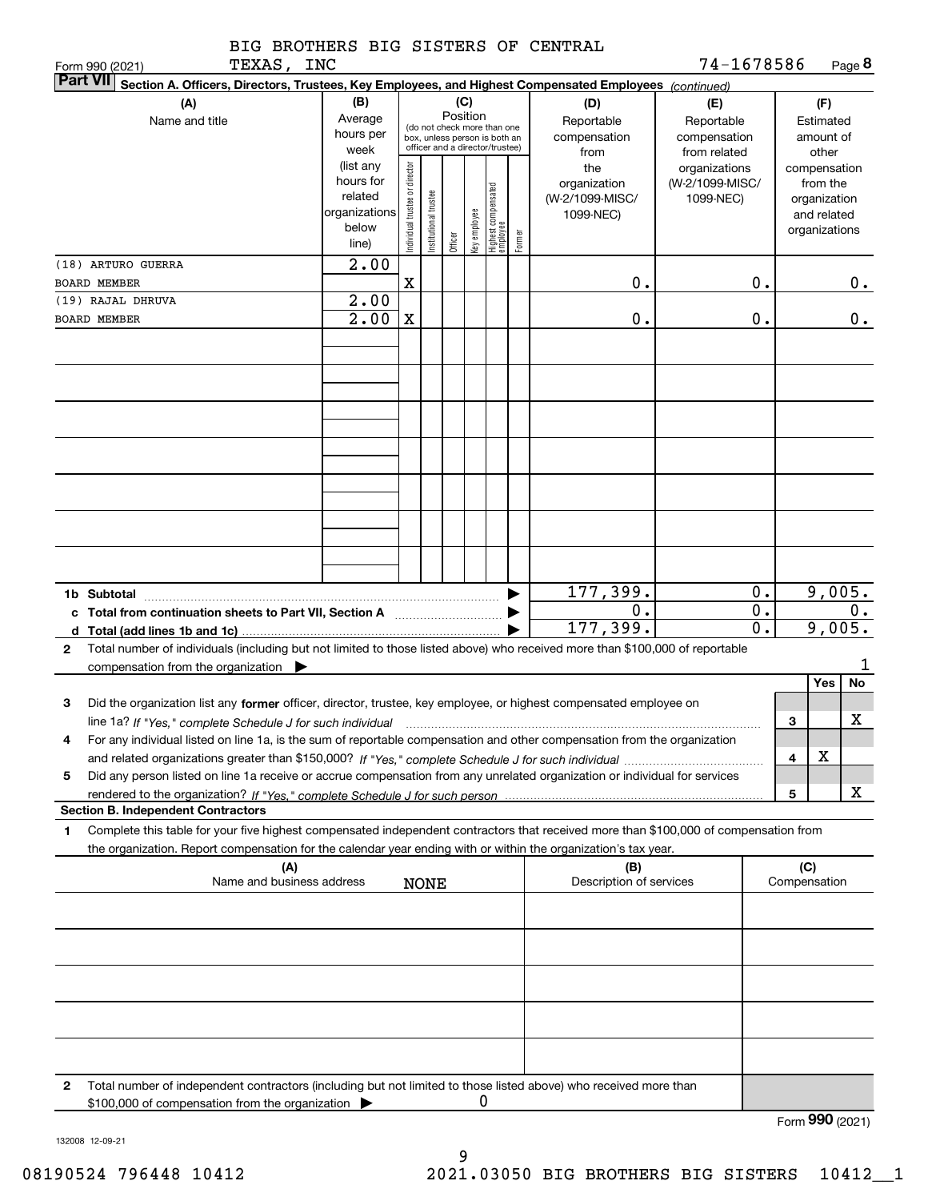BIG BROTHERS BIG SISTERS OF CENTRAL TEXAS, INC

Form 990 (2021) 74-1678586 Page 8

**Part VII Section A. Officers, Directors, Trustees, Key Employees, and Highest Compensated Employees** *(continued)*

| (A) Name and title | (B) Average hours per week (list any hours for related organizations below line) | (C) Position: Individual trustee or director | Institutional trustee | Officer | Key employee | Highest compensated employee | Former | (D) Reportable compensation from the organization (W-2/1099-MISC/1099-NEC) | (E) Reportable compensation from related organizations (W-2/1099-MISC/1099-NEC) | (F) Estimated amount of other compensation from the organization and related organizations |
|---|---|---|---|---|---|---|---|---|---|---|
| (18) ARTURO GUERRA<br>BOARD MEMBER | 2.00 | X | | | | | | 0. | 0. | 0. |
| (19) RAJAL DHRUVA<br>BOARD MEMBER | 2.00<br>2.00 | X | | | | | | 0. | 0. | 0. |

| | | (D) | (E) | (F) |
|---|---|---|---|---|
| 1b | Subtotal | 177,399. | 0. | 9,005. |
| c | Total from continuation sheets to Part VII, Section A | 0. | 0. | 0. |
| d | Total (add lines 1b and 1c) | 177,399. | 0. | 9,005. |

2 Total number of individuals (including but not limited to those listed above) who received more than $100,000 of reportable compensation from the organization ▶ 1

| | | | Yes | No |
|---|---|---|---|---|
| 3 | Did the organization list any **former** officer, director, trustee, key employee, or highest compensated employee on line 1a? *If "Yes," complete Schedule J for such individual* | 3 | | X |
| 4 | For any individual listed on line 1a, is the sum of reportable compensation and other compensation from the organization and related organizations greater than $150,000? *If "Yes," complete Schedule J for such individual* | 4 | X | |
| 5 | Did any person listed on line 1a receive or accrue compensation from any unrelated organization or individual for services rendered to the organization? *If "Yes," complete Schedule J for such person* | 5 | | X |

**Section B. Independent Contractors**

1 Complete this table for your five highest compensated independent contractors that received more than $100,000 of compensation from the organization. Report compensation for the calendar year ending with or within the organization's tax year.

| (A) Name and business address | (B) Description of services | (C) Compensation |
|---|---|---|
| NONE | | |

2 Total number of independent contractors (including but not limited to those listed above) who received more than $100,000 of compensation from the organization ▶ 0

Form **990** (2021)

132008 12-09-21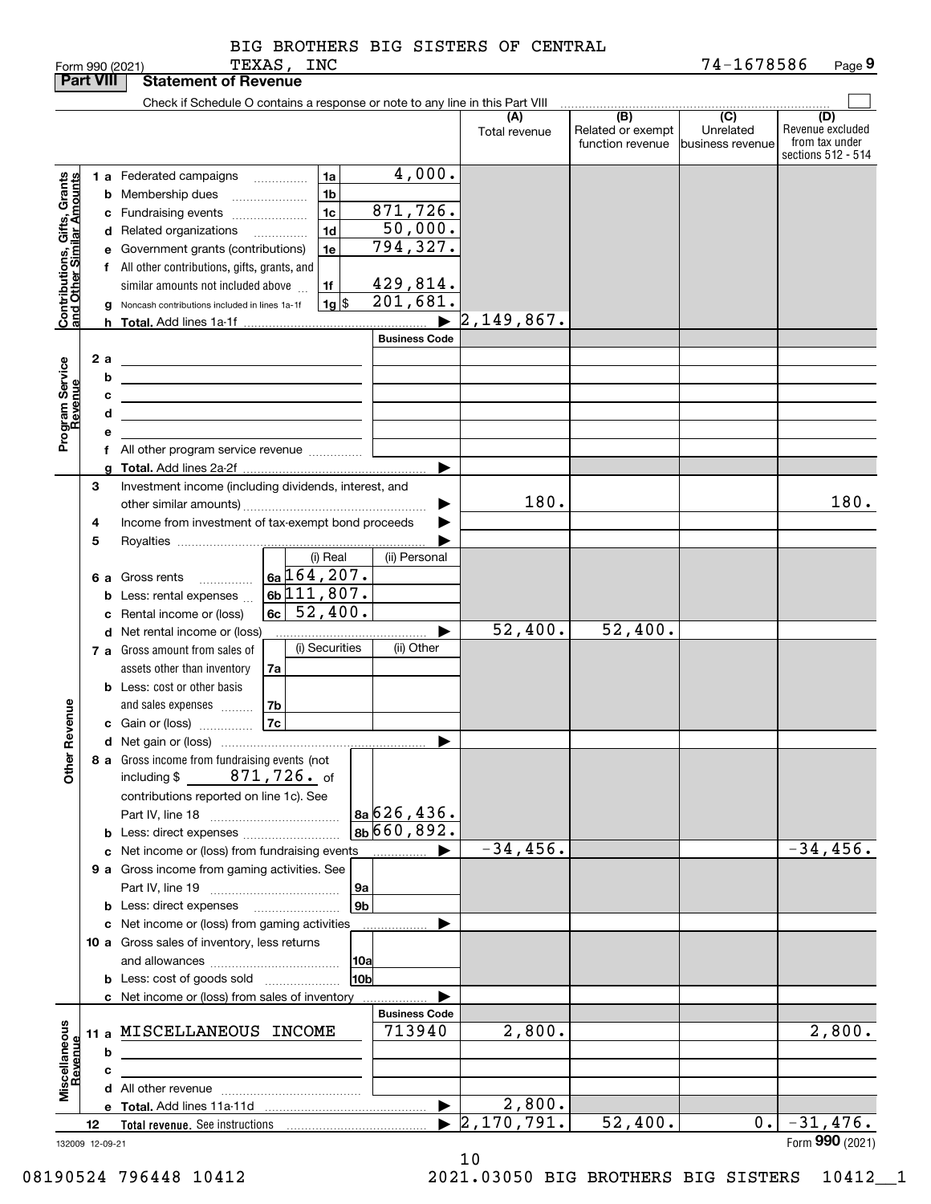BIG BROTHERS BIG SISTERS OF CENTRAL TEXAS, INC

Form 990 (2021) 74-1678586 Page **9**

## Part VIII Statement of Revenue

Check if Schedule O contains a response or note to any line in this Part VIII

| | | | | (A) Total revenue | (B) Related or exempt function revenue | (C) Unrelated business revenue | (D) Revenue excluded from tax under sections 512 - 514 |
|---|---|---|---|---|---|---|---|
| **Contributions, Gifts, Grants and Other Similar Amounts** | 1 a Federated campaigns | 1a | 4,000. | | | | |
| | b Membership dues | 1b | | | | | |
| | c Fundraising events | 1c | 871,726. | | | | |
| | d Related organizations | 1d | 50,000. | | | | |
| | e Government grants (contributions) | 1e | 794,327. | | | | |
| | f All other contributions, gifts, grants, and similar amounts not included above | 1f | 429,814. | | | | |
| | g Noncash contributions included in lines 1a-1f | 1g $ | 201,681. | | | | |
| | h **Total.** Add lines 1a-1f | | ▶ | 2,149,867. | | | |
| **Program Service Revenue** | | | Business Code | | | | |
| | 2 a | | | | | | |
| | b | | | | | | |
| | c | | | | | | |
| | d | | | | | | |
| | e | | | | | | |
| | f All other program service revenue | | | | | | |
| | g **Total.** Add lines 2a-2f | | ▶ | | | | |
| **Other Revenue** | 3 Investment income (including dividends, interest, and other similar amounts) | | ▶ | 180. | | | 180. |
| | 4 Income from investment of tax-exempt bond proceeds | | ▶ | | | | |
| | 5 Royalties | | ▶ | | | | |
| | | (i) Real | (ii) Personal | | | | |
| | 6 a Gross rents | 6a 164,207. | | | | | |
| | b Less: rental expenses | 6b 111,807. | | | | | |
| | c Rental income or (loss) | 6c 52,400. | | | | | |
| | d Net rental income or (loss) | | ▶ | 52,400. | 52,400. | | |
| | | (i) Securities | (ii) Other | | | | |
| | 7 a Gross amount from sales of assets other than inventory | 7a | | | | | |
| | b Less: cost or other basis and sales expenses | 7b | | | | | |
| | c Gain or (loss) | 7c | | | | | |
| | d Net gain or (loss) | | ▶ | | | | |
| | 8 a Gross income from fundraising events (not including $ 871,726. of contributions reported on line 1c). See Part IV, line 18 | 8a | 626,436. | | | | |
| | b Less: direct expenses | 8b | 660,892. | | | | |
| | c Net income or (loss) from fundraising events | | ▶ | -34,456. | | | -34,456. |
| | 9 a Gross income from gaming activities. See Part IV, line 19 | 9a | | | | | |
| | b Less: direct expenses | 9b | | | | | |
| | c Net income or (loss) from gaming activities | | ▶ | | | | |
| | 10 a Gross sales of inventory, less returns and allowances | 10a | | | | | |
| | b Less: cost of goods sold | 10b | | | | | |
| | c Net income or (loss) from sales of inventory | | ▶ | | | | |
| **Miscellaneous Revenue** | | | Business Code | | | | |
| | 11 a MISCELLANEOUS INCOME | | 713940 | 2,800. | | | 2,800. |
| | b | | | | | | |
| | c | | | | | | |
| | d All other revenue | | | | | | |
| | e **Total.** Add lines 11a-11d | | ▶ | 2,800. | | | |
| | 12 **Total revenue.** See instructions | | ▶ | 2,170,791. | 52,400. | 0. | -31,476. |

132009 12-09-21 Form **990** (2021)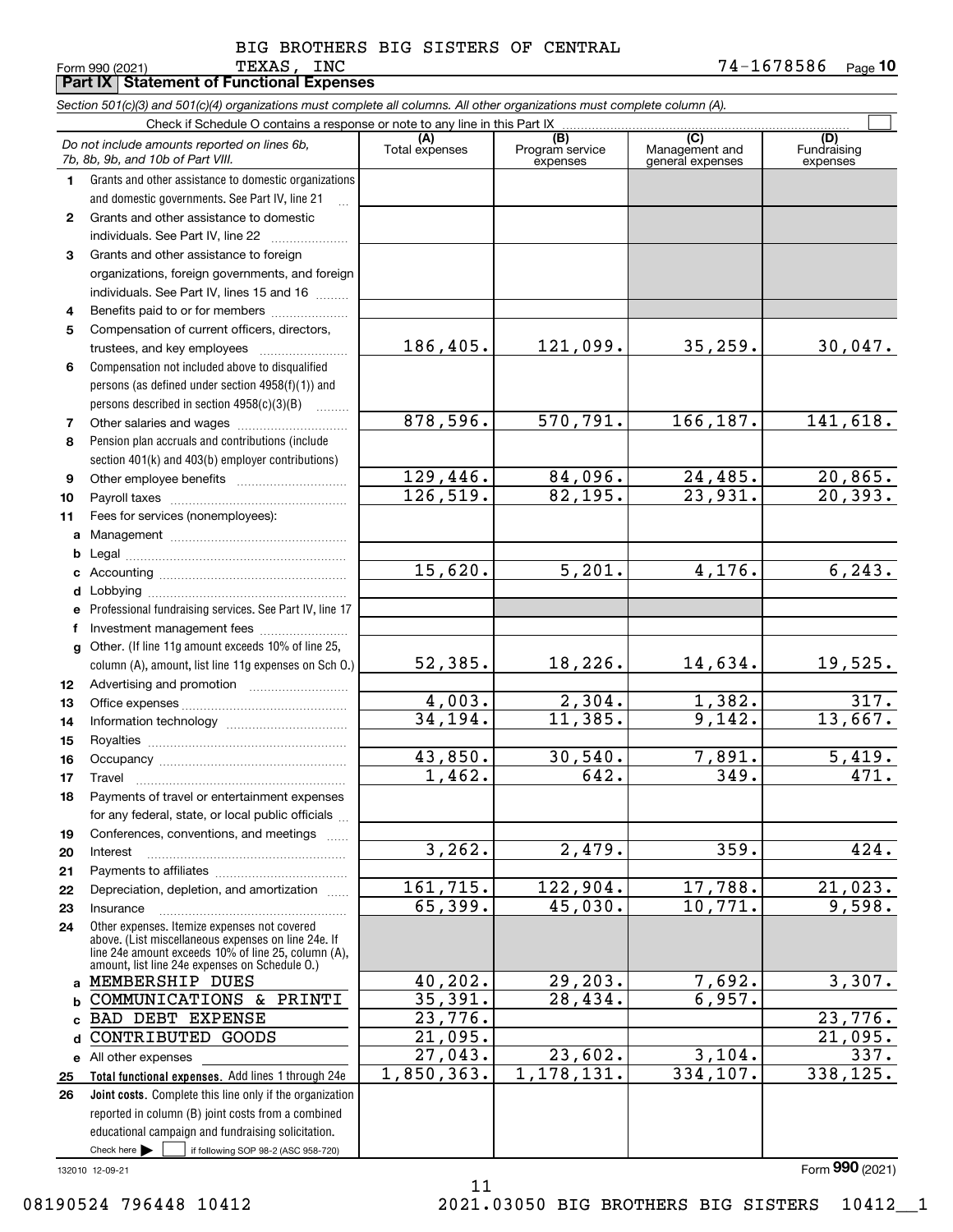BIG BROTHERS BIG SISTERS OF CENTRAL TEXAS, INC

Form 990 (2021) 74-1678586 Page **10**

## Part IX Statement of Functional Expenses

*Section 501(c)(3) and 501(c)(4) organizations must complete all columns. All other organizations must complete column (A).*

Check if Schedule O contains a response or note to any line in this Part IX

| | *Do not include amounts reported on lines 6b, 7b, 8b, 9b, and 10b of Part VIII.* | (A) Total expenses | (B) Program service expenses | (C) Management and general expenses | (D) Fundraising expenses |
|---|---|---|---|---|---|
| 1 | Grants and other assistance to domestic organizations and domestic governments. See Part IV, line 21 | | | | |
| 2 | Grants and other assistance to domestic individuals. See Part IV, line 22 | | | | |
| 3 | Grants and other assistance to foreign organizations, foreign governments, and foreign individuals. See Part IV, lines 15 and 16 | | | | |
| 4 | Benefits paid to or for members | | | | |
| 5 | Compensation of current officers, directors, trustees, and key employees | 186,405. | 121,099. | 35,259. | 30,047. |
| 6 | Compensation not included above to disqualified persons (as defined under section 4958(f)(1)) and persons described in section 4958(c)(3)(B) | | | | |
| 7 | Other salaries and wages | 878,596. | 570,791. | 166,187. | 141,618. |
| 8 | Pension plan accruals and contributions (include section 401(k) and 403(b) employer contributions) | | | | |
| 9 | Other employee benefits | 129,446. | 84,096. | 24,485. | 20,865. |
| 10 | Payroll taxes | 126,519. | 82,195. | 23,931. | 20,393. |
| 11 | Fees for services (nonemployees): | | | | |
| a | Management | | | | |
| b | Legal | | | | |
| c | Accounting | 15,620. | 5,201. | 4,176. | 6,243. |
| d | Lobbying | | | | |
| e | Professional fundraising services. See Part IV, line 17 | | | | |
| f | Investment management fees | | | | |
| g | Other. (If line 11g amount exceeds 10% of line 25, column (A), amount, list line 11g expenses on Sch O.) | 52,385. | 18,226. | 14,634. | 19,525. |
| 12 | Advertising and promotion | | | | |
| 13 | Office expenses | 4,003. | 2,304. | 1,382. | 317. |
| 14 | Information technology | 34,194. | 11,385. | 9,142. | 13,667. |
| 15 | Royalties | | | | |
| 16 | Occupancy | 43,850. | 30,540. | 7,891. | 5,419. |
| 17 | Travel | 1,462. | 642. | 349. | 471. |
| 18 | Payments of travel or entertainment expenses for any federal, state, or local public officials | | | | |
| 19 | Conferences, conventions, and meetings | | | | |
| 20 | Interest | 3,262. | 2,479. | 359. | 424. |
| 21 | Payments to affiliates | | | | |
| 22 | Depreciation, depletion, and amortization | 161,715. | 122,904. | 17,788. | 21,023. |
| 23 | Insurance | 65,399. | 45,030. | 10,771. | 9,598. |
| 24 | Other expenses. Itemize expenses not covered above. (List miscellaneous expenses on line 24e. If line 24e amount exceeds 10% of line 25, column (A), amount, list line 24e expenses on Schedule O.) | | | | |
| a | MEMBERSHIP DUES | 40,202. | 29,203. | 7,692. | 3,307. |
| b | COMMUNICATIONS & PRINTI | 35,391. | 28,434. | 6,957. | |
| c | BAD DEBT EXPENSE | 23,776. | | | 23,776. |
| d | CONTRIBUTED GOODS | 21,095. | | | 21,095. |
| e | All other expenses | 27,043. | 23,602. | 3,104. | 337. |
| 25 | **Total functional expenses.** Add lines 1 through 24e | 1,850,363. | 1,178,131. | 334,107. | 338,125. |
| 26 | **Joint costs.** Complete this line only if the organization reported in column (B) joint costs from a combined educational campaign and fundraising solicitation. Check here ☐ if following SOP 98-2 (ASC 958-720) | | | | |

132010 12-09-21

Form **990** (2021)

08190524 796448 10412 2021.03050 BIG BROTHERS BIG SISTERS 10412__1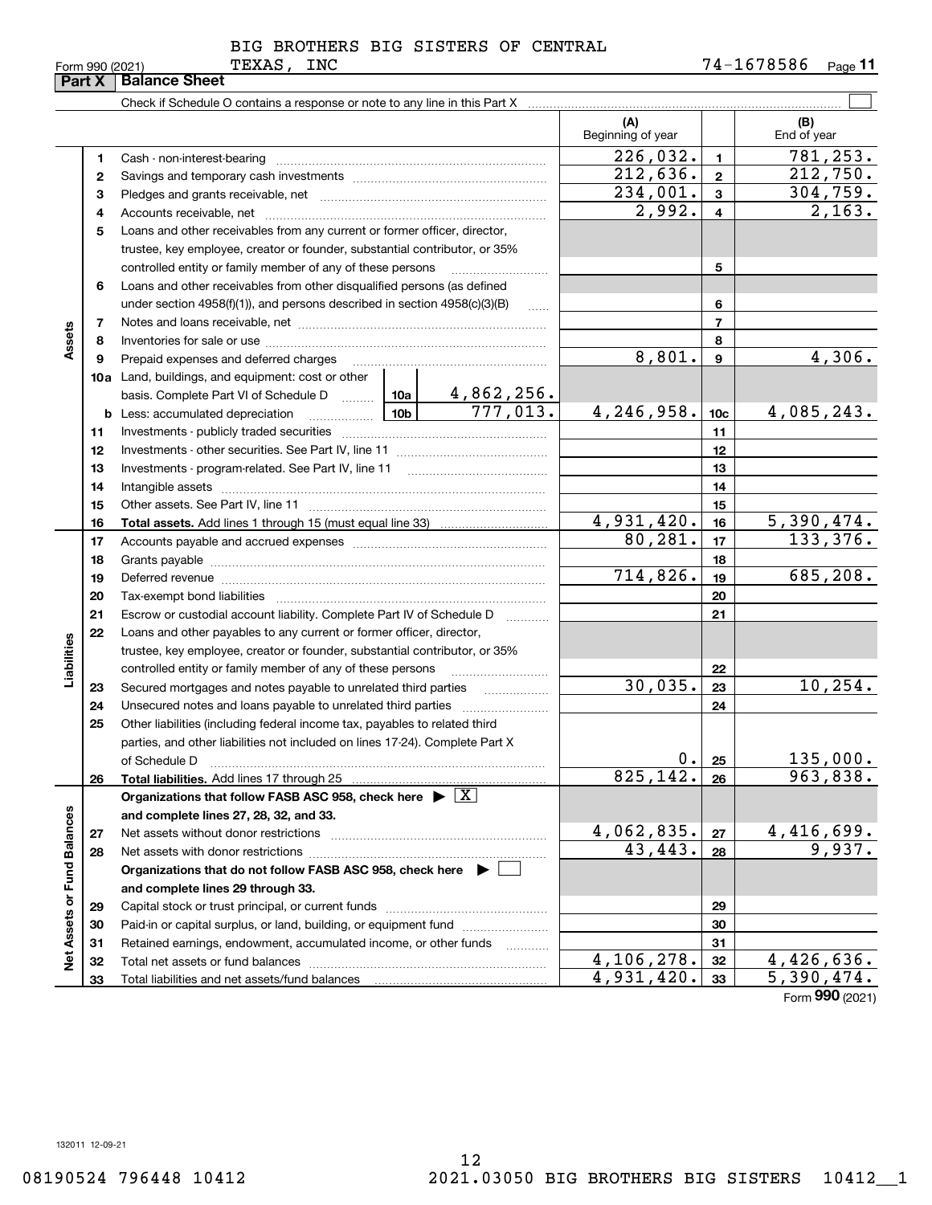BIG BROTHERS BIG SISTERS OF CENTRAL TEXAS, INC

Form 990 (2021) 74-1678586 Page 11

## Part X Balance Sheet

Check if Schedule O contains a response or note to any line in this Part X

| | | | | (A) Beginning of year | | (B) End of year |
|---|---|---|---|---|---|---|
| Assets | 1 | Cash - non-interest-bearing | | 226,032. | 1 | 781,253. |
| | 2 | Savings and temporary cash investments | | 212,636. | 2 | 212,750. |
| | 3 | Pledges and grants receivable, net | | 234,001. | 3 | 304,759. |
| | 4 | Accounts receivable, net | | 2,992. | 4 | 2,163. |
| | 5 | Loans and other receivables from any current or former officer, director, trustee, key employee, creator or founder, substantial contributor, or 35% controlled entity or family member of any of these persons | | | 5 | |
| | 6 | Loans and other receivables from other disqualified persons (as defined under section 4958(f)(1)), and persons described in section 4958(c)(3)(B) | | | 6 | |
| | 7 | Notes and loans receivable, net | | | 7 | |
| | 8 | Inventories for sale or use | | | 8 | |
| | 9 | Prepaid expenses and deferred charges | | 8,801. | 9 | 4,306. |
| | 10a | Land, buildings, and equipment: cost or other basis. Complete Part VI of Schedule D | 10a 4,862,256. | | | |
| | b | Less: accumulated depreciation | 10b 777,013. | 4,246,958. | 10c | 4,085,243. |
| | 11 | Investments - publicly traded securities | | | 11 | |
| | 12 | Investments - other securities. See Part IV, line 11 | | | 12 | |
| | 13 | Investments - program-related. See Part IV, line 11 | | | 13 | |
| | 14 | Intangible assets | | | 14 | |
| | 15 | Other assets. See Part IV, line 11 | | | 15 | |
| | 16 | **Total assets.** Add lines 1 through 15 (must equal line 33) | | 4,931,420. | 16 | 5,390,474. |
| Liabilities | 17 | Accounts payable and accrued expenses | | 80,281. | 17 | 133,376. |
| | 18 | Grants payable | | | 18 | |
| | 19 | Deferred revenue | | 714,826. | 19 | 685,208. |
| | 20 | Tax-exempt bond liabilities | | | 20 | |
| | 21 | Escrow or custodial account liability. Complete Part IV of Schedule D | | | 21 | |
| | 22 | Loans and other payables to any current or former officer, director, trustee, key employee, creator or founder, substantial contributor, or 35% controlled entity or family member of any of these persons | | | 22 | |
| | 23 | Secured mortgages and notes payable to unrelated third parties | | 30,035. | 23 | 10,254. |
| | 24 | Unsecured notes and loans payable to unrelated third parties | | | 24 | |
| | 25 | Other liabilities (including federal income tax, payables to related third parties, and other liabilities not included on lines 17-24). Complete Part X of Schedule D | | 0. | 25 | 135,000. |
| | 26 | **Total liabilities.** Add lines 17 through 25 | | 825,142. | 26 | 963,838. |
| Net Assets or Fund Balances | | **Organizations that follow FASB ASC 958, check here** ▶ [X] **and complete lines 27, 28, 32, and 33.** | | | | |
| | 27 | Net assets without donor restrictions | | 4,062,835. | 27 | 4,416,699. |
| | 28 | Net assets with donor restrictions | | 43,443. | 28 | 9,937. |
| | | **Organizations that do not follow FASB ASC 958, check here** ▶ [ ] **and complete lines 29 through 33.** | | | | |
| | 29 | Capital stock or trust principal, or current funds | | | 29 | |
| | 30 | Paid-in or capital surplus, or land, building, or equipment fund | | | 30 | |
| | 31 | Retained earnings, endowment, accumulated income, or other funds | | | 31 | |
| | 32 | Total net assets or fund balances | | 4,106,278. | 32 | 4,426,636. |
| | 33 | Total liabilities and net assets/fund balances | | 4,931,420. | 33 | 5,390,474. |

Form **990** (2021)

132011 12-09-21

08190524 796448 10412 2021.03050 BIG BROTHERS BIG SISTERS 10412__1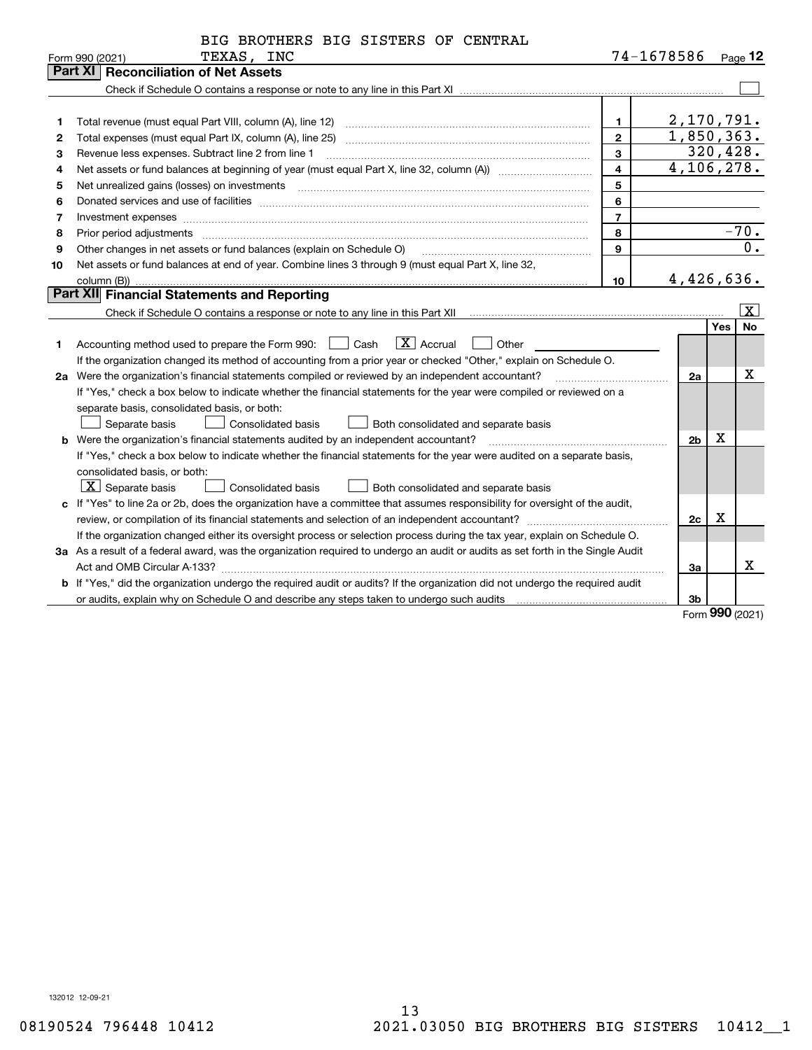BIG BROTHERS BIG SISTERS OF CENTRAL TEXAS, INC

Form 990 (2021) 74-1678586 Page 12

## Part XI Reconciliation of Net Assets

Check if Schedule O contains a response or note to any line in this Part XI ☐

| | | | |
|---|---|---|---|
| 1 | Total revenue (must equal Part VIII, column (A), line 12) | 1 | 2,170,791. |
| 2 | Total expenses (must equal Part IX, column (A), line 25) | 2 | 1,850,363. |
| 3 | Revenue less expenses. Subtract line 2 from line 1 | 3 | 320,428. |
| 4 | Net assets or fund balances at beginning of year (must equal Part X, line 32, column (A)) | 4 | 4,106,278. |
| 5 | Net unrealized gains (losses) on investments | 5 | |
| 6 | Donated services and use of facilities | 6 | |
| 7 | Investment expenses | 7 | |
| 8 | Prior period adjustments | 8 | -70. |
| 9 | Other changes in net assets or fund balances (explain on Schedule O) | 9 | 0. |
| 10 | Net assets or fund balances at end of year. Combine lines 3 through 9 (must equal Part X, line 32, column (B)) | 10 | 4,426,636. |

## Part XII Financial Statements and Reporting

Check if Schedule O contains a response or note to any line in this Part XII ☒

| | | | Yes | No |
|---|---|---|---|---|
| 1 | Accounting method used to prepare the Form 990: ☐ Cash ☒ Accrual ☐ Other<br>If the organization changed its method of accounting from a prior year or checked "Other," explain on Schedule O. | | | |
| 2a | Were the organization's financial statements compiled or reviewed by an independent accountant? | 2a | | X |
| | If "Yes," check a box below to indicate whether the financial statements for the year were compiled or reviewed on a separate basis, consolidated basis, or both:<br>☐ Separate basis ☐ Consolidated basis ☐ Both consolidated and separate basis | | | |
| b | Were the organization's financial statements audited by an independent accountant? | 2b | X | |
| | If "Yes," check a box below to indicate whether the financial statements for the year were audited on a separate basis, consolidated basis, or both:<br>☒ Separate basis ☐ Consolidated basis ☐ Both consolidated and separate basis | | | |
| c | If "Yes" to line 2a or 2b, does the organization have a committee that assumes responsibility for oversight of the audit, review, or compilation of its financial statements and selection of an independent accountant? | 2c | X | |
| | If the organization changed either its oversight process or selection process during the tax year, explain on Schedule O. | | | |
| 3a | As a result of a federal award, was the organization required to undergo an audit or audits as set forth in the Single Audit Act and OMB Circular A-133? | 3a | | X |
| b | If "Yes," did the organization undergo the required audit or audits? If the organization did not undergo the required audit or audits, explain why on Schedule O and describe any steps taken to undergo such audits | 3b | | |

Form 990 (2021)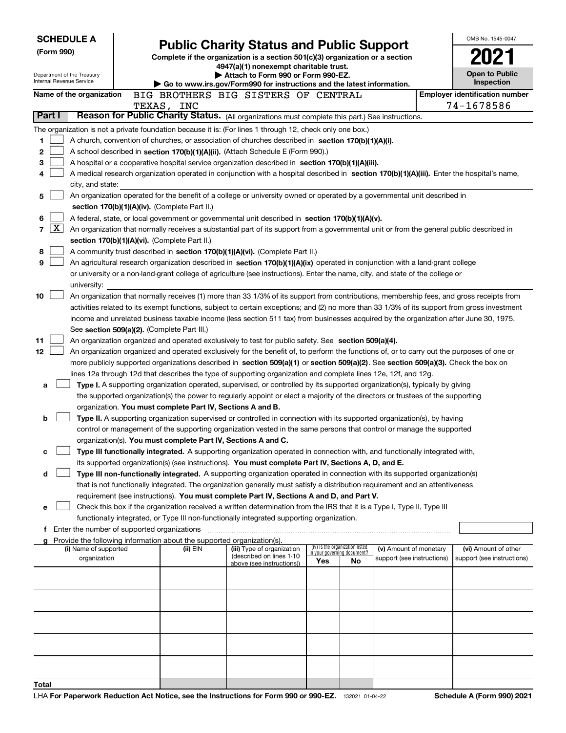**SCHEDULE A**
**(Form 990)**

Department of the Treasury
Internal Revenue Service

# Public Charity Status and Public Support

**Complete if the organization is a section 501(c)(3) organization or a section 4947(a)(1) nonexempt charitable trust.**
**▶ Attach to Form 990 or Form 990-EZ.**
**▶ Go to www.irs.gov/Form990 for instructions and the latest information.**

OMB No. 1545-0047

**2021**

**Open to Public Inspection**

**Name of the organization** BIG BROTHERS BIG SISTERS OF CENTRAL TEXAS, INC

**Employer identification number** 74-1678586

**Part I** **Reason for Public Charity Status.** (All organizations must complete this part.) See instructions.

The organization is not a private foundation because it is: (For lines 1 through 12, check only one box.)

1 ☐ A church, convention of churches, or association of churches described in **section 170(b)(1)(A)(i).**

2 ☐ A school described in **section 170(b)(1)(A)(ii).** (Attach Schedule E (Form 990).)

3 ☐ A hospital or a cooperative hospital service organization described in **section 170(b)(1)(A)(iii).**

4 ☐ A medical research organization operated in conjunction with a hospital described in **section 170(b)(1)(A)(iii).** Enter the hospital's name, city, and state:

5 ☐ An organization operated for the benefit of a college or university owned or operated by a governmental unit described in **section 170(b)(1)(A)(iv).** (Complete Part II.)

6 ☐ A federal, state, or local government or governmental unit described in **section 170(b)(1)(A)(v).**

7 ☒ An organization that normally receives a substantial part of its support from a governmental unit or from the general public described in **section 170(b)(1)(A)(vi).** (Complete Part II.)

8 ☐ A community trust described in **section 170(b)(1)(A)(vi).** (Complete Part II.)

9 ☐ An agricultural research organization described in **section 170(b)(1)(A)(ix)** operated in conjunction with a land-grant college or university or a non-land-grant college of agriculture (see instructions). Enter the name, city, and state of the college or university:

10 ☐ An organization that normally receives (1) more than 33 1/3% of its support from contributions, membership fees, and gross receipts from activities related to its exempt functions, subject to certain exceptions; and (2) no more than 33 1/3% of its support from gross investment income and unrelated business taxable income (less section 511 tax) from businesses acquired by the organization after June 30, 1975. See **section 509(a)(2).** (Complete Part III.)

11 ☐ An organization organized and operated exclusively to test for public safety. See **section 509(a)(4).**

12 ☐ An organization organized and operated exclusively for the benefit of, to perform the functions of, or to carry out the purposes of one or more publicly supported organizations described in **section 509(a)(1)** or **section 509(a)(2)**. See **section 509(a)(3).** Check the box on lines 12a through 12d that describes the type of supporting organization and complete lines 12e, 12f, and 12g.

a ☐ **Type I.** A supporting organization operated, supervised, or controlled by its supported organization(s), typically by giving the supported organization(s) the power to regularly appoint or elect a majority of the directors or trustees of the supporting organization. **You must complete Part IV, Sections A and B.**

b ☐ **Type II.** A supporting organization supervised or controlled in connection with its supported organization(s), by having control or management of the supporting organization vested in the same persons that control or manage the supported organization(s). **You must complete Part IV, Sections A and C.**

c ☐ **Type III functionally integrated.** A supporting organization operated in connection with, and functionally integrated with, its supported organization(s) (see instructions). **You must complete Part IV, Sections A, D, and E.**

d ☐ **Type III non-functionally integrated.** A supporting organization operated in connection with its supported organization(s) that is not functionally integrated. The organization generally must satisfy a distribution requirement and an attentiveness requirement (see instructions). **You must complete Part IV, Sections A and D, and Part V.**

e ☐ Check this box if the organization received a written determination from the IRS that it is a Type I, Type II, Type III functionally integrated, or Type III non-functionally integrated supporting organization.

f Enter the number of supported organizations

g Provide the following information about the supported organization(s).

| (i) Name of supported organization | (ii) EIN | (iii) Type of organization (described on lines 1-10 above (see instructions)) | (iv) Is the organization listed in your governing document? Yes | No | (v) Amount of monetary support (see instructions) | (vi) Amount of other support (see instructions) |
|---|---|---|---|---|---|---|
| | | | | | | |
| | | | | | | |
| | | | | | | |
| | | | | | | |
| | | | | | | |
| **Total** | | | | | | |

LHA **For Paperwork Reduction Act Notice, see the Instructions for Form 990 or 990-EZ.** 132021 01-04-22 **Schedule A (Form 990) 2021**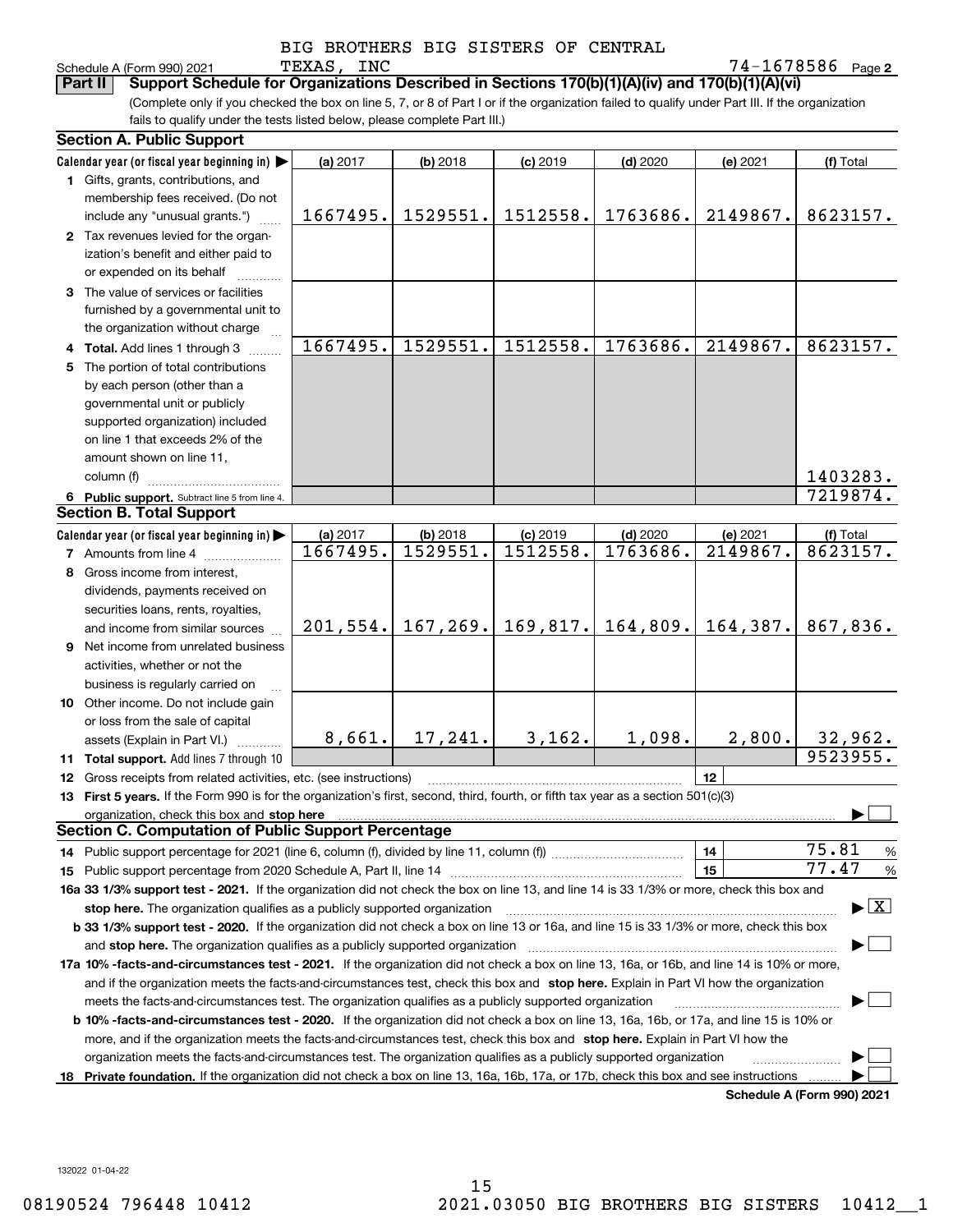BIG BROTHERS BIG SISTERS OF CENTRAL TEXAS, INC

Schedule A (Form 990) 2021 74-1678586 Page 2

## Part II Support Schedule for Organizations Described in Sections 170(b)(1)(A)(iv) and 170(b)(1)(A)(vi)

(Complete only if you checked the box on line 5, 7, or 8 of Part I or if the organization failed to qualify under Part III. If the organization fails to qualify under the tests listed below, please complete Part III.)

### Section A. Public Support

| Calendar year (or fiscal year beginning in) ▶ | (a) 2017 | (b) 2018 | (c) 2019 | (d) 2020 | (e) 2021 | (f) Total |
|---|---|---|---|---|---|---|
| 1 Gifts, grants, contributions, and membership fees received. (Do not include any "unusual grants.") | 1667495. | 1529551. | 1512558. | 1763686. | 2149867. | 8623157. |
| 2 Tax revenues levied for the organization's benefit and either paid to or expended on its behalf | | | | | | |
| 3 The value of services or facilities furnished by a governmental unit to the organization without charge | | | | | | |
| 4 Total. Add lines 1 through 3 | 1667495. | 1529551. | 1512558. | 1763686. | 2149867. | 8623157. |
| 5 The portion of total contributions by each person (other than a governmental unit or publicly supported organization) included on line 1 that exceeds 2% of the amount shown on line 11, column (f) | | | | | | 1403283. |
| 6 Public support. Subtract line 5 from line 4. | | | | | | 7219874. |

### Section B. Total Support

| Calendar year (or fiscal year beginning in) ▶ | (a) 2017 | (b) 2018 | (c) 2019 | (d) 2020 | (e) 2021 | (f) Total |
|---|---|---|---|---|---|---|
| 7 Amounts from line 4 | 1667495. | 1529551. | 1512558. | 1763686. | 2149867. | 8623157. |
| 8 Gross income from interest, dividends, payments received on securities loans, rents, royalties, and income from similar sources | 201,554. | 167,269. | 169,817. | 164,809. | 164,387. | 867,836. |
| 9 Net income from unrelated business activities, whether or not the business is regularly carried on | | | | | | |
| 10 Other income. Do not include gain or loss from the sale of capital assets (Explain in Part VI.) | 8,661. | 17,241. | 3,162. | 1,098. | 2,800. | 32,962. |
| 11 Total support. Add lines 7 through 10 | | | | | | 9523955. |

12 Gross receipts from related activities, etc. (see instructions) | 12 |

13 **First 5 years.** If the Form 990 is for the organization's first, second, third, fourth, or fifth tax year as a section 501(c)(3) organization, check this box and **stop here** ▶ ☐

### Section C. Computation of Public Support Percentage

14 Public support percentage for 2021 (line 6, column (f), divided by line 11, column (f)) | 14 | 75.81 %

15 Public support percentage from 2020 Schedule A, Part II, line 14 | 15 | 77.47 %

**16a 33 1/3% support test - 2021.** If the organization did not check the box on line 13, and line 14 is 33 1/3% or more, check this box and **stop here.** The organization qualifies as a publicly supported organization ▶ ☒

**b 33 1/3% support test - 2020.** If the organization did not check a box on line 13 or 16a, and line 15 is 33 1/3% or more, check this box and **stop here.** The organization qualifies as a publicly supported organization ▶ ☐

**17a 10% -facts-and-circumstances test - 2021.** If the organization did not check a box on line 13, 16a, or 16b, and line 14 is 10% or more, and if the organization meets the facts-and-circumstances test, check this box and **stop here.** Explain in Part VI how the organization meets the facts-and-circumstances test. The organization qualifies as a publicly supported organization ▶ ☐

**b 10% -facts-and-circumstances test - 2020.** If the organization did not check a box on line 13, 16a, 16b, or 17a, and line 15 is 10% or more, and if the organization meets the facts-and-circumstances test, check this box and **stop here.** Explain in Part VI how the organization meets the facts-and-circumstances test. The organization qualifies as a publicly supported organization ▶ ☐

**18 Private foundation.** If the organization did not check a box on line 13, 16a, 16b, 17a, or 17b, check this box and see instructions ▶ ☐

**Schedule A (Form 990) 2021**

132022 01-04-22

08190524 796448 10412 2021.03050 BIG BROTHERS BIG SISTERS 10412__1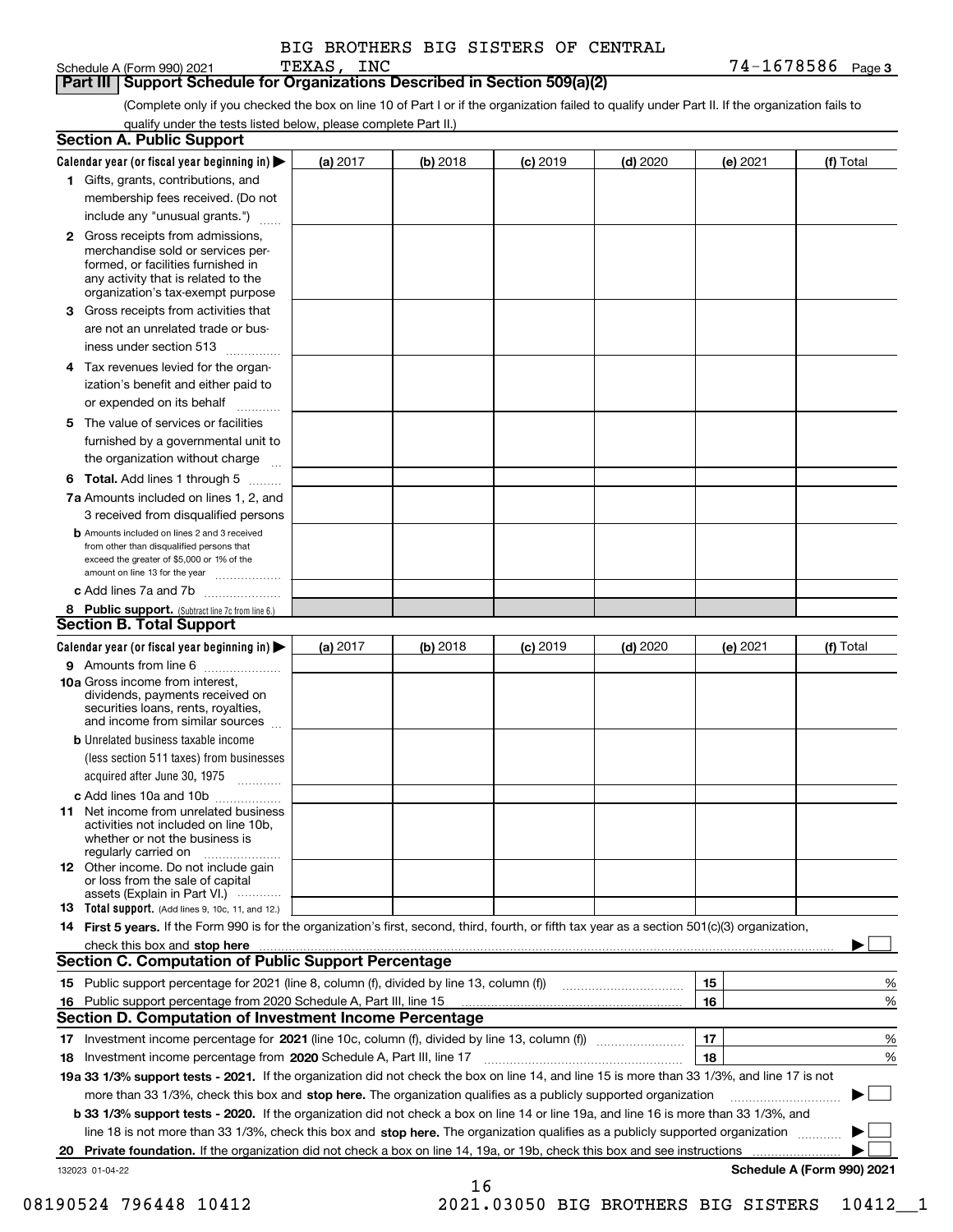BIG BROTHERS BIG SISTERS OF CENTRAL TEXAS, INC

Schedule A (Form 990) 2021 — 74-1678586 Page **3**

## Part III Support Schedule for Organizations Described in Section 509(a)(2)

(Complete only if you checked the box on line 10 of Part I or if the organization failed to qualify under Part II. If the organization fails to qualify under the tests listed below, please complete Part II.)

### Section A. Public Support

| Calendar year (or fiscal year beginning in) ▶ | (a) 2017 | (b) 2018 | (c) 2019 | (d) 2020 | (e) 2021 | (f) Total |
|---|---|---|---|---|---|---|
| **1** Gifts, grants, contributions, and membership fees received. (Do not include any "unusual grants.") | | | | | | |
| **2** Gross receipts from admissions, merchandise sold or services performed, or facilities furnished in any activity that is related to the organization's tax-exempt purpose | | | | | | |
| **3** Gross receipts from activities that are not an unrelated trade or business under section 513 | | | | | | |
| **4** Tax revenues levied for the organization's benefit and either paid to or expended on its behalf | | | | | | |
| **5** The value of services or facilities furnished by a governmental unit to the organization without charge | | | | | | |
| **6 Total.** Add lines 1 through 5 | | | | | | |
| **7a** Amounts included on lines 1, 2, and 3 received from disqualified persons | | | | | | |
| **b** Amounts included on lines 2 and 3 received from other than disqualified persons that exceed the greater of $5,000 or 1% of the amount on line 13 for the year | | | | | | |
| **c** Add lines 7a and 7b | | | | | | |
| **8 Public support.** (Subtract line 7c from line 6.) | | | | | | |

### Section B. Total Support

| Calendar year (or fiscal year beginning in) ▶ | (a) 2017 | (b) 2018 | (c) 2019 | (d) 2020 | (e) 2021 | (f) Total |
|---|---|---|---|---|---|---|
| **9** Amounts from line 6 | | | | | | |
| **10a** Gross income from interest, dividends, payments received on securities loans, rents, royalties, and income from similar sources | | | | | | |
| **b** Unrelated business taxable income (less section 511 taxes) from businesses acquired after June 30, 1975 | | | | | | |
| **c** Add lines 10a and 10b | | | | | | |
| **11** Net income from unrelated business activities not included on line 10b, whether or not the business is regularly carried on | | | | | | |
| **12** Other income. Do not include gain or loss from the sale of capital assets (Explain in Part VI.) | | | | | | |
| **13 Total support.** (Add lines 9, 10c, 11, and 12.) | | | | | | |

**14 First 5 years.** If the Form 990 is for the organization's first, second, third, fourth, or fifth tax year as a section 501(c)(3) organization, check this box and **stop here** ▶ ☐

### Section C. Computation of Public Support Percentage

| | | | |
|---|---|---|---|
| **15** | Public support percentage for 2021 (line 8, column (f), divided by line 13, column (f)) | 15 | % |
| **16** | Public support percentage from 2020 Schedule A, Part III, line 15 | 16 | % |

### Section D. Computation of Investment Income Percentage

| | | | |
|---|---|---|---|
| **17** | Investment income percentage for **2021** (line 10c, column (f), divided by line 13, column (f)) | 17 | % |
| **18** | Investment income percentage from **2020** Schedule A, Part III, line 17 | 18 | % |

**19a 33 1/3% support tests - 2021.** If the organization did not check the box on line 14, and line 15 is more than 33 1/3%, and line 17 is not more than 33 1/3%, check this box and **stop here.** The organization qualifies as a publicly supported organization ▶ ☐

**b 33 1/3% support tests - 2020.** If the organization did not check a box on line 14 or line 19a, and line 16 is more than 33 1/3%, and line 18 is not more than 33 1/3%, check this box and **stop here.** The organization qualifies as a publicly supported organization ▶ ☐

**20 Private foundation.** If the organization did not check a box on line 14, 19a, or 19b, check this box and see instructions ▶ ☐

132023 01-04-22 — **Schedule A (Form 990) 2021**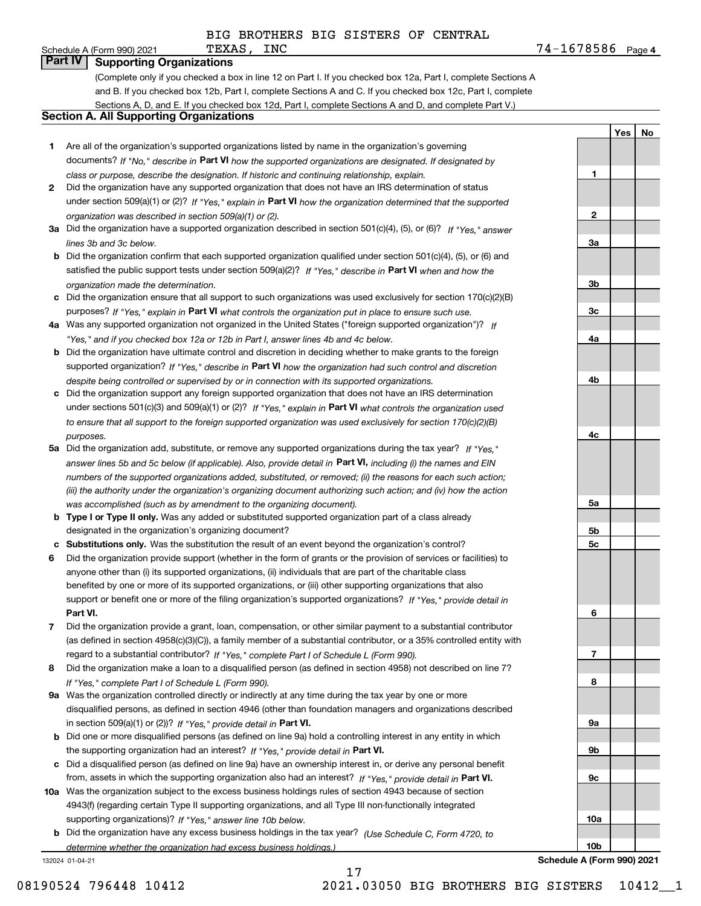BIG BROTHERS BIG SISTERS OF CENTRAL TEXAS, INC

Schedule A (Form 990) 2021 — 74-1678586 Page 4

## Part IV Supporting Organizations

(Complete only if you checked a box in line 12 on Part I. If you checked box 12a, Part I, complete Sections A and B. If you checked box 12b, Part I, complete Sections A and C. If you checked box 12c, Part I, complete Sections A, D, and E. If you checked box 12d, Part I, complete Sections A and D, and complete Part V.)

### Section A. All Supporting Organizations

| | | Line | Yes | No |
|---|---|---|---|---|
| **1** | Are all of the organization's supported organizations listed by name in the organization's governing documents? *If "No," describe in* **Part VI** *how the supported organizations are designated. If designated by class or purpose, describe the designation. If historic and continuing relationship, explain.* | **1** | | |
| **2** | Did the organization have any supported organization that does not have an IRS determination of status under section 509(a)(1) or (2)? *If "Yes," explain in* **Part VI** *how the organization determined that the supported organization was described in section 509(a)(1) or (2).* | **2** | | |
| **3a** | Did the organization have a supported organization described in section 501(c)(4), (5), or (6)? *If "Yes," answer lines 3b and 3c below.* | **3a** | | |
| **b** | Did the organization confirm that each supported organization qualified under section 501(c)(4), (5), or (6) and satisfied the public support tests under section 509(a)(2)? *If "Yes," describe in* **Part VI** *when and how the organization made the determination.* | **3b** | | |
| **c** | Did the organization ensure that all support to such organizations was used exclusively for section 170(c)(2)(B) purposes? *If "Yes," explain in* **Part VI** *what controls the organization put in place to ensure such use.* | **3c** | | |
| **4a** | Was any supported organization not organized in the United States ("foreign supported organization")? *If "Yes," and if you checked box 12a or 12b in Part I, answer lines 4b and 4c below.* | **4a** | | |
| **b** | Did the organization have ultimate control and discretion in deciding whether to make grants to the foreign supported organization? *If "Yes," describe in* **Part VI** *how the organization had such control and discretion despite being controlled or supervised by or in connection with its supported organizations.* | **4b** | | |
| **c** | Did the organization support any foreign supported organization that does not have an IRS determination under sections 501(c)(3) and 509(a)(1) or (2)? *If "Yes," explain in* **Part VI** *what controls the organization used to ensure that all support to the foreign supported organization was used exclusively for section 170(c)(2)(B) purposes.* | **4c** | | |
| **5a** | Did the organization add, substitute, or remove any supported organizations during the tax year? *If "Yes," answer lines 5b and 5c below (if applicable). Also, provide detail in* **Part VI,** *including (i) the names and EIN numbers of the supported organizations added, substituted, or removed; (ii) the reasons for each such action; (iii) the authority under the organization's organizing document authorizing such action; and (iv) how the action was accomplished (such as by amendment to the organizing document).* | **5a** | | |
| **b** | **Type I or Type II only.** Was any added or substituted supported organization part of a class already designated in the organization's organizing document? | **5b** | | |
| **c** | **Substitutions only.** Was the substitution the result of an event beyond the organization's control? | **5c** | | |
| **6** | Did the organization provide support (whether in the form of grants or the provision of services or facilities) to anyone other than (i) its supported organizations, (ii) individuals that are part of the charitable class benefited by one or more of its supported organizations, or (iii) other supporting organizations that also support or benefit one or more of the filing organization's supported organizations? *If "Yes," provide detail in* **Part VI.** | **6** | | |
| **7** | Did the organization provide a grant, loan, compensation, or other similar payment to a substantial contributor (as defined in section 4958(c)(3)(C)), a family member of a substantial contributor, or a 35% controlled entity with regard to a substantial contributor? *If "Yes," complete Part I of Schedule L (Form 990).* | **7** | | |
| **8** | Did the organization make a loan to a disqualified person (as defined in section 4958) not described on line 7? *If "Yes," complete Part I of Schedule L (Form 990).* | **8** | | |
| **9a** | Was the organization controlled directly or indirectly at any time during the tax year by one or more disqualified persons, as defined in section 4946 (other than foundation managers and organizations described in section 509(a)(1) or (2))? *If "Yes," provide detail in* **Part VI.** | **9a** | | |
| **b** | Did one or more disqualified persons (as defined on line 9a) hold a controlling interest in any entity in which the supporting organization had an interest? *If "Yes," provide detail in* **Part VI.** | **9b** | | |
| **c** | Did a disqualified person (as defined on line 9a) have an ownership interest in, or derive any personal benefit from, assets in which the supporting organization also had an interest? *If "Yes," provide detail in* **Part VI.** | **9c** | | |
| **10a** | Was the organization subject to the excess business holdings rules of section 4943 because of section 4943(f) (regarding certain Type II supporting organizations, and all Type III non-functionally integrated supporting organizations)? *If "Yes," answer line 10b below.* | **10a** | | |
| **b** | Did the organization have any excess business holdings in the tax year? *(Use Schedule C, Form 4720, to determine whether the organization had excess business holdings.)* | **10b** | | |

132024 01-04-21 **Schedule A (Form 990) 2021**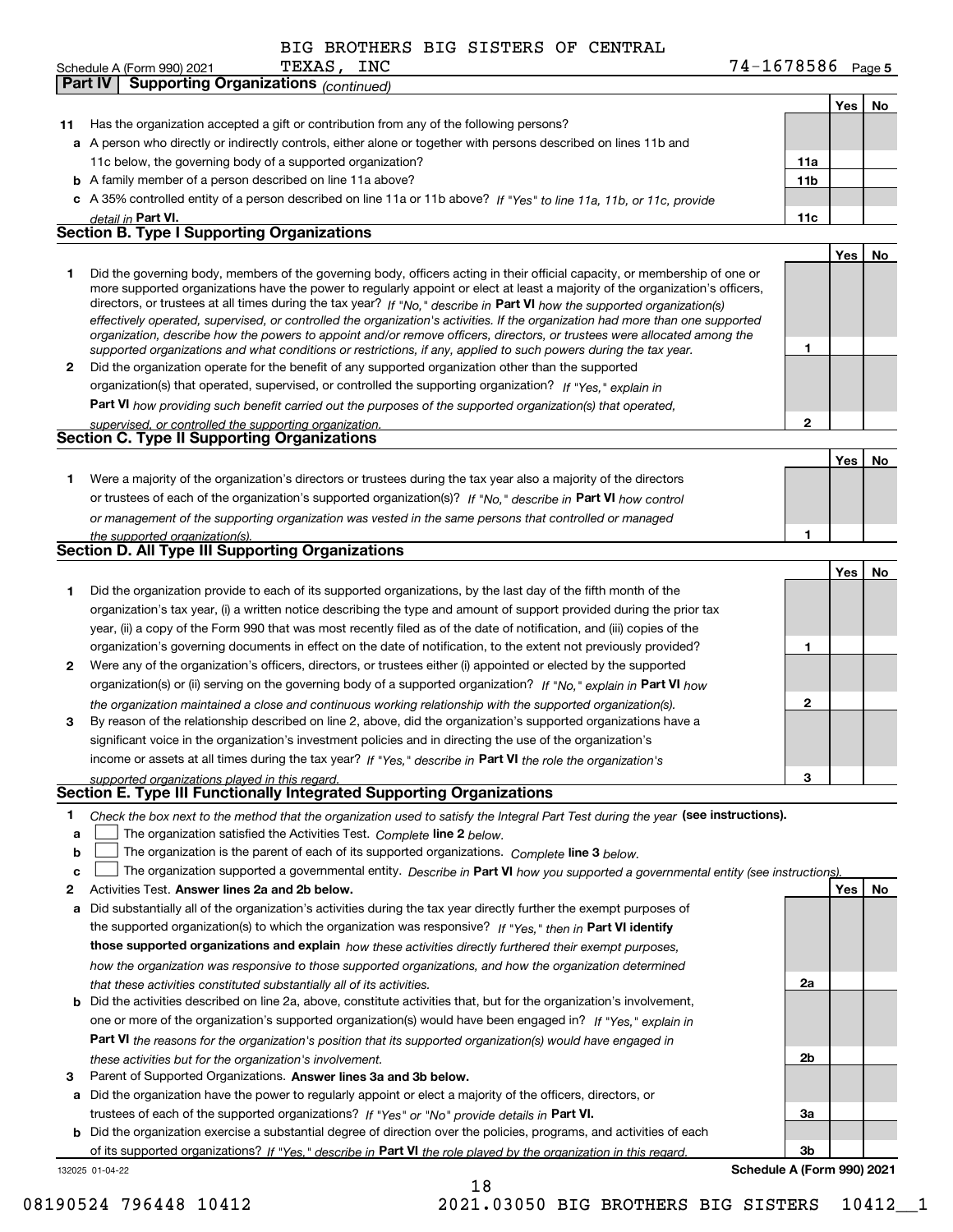BIG BROTHERS BIG SISTERS OF CENTRAL TEXAS, INC

Schedule A (Form 990) 2021 — 74-1678586 Page 5

**Part IV | Supporting Organizations** *(continued)*

| | | | Yes | No |
|---|---|---|---|---|
| **11** | Has the organization accepted a gift or contribution from any of the following persons? | | | |
| **a** | A person who directly or indirectly controls, either alone or together with persons described on lines 11b and 11c below, the governing body of a supported organization? | **11a** | | |
| **b** | A family member of a person described on line 11a above? | **11b** | | |
| **c** | A 35% controlled entity of a person described on line 11a or 11b above? *If "Yes" to line 11a, 11b, or 11c, provide detail in* **Part VI.** | **11c** | | |

### Section B. Type I Supporting Organizations

| | | | Yes | No |
|---|---|---|---|---|
| **1** | Did the governing body, members of the governing body, officers acting in their official capacity, or membership of one or more supported organizations have the power to regularly appoint or elect at least a majority of the organization's officers, directors, or trustees at all times during the tax year? *If "No," describe in* **Part VI** *how the supported organization(s) effectively operated, supervised, or controlled the organization's activities. If the organization had more than one supported organization, describe how the powers to appoint and/or remove officers, directors, or trustees were allocated among the supported organizations and what conditions or restrictions, if any, applied to such powers during the tax year.* | **1** | | |
| **2** | Did the organization operate for the benefit of any supported organization other than the supported organization(s) that operated, supervised, or controlled the supporting organization? *If "Yes," explain in* **Part VI** *how providing such benefit carried out the purposes of the supported organization(s) that operated, supervised, or controlled the supporting organization.* | **2** | | |

### Section C. Type II Supporting Organizations

| | | | Yes | No |
|---|---|---|---|---|
| **1** | Were a majority of the organization's directors or trustees during the tax year also a majority of the directors or trustees of each of the organization's supported organization(s)? *If "No," describe in* **Part VI** *how control or management of the supporting organization was vested in the same persons that controlled or managed the supported organization(s).* | **1** | | |

### Section D. All Type III Supporting Organizations

| | | | Yes | No |
|---|---|---|---|---|
| **1** | Did the organization provide to each of its supported organizations, by the last day of the fifth month of the organization's tax year, (i) a written notice describing the type and amount of support provided during the prior tax year, (ii) a copy of the Form 990 that was most recently filed as of the date of notification, and (iii) copies of the organization's governing documents in effect on the date of notification, to the extent not previously provided? | **1** | | |
| **2** | Were any of the organization's officers, directors, or trustees either (i) appointed or elected by the supported organization(s) or (ii) serving on the governing body of a supported organization? *If "No," explain in* **Part VI** *how the organization maintained a close and continuous working relationship with the supported organization(s).* | **2** | | |
| **3** | By reason of the relationship described on line 2, above, did the organization's supported organizations have a significant voice in the organization's investment policies and in directing the use of the organization's income or assets at all times during the tax year? *If "Yes," describe in* **Part VI** *the role the organization's supported organizations played in this regard.* | **3** | | |

### Section E. Type III Functionally Integrated Supporting Organizations

**1** *Check the box next to the method that the organization used to satisfy the Integral Part Test during the year* **(see instructions).**

- **a** ☐ The organization satisfied the Activities Test. *Complete* **line 2** *below.*
- **b** ☐ The organization is the parent of each of its supported organizations. *Complete* **line 3** *below.*
- **c** ☐ The organization supported a governmental entity. *Describe in* **Part VI** *how you supported a governmental entity (see instructions).*

| | | | Yes | No |
|---|---|---|---|---|
| **2** | Activities Test. **Answer lines 2a and 2b below.** | | | |
| **a** | Did substantially all of the organization's activities during the tax year directly further the exempt purposes of the supported organization(s) to which the organization was responsive? *If "Yes," then in* **Part VI identify those supported organizations and explain** *how these activities directly furthered their exempt purposes, how the organization was responsive to those supported organizations, and how the organization determined that these activities constituted substantially all of its activities.* | **2a** | | |
| **b** | Did the activities described on line 2a, above, constitute activities that, but for the organization's involvement, one or more of the organization's supported organization(s) would have been engaged in? *If "Yes," explain in* **Part VI** *the reasons for the organization's position that its supported organization(s) would have engaged in these activities but for the organization's involvement.* | **2b** | | |
| **3** | Parent of Supported Organizations. **Answer lines 3a and 3b below.** | | | |
| **a** | Did the organization have the power to regularly appoint or elect a majority of the officers, directors, or trustees of each of the supported organizations? *If "Yes" or "No" provide details in* **Part VI.** | **3a** | | |
| **b** | Did the organization exercise a substantial degree of direction over the policies, programs, and activities of each of its supported organizations? *If "Yes," describe in* **Part VI** *the role played by the organization in this regard.* | **3b** | | |

132025 01-04-22 — **Schedule A (Form 990) 2021**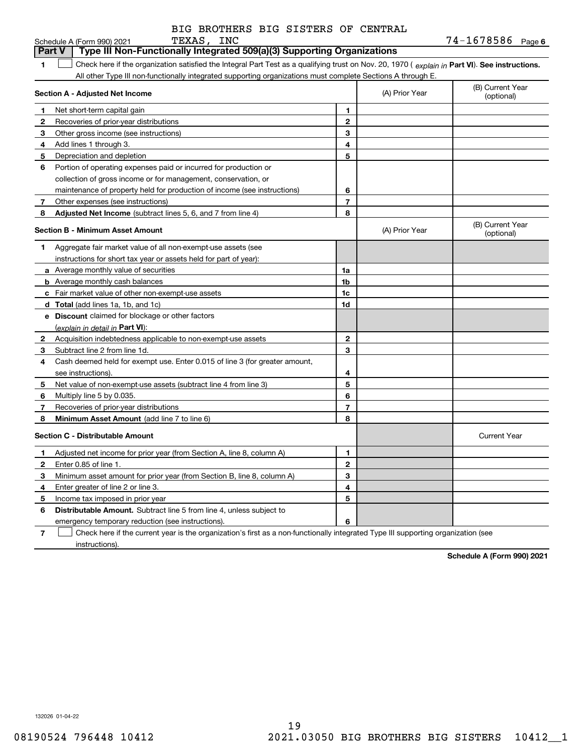BIG BROTHERS BIG SISTERS OF CENTRAL TEXAS, INC

Schedule A (Form 990) 2021 — 74-1678586 Page 6

## Part V — Type III Non-Functionally Integrated 509(a)(3) Supporting Organizations

1 ☐ Check here if the organization satisfied the Integral Part Test as a qualifying trust on Nov. 20, 1970 ( *explain in* **Part VI**). **See instructions.** All other Type III non-functionally integrated supporting organizations must complete Sections A through E.

| **Section A - Adjusted Net Income** | | (A) Prior Year | (B) Current Year (optional) |
|---|---|---|---|
| **1** Net short-term capital gain | 1 | | |
| **2** Recoveries of prior-year distributions | 2 | | |
| **3** Other gross income (see instructions) | 3 | | |
| **4** Add lines 1 through 3. | 4 | | |
| **5** Depreciation and depletion | 5 | | |
| **6** Portion of operating expenses paid or incurred for production or collection of gross income or for management, conservation, or maintenance of property held for production of income (see instructions) | 6 | | |
| **7** Other expenses (see instructions) | 7 | | |
| **8** **Adjusted Net Income** (subtract lines 5, 6, and 7 from line 4) | 8 | | |

| **Section B - Minimum Asset Amount** | | (A) Prior Year | (B) Current Year (optional) |
|---|---|---|---|
| **1** Aggregate fair market value of all non-exempt-use assets (see instructions for short tax year or assets held for part of year): | | | |
| **a** Average monthly value of securities | 1a | | |
| **b** Average monthly cash balances | 1b | | |
| **c** Fair market value of other non-exempt-use assets | 1c | | |
| **d** **Total** (add lines 1a, 1b, and 1c) | 1d | | |
| **e** **Discount** claimed for blockage or other factors (*explain in detail in* **Part VI**): | | | |
| **2** Acquisition indebtedness applicable to non-exempt-use assets | 2 | | |
| **3** Subtract line 2 from line 1d. | 3 | | |
| **4** Cash deemed held for exempt use. Enter 0.015 of line 3 (for greater amount, see instructions). | 4 | | |
| **5** Net value of non-exempt-use assets (subtract line 4 from line 3) | 5 | | |
| **6** Multiply line 5 by 0.035. | 6 | | |
| **7** Recoveries of prior-year distributions | 7 | | |
| **8** **Minimum Asset Amount** (add line 7 to line 6) | 8 | | |

| **Section C - Distributable Amount** | | | Current Year |
|---|---|---|---|
| **1** Adjusted net income for prior year (from Section A, line 8, column A) | 1 | | |
| **2** Enter 0.85 of line 1. | 2 | | |
| **3** Minimum asset amount for prior year (from Section B, line 8, column A) | 3 | | |
| **4** Enter greater of line 2 or line 3. | 4 | | |
| **5** Income tax imposed in prior year | 5 | | |
| **6** **Distributable Amount.** Subtract line 5 from line 4, unless subject to emergency temporary reduction (see instructions). | 6 | | |

7 ☐ Check here if the current year is the organization's first as a non-functionally integrated Type III supporting organization (see instructions).

**Schedule A (Form 990) 2021**

132026 01-04-22

08190524 796448 10412 2021.03050 BIG BROTHERS BIG SISTERS 10412__1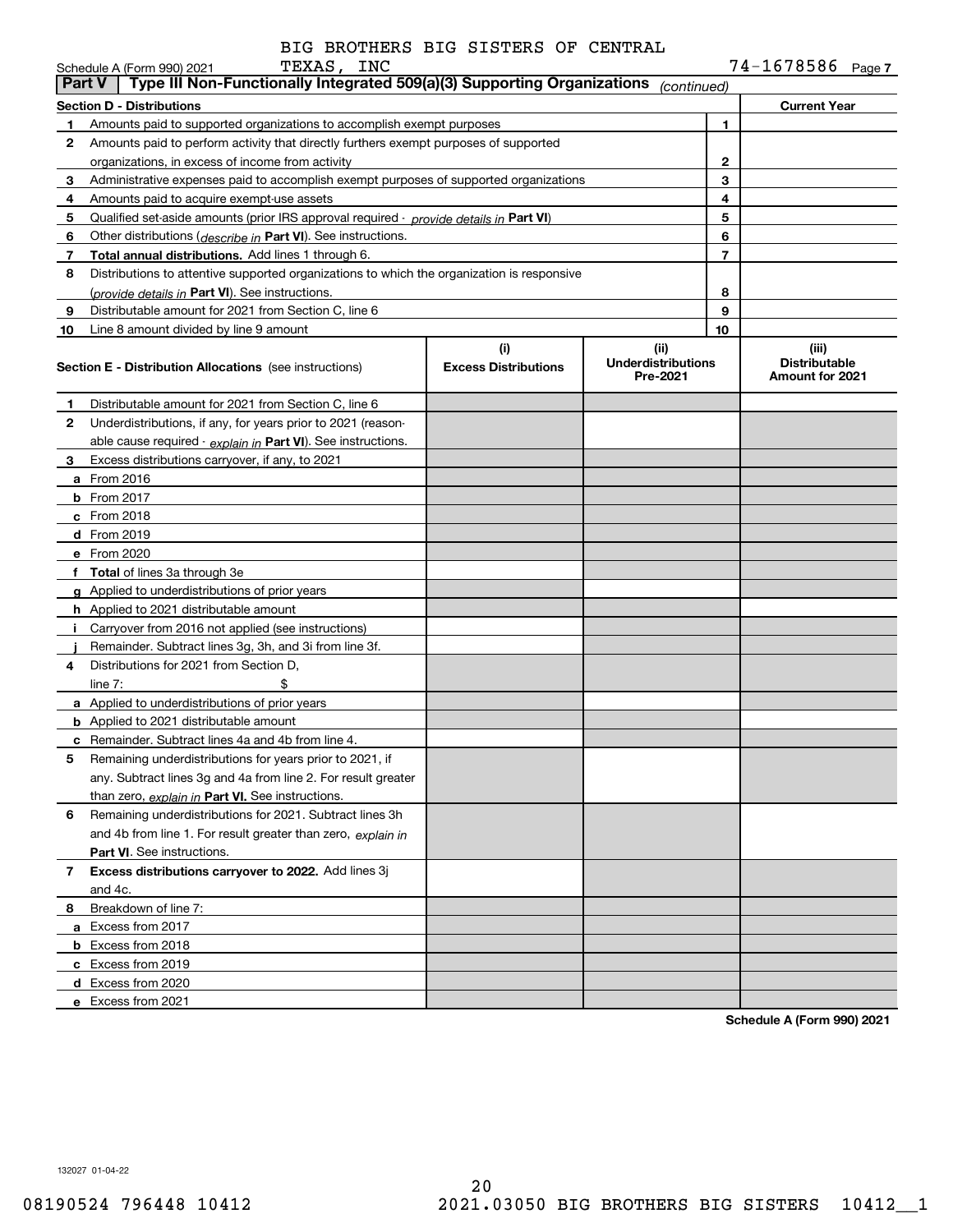Schedule A (Form 990) 2021 BIG BROTHERS BIG SISTERS OF CENTRAL TEXAS, INC 74-1678586 Page 7

## Part V | Type III Non-Functionally Integrated 509(a)(3) Supporting Organizations *(continued)*

| Section D - Distributions | | | Current Year |
|---|---|---|---|
| 1 | Amounts paid to supported organizations to accomplish exempt purposes | 1 | |
| 2 | Amounts paid to perform activity that directly furthers exempt purposes of supported organizations, in excess of income from activity | 2 | |
| 3 | Administrative expenses paid to accomplish exempt purposes of supported organizations | 3 | |
| 4 | Amounts paid to acquire exempt-use assets | 4 | |
| 5 | Qualified set-aside amounts (prior IRS approval required - *provide details in* **Part VI**) | 5 | |
| 6 | Other distributions (*describe in* **Part VI**). See instructions. | 6 | |
| 7 | **Total annual distributions.** Add lines 1 through 6. | 7 | |
| 8 | Distributions to attentive supported organizations to which the organization is responsive (*provide details in* **Part VI**). See instructions. | 8 | |
| 9 | Distributable amount for 2021 from Section C, line 6 | 9 | |
| 10 | Line 8 amount divided by line 9 amount | 10 | |

| | **Section E - Distribution Allocations** (see instructions) | (i) Excess Distributions | (ii) Underdistributions Pre-2021 | (iii) Distributable Amount for 2021 |
|---|---|---|---|---|
| 1 | Distributable amount for 2021 from Section C, line 6 | | | |
| 2 | Underdistributions, if any, for years prior to 2021 (reasonable cause required - *explain in* **Part VI**). See instructions. | | | |
| 3 | Excess distributions carryover, if any, to 2021 | | | |
| a | From 2016 | | | |
| b | From 2017 | | | |
| c | From 2018 | | | |
| d | From 2019 | | | |
| e | From 2020 | | | |
| f | **Total** of lines 3a through 3e | | | |
| g | Applied to underdistributions of prior years | | | |
| h | Applied to 2021 distributable amount | | | |
| i | Carryover from 2016 not applied (see instructions) | | | |
| j | Remainder. Subtract lines 3g, 3h, and 3i from line 3f. | | | |
| 4 | Distributions for 2021 from Section D, line 7: $ | | | |
| a | Applied to underdistributions of prior years | | | |
| b | Applied to 2021 distributable amount | | | |
| c | Remainder. Subtract lines 4a and 4b from line 4. | | | |
| 5 | Remaining underdistributions for years prior to 2021, if any. Subtract lines 3g and 4a from line 2. For result greater than zero, *explain in* **Part VI.** See instructions. | | | |
| 6 | Remaining underdistributions for 2021. Subtract lines 3h and 4b from line 1. For result greater than zero, *explain in* **Part VI**. See instructions. | | | |
| 7 | **Excess distributions carryover to 2022.** Add lines 3j and 4c. | | | |
| 8 | Breakdown of line 7: | | | |
| a | Excess from 2017 | | | |
| b | Excess from 2018 | | | |
| c | Excess from 2019 | | | |
| d | Excess from 2020 | | | |
| e | Excess from 2021 | | | |

**Schedule A (Form 990) 2021**

132027 01-04-22

08190524 796448 10412 2021.03050 BIG BROTHERS BIG SISTERS 10412__1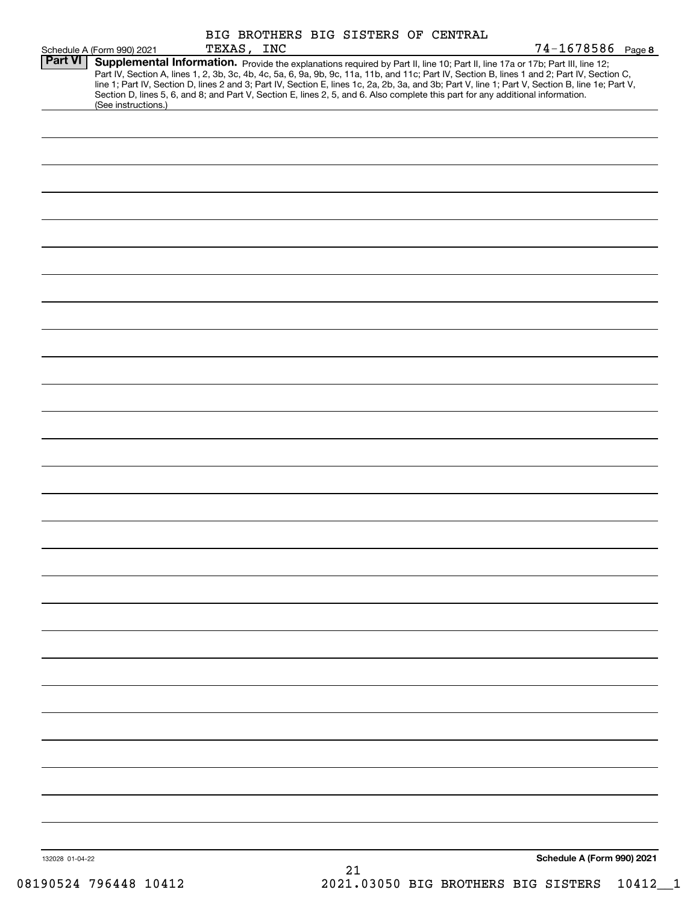BIG BROTHERS BIG SISTERS OF CENTRAL TEXAS, INC

Schedule A (Form 990) 2021 74-1678586 Page 8

**Part VI** **Supplemental Information.** Provide the explanations required by Part II, line 10; Part II, line 17a or 17b; Part III, line 12; Part IV, Section A, lines 1, 2, 3b, 3c, 4b, 4c, 5a, 6, 9a, 9b, 9c, 11a, 11b, and 11c; Part IV, Section B, lines 1 and 2; Part IV, Section C, line 1; Part IV, Section D, lines 2 and 3; Part IV, Section E, lines 1c, 2a, 2b, 3a, and 3b; Part V, line 1; Part V, Section B, line 1e; Part V, Section D, lines 5, 6, and 8; and Part V, Section E, lines 2, 5, and 6. Also complete this part for any additional information. (See instructions.)

132028 01-04-22

**Schedule A (Form 990) 2021**

08190524 796448 10412 2021.03050 BIG BROTHERS BIG SISTERS 10412__1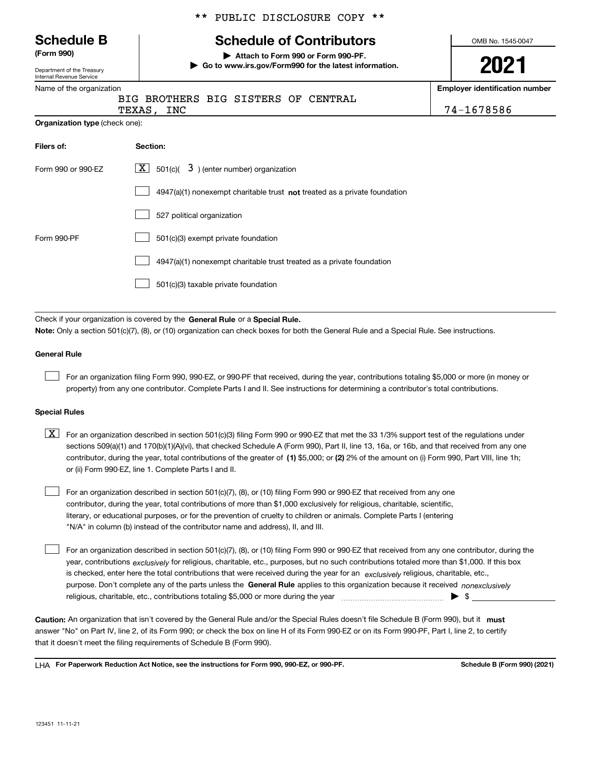** PUBLIC DISCLOSURE COPY **

# Schedule B

**(Form 990)**

Department of the Treasury
Internal Revenue Service

## Schedule of Contributors

▶ **Attach to Form 990 or Form 990-PF.**

▶ **Go to www.irs.gov/Form990 for the latest information.**

OMB No. 1545-0047

**2021**

Name of the organization: BIG BROTHERS BIG SISTERS OF CENTRAL TEXAS, INC

**Employer identification number:** 74-1678586

**Organization type** (check one):

| Filers of: | Section: |
|---|---|
| Form 990 or 990-EZ | [X] 501(c)( 3 ) (enter number) organization |
| | [ ] 4947(a)(1) nonexempt charitable trust **not** treated as a private foundation |
| | [ ] 527 political organization |
| Form 990-PF | [ ] 501(c)(3) exempt private foundation |
| | [ ] 4947(a)(1) nonexempt charitable trust treated as a private foundation |
| | [ ] 501(c)(3) taxable private foundation |

Check if your organization is covered by the **General Rule** or a **Special Rule.**

**Note:** Only a section 501(c)(7), (8), or (10) organization can check boxes for both the General Rule and a Special Rule. See instructions.

**General Rule**

[ ] For an organization filing Form 990, 990-EZ, or 990-PF that received, during the year, contributions totaling $5,000 or more (in money or property) from any one contributor. Complete Parts I and II. See instructions for determining a contributor's total contributions.

**Special Rules**

[X] For an organization described in section 501(c)(3) filing Form 990 or 990-EZ that met the 33 1/3% support test of the regulations under sections 509(a)(1) and 170(b)(1)(A)(vi), that checked Schedule A (Form 990), Part II, line 13, 16a, or 16b, and that received from any one contributor, during the year, total contributions of the greater of **(1)** $5,000; or **(2)** 2% of the amount on (i) Form 990, Part VIII, line 1h; or (ii) Form 990-EZ, line 1. Complete Parts I and II.

[ ] For an organization described in section 501(c)(7), (8), or (10) filing Form 990 or 990-EZ that received from any one contributor, during the year, total contributions of more than $1,000 exclusively for religious, charitable, scientific, literary, or educational purposes, or for the prevention of cruelty to children or animals. Complete Parts I (entering "N/A" in column (b) instead of the contributor name and address), II, and III.

[ ] For an organization described in section 501(c)(7), (8), or (10) filing Form 990 or 990-EZ that received from any one contributor, during the year, contributions *exclusively* for religious, charitable, etc., purposes, but no such contributions totaled more than $1,000. If this box is checked, enter here the total contributions that were received during the year for an *exclusively* religious, charitable, etc., purpose. Don't complete any of the parts unless the **General Rule** applies to this organization because it received *nonexclusively* religious, charitable, etc., contributions totaling $5,000 or more during the year ▶ $

**Caution:** An organization that isn't covered by the General Rule and/or the Special Rules doesn't file Schedule B (Form 990), but it **must** answer "No" on Part IV, line 2, of its Form 990; or check the box on line H of its Form 990-EZ or on its Form 990-PF, Part I, line 2, to certify that it doesn't meet the filing requirements of Schedule B (Form 990).

LHA **For Paperwork Reduction Act Notice, see the instructions for Form 990, 990-EZ, or 990-PF.** **Schedule B (Form 990) (2021)**

123451 11-11-21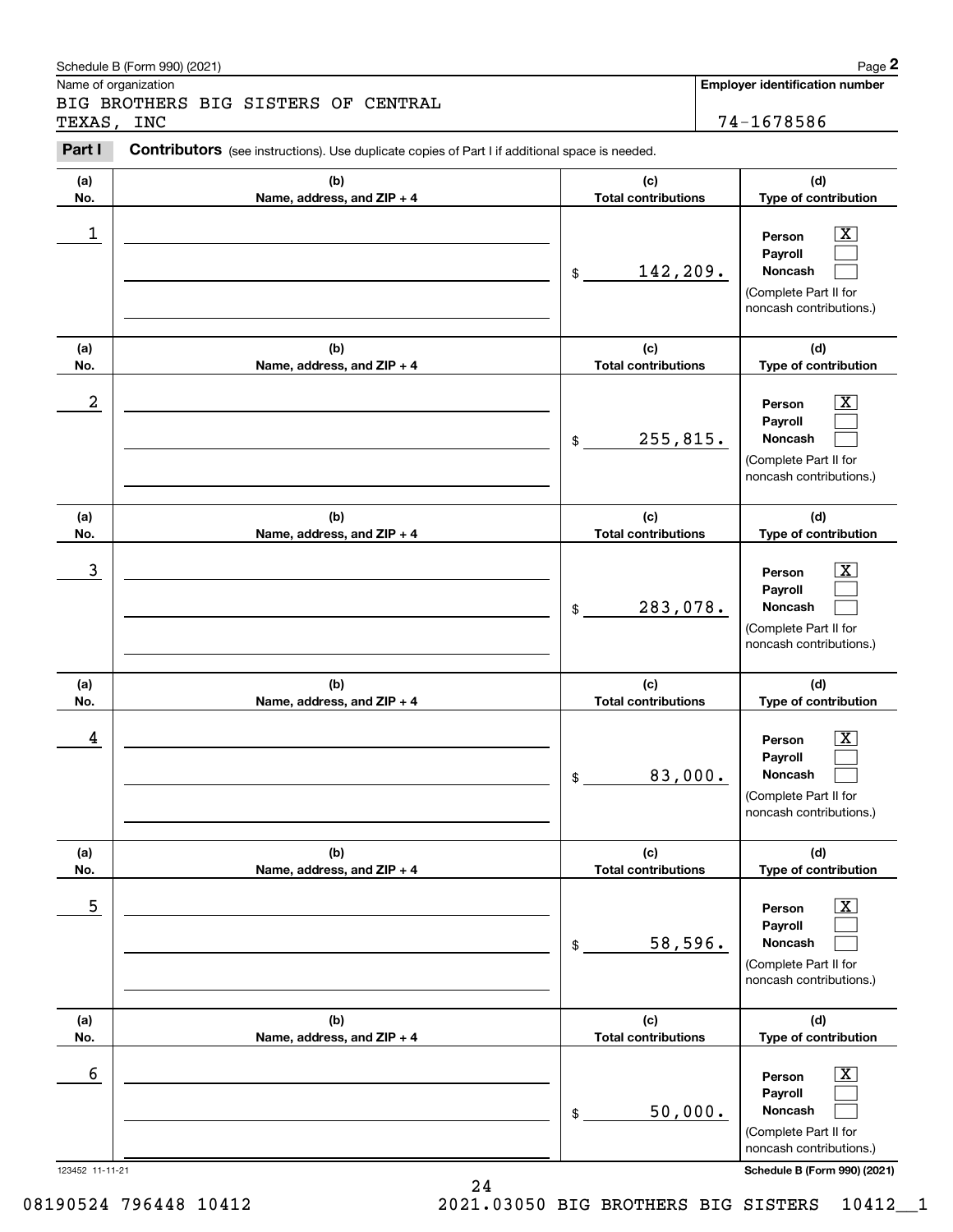Schedule B (Form 990) (2021)

Name of organization: BIG BROTHERS BIG SISTERS OF CENTRAL TEXAS, INC

**Employer identification number**: 74-1678586

**Part I** **Contributors** (see instructions). Use duplicate copies of Part I if additional space is needed.

| (a) No. | (b) Name, address, and ZIP + 4 | (c) Total contributions | (d) Type of contribution |
|---|---|---|---|
| 1 | | $ 142,209. | Person [X] Payroll [ ] Noncash [ ] (Complete Part II for noncash contributions.) |
| 2 | | $ 255,815. | Person [X] Payroll [ ] Noncash [ ] (Complete Part II for noncash contributions.) |
| 3 | | $ 283,078. | Person [X] Payroll [ ] Noncash [ ] (Complete Part II for noncash contributions.) |
| 4 | | $ 83,000. | Person [X] Payroll [ ] Noncash [ ] (Complete Part II for noncash contributions.) |
| 5 | | $ 58,596. | Person [X] Payroll [ ] Noncash [ ] (Complete Part II for noncash contributions.) |
| 6 | | $ 50,000. | Person [X] Payroll [ ] Noncash [ ] (Complete Part II for noncash contributions.) |

123452 11-11-21 **Schedule B (Form 990) (2021)**

08190524 796448 10412 2021.03050 BIG BROTHERS BIG SISTERS 10412__1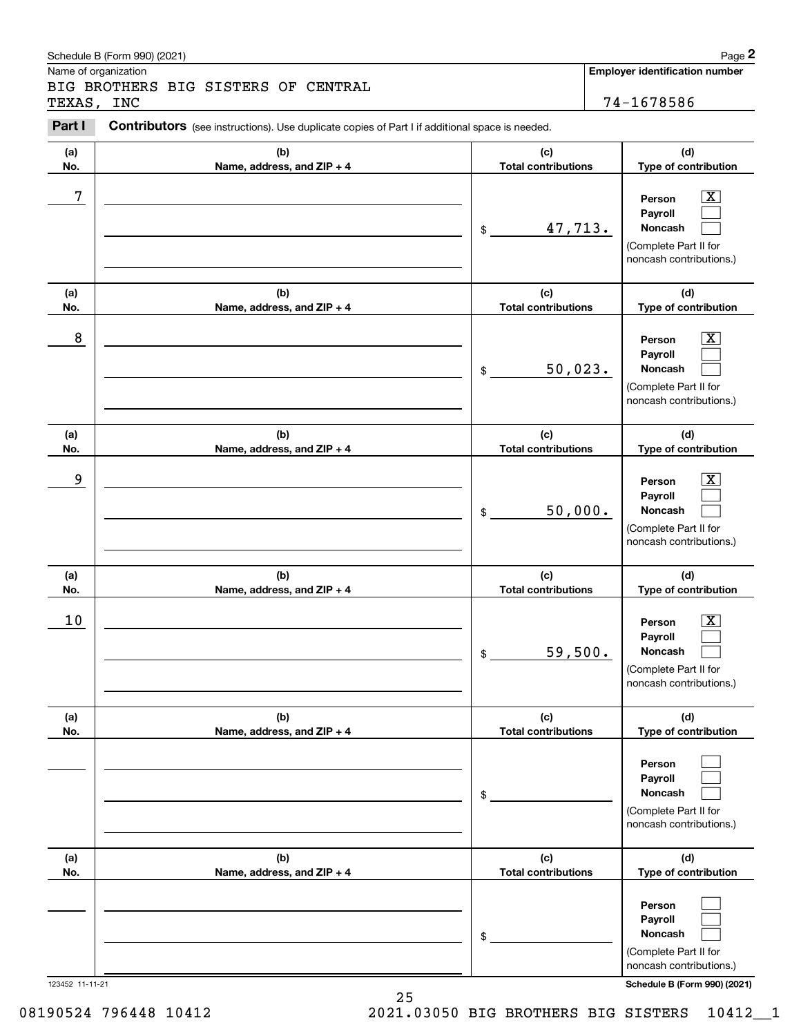Name of organization

BIG BROTHERS BIG SISTERS OF CENTRAL TEXAS, INC

**Employer identification number**

74-1678586

**Part I** **Contributors** (see instructions). Use duplicate copies of Part I if additional space is needed.

| (a) No. | (b) Name, address, and ZIP + 4 | (c) Total contributions | (d) Type of contribution |
| --- | --- | --- | --- |
| 7 | | $ 47,713. | Person [X] Payroll [ ] Noncash [ ] (Complete Part II for noncash contributions.) |
| 8 | | $ 50,023. | Person [X] Payroll [ ] Noncash [ ] (Complete Part II for noncash contributions.) |
| 9 | | $ 50,000. | Person [X] Payroll [ ] Noncash [ ] (Complete Part II for noncash contributions.) |
| 10 | | $ 59,500. | Person [X] Payroll [ ] Noncash [ ] (Complete Part II for noncash contributions.) |
| | | $ | Person [ ] Payroll [ ] Noncash [ ] (Complete Part II for noncash contributions.) |
| | | $ | Person [ ] Payroll [ ] Noncash [ ] (Complete Part II for noncash contributions.) |

123452 11-11-21

**Schedule B (Form 990) (2021)**

08190524 796448 10412 2021.03050 BIG BROTHERS BIG SISTERS 10412__1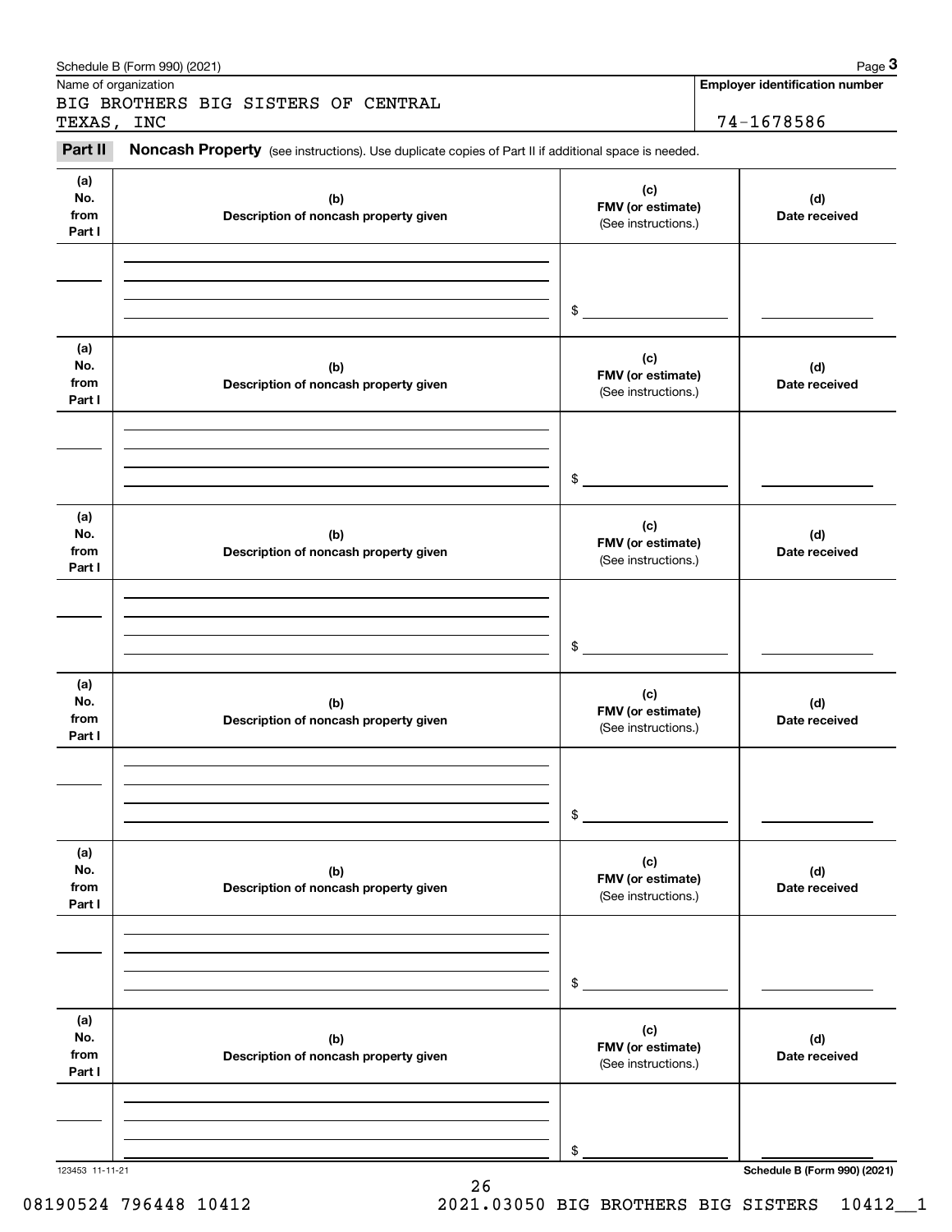Schedule B (Form 990) (2021) Page **3**

Name of organization

BIG BROTHERS BIG SISTERS OF CENTRAL TEXAS, INC

**Employer identification number**

74-1678586

**Part II** **Noncash Property** (see instructions). Use duplicate copies of Part II if additional space is needed.

| (a) No. from Part I | (b) Description of noncash property given | (c) FMV (or estimate) (See instructions.) | (d) Date received |
|---|---|---|---|
| | | $ | |

| (a) No. from Part I | (b) Description of noncash property given | (c) FMV (or estimate) (See instructions.) | (d) Date received |
|---|---|---|---|
| | | $ | |

| (a) No. from Part I | (b) Description of noncash property given | (c) FMV (or estimate) (See instructions.) | (d) Date received |
|---|---|---|---|
| | | $ | |

| (a) No. from Part I | (b) Description of noncash property given | (c) FMV (or estimate) (See instructions.) | (d) Date received |
|---|---|---|---|
| | | $ | |

| (a) No. from Part I | (b) Description of noncash property given | (c) FMV (or estimate) (See instructions.) | (d) Date received |
|---|---|---|---|
| | | $ | |

| (a) No. from Part I | (b) Description of noncash property given | (c) FMV (or estimate) (See instructions.) | (d) Date received |
|---|---|---|---|
| | | $ | |

123453 11-11-21 **Schedule B (Form 990) (2021)**

08190524 796448 10412 2021.03050 BIG BROTHERS BIG SISTERS 10412__1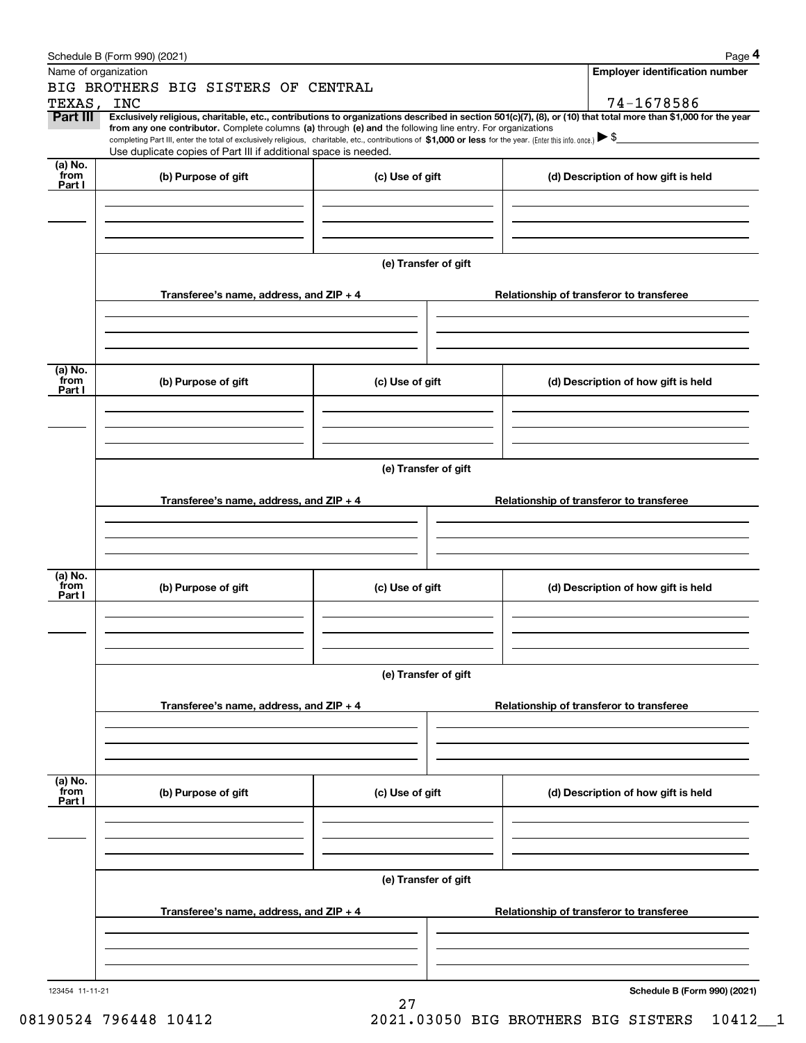Schedule B (Form 990) (2021) Page **4**

Name of organization: BIG BROTHERS BIG SISTERS OF CENTRAL TEXAS, INC

**Employer identification number**: 74-1678586

**Part III** **Exclusively religious, charitable, etc., contributions to organizations described in section 501(c)(7), (8), or (10) that total more than $1,000 for the year from any one contributor.** Complete columns **(a)** through **(e) and** the following line entry. For organizations completing Part III, enter the total of exclusively religious, charitable, etc., contributions of **$1,000 or less** for the year. (Enter this info. once.) ▶ $

Use duplicate copies of Part III if additional space is needed.

| (a) No. from Part I | (b) Purpose of gift | (c) Use of gift | (d) Description of how gift is held |
|---|---|---|---|
| | | | |

**(e) Transfer of gift**

| Transferee's name, address, and ZIP + 4 | Relationship of transferor to transferee |
|---|---|
| | |

| (a) No. from Part I | (b) Purpose of gift | (c) Use of gift | (d) Description of how gift is held |
|---|---|---|---|
| | | | |

**(e) Transfer of gift**

| Transferee's name, address, and ZIP + 4 | Relationship of transferor to transferee |
|---|---|
| | |

| (a) No. from Part I | (b) Purpose of gift | (c) Use of gift | (d) Description of how gift is held |
|---|---|---|---|
| | | | |

**(e) Transfer of gift**

| Transferee's name, address, and ZIP + 4 | Relationship of transferor to transferee |
|---|---|
| | |

| (a) No. from Part I | (b) Purpose of gift | (c) Use of gift | (d) Description of how gift is held |
|---|---|---|---|
| | | | |

**(e) Transfer of gift**

| Transferee's name, address, and ZIP + 4 | Relationship of transferor to transferee |
|---|---|
| | |

123454 11-11-21 **Schedule B (Form 990) (2021)**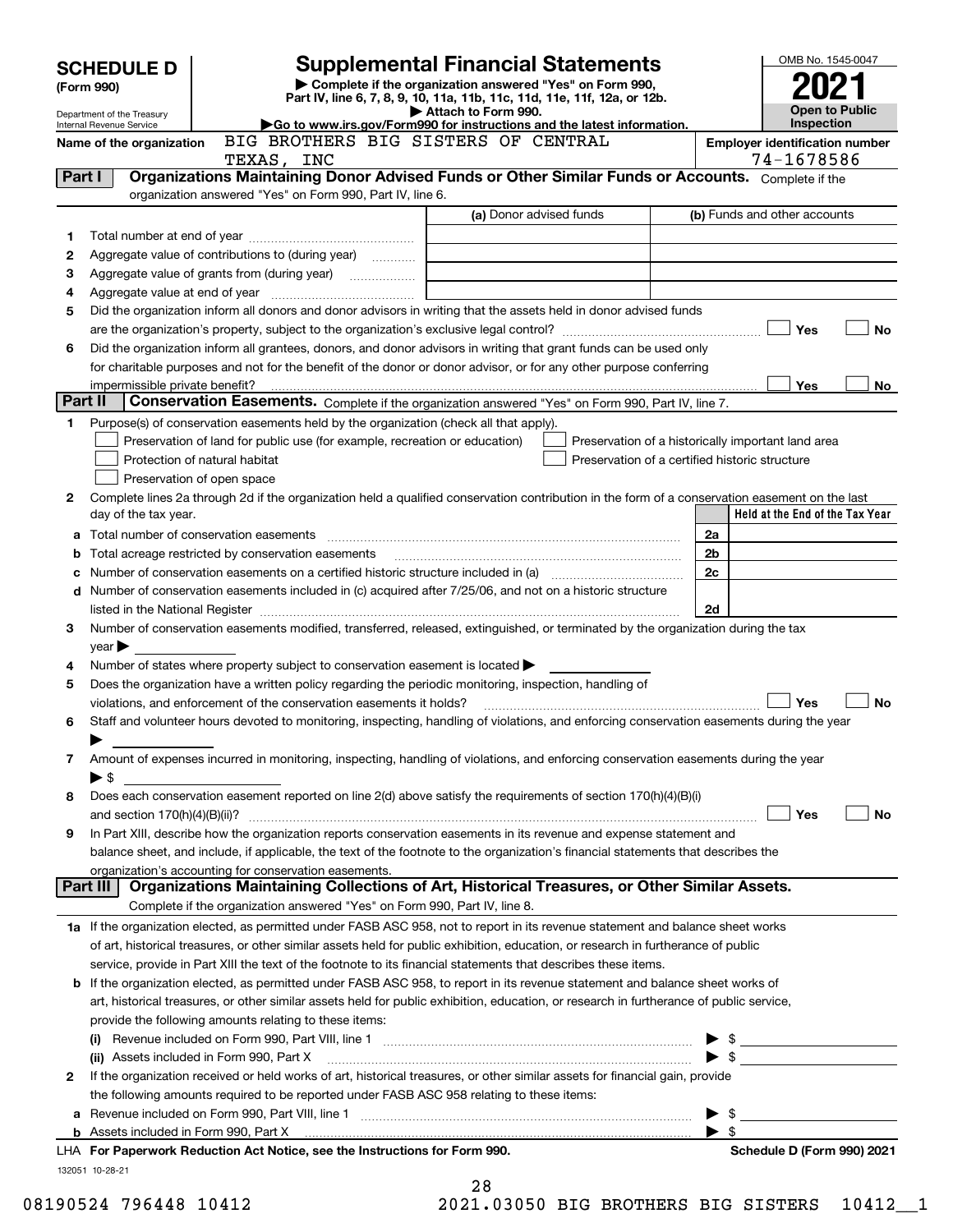# SCHEDULE D (Form 990)

Department of the Treasury
Internal Revenue Service

## Supplemental Financial Statements

▶ Complete if the organization answered "Yes" on Form 990, Part IV, line 6, 7, 8, 9, 10, 11a, 11b, 11c, 11d, 11e, 11f, 12a, or 12b.
▶ Attach to Form 990.
▶Go to www.irs.gov/Form990 for instructions and the latest information.

OMB No. 1545-0047
**2021**
**Open to Public Inspection**

Name of the organization: BIG BROTHERS BIG SISTERS OF CENTRAL TEXAS, INC

Employer identification number: 74-1678586

## Part I — Organizations Maintaining Donor Advised Funds or Other Similar Funds or Accounts.
Complete if the organization answered "Yes" on Form 990, Part IV, line 6.

| | | (a) Donor advised funds | (b) Funds and other accounts |
|---|---|---|---|
| 1 | Total number at end of year | | |
| 2 | Aggregate value of contributions to (during year) | | |
| 3 | Aggregate value of grants from (during year) | | |
| 4 | Aggregate value at end of year | | |

5 Did the organization inform all donors and donor advisors in writing that the assets held in donor advised funds are the organization's property, subject to the organization's exclusive legal control? ☐ Yes ☐ No

6 Did the organization inform all grantees, donors, and donor advisors in writing that grant funds can be used only for charitable purposes and not for the benefit of the donor or donor advisor, or for any other purpose conferring impermissible private benefit? ☐ Yes ☐ No

## Part II — Conservation Easements.
Complete if the organization answered "Yes" on Form 990, Part IV, line 7.

1 Purpose(s) of conservation easements held by the organization (check all that apply).

- ☐ Preservation of land for public use (for example, recreation or education)
- ☐ Protection of natural habitat
- ☐ Preservation of open space
- ☐ Preservation of a historically important land area
- ☐ Preservation of a certified historic structure

2 Complete lines 2a through 2d if the organization held a qualified conservation contribution in the form of a conservation easement on the last day of the tax year.

| | | | Held at the End of the Tax Year |
|---|---|---|---|
| a | Total number of conservation easements | 2a | |
| b | Total acreage restricted by conservation easements | 2b | |
| c | Number of conservation easements on a certified historic structure included in (a) | 2c | |
| d | Number of conservation easements included in (c) acquired after 7/25/06, and not on a historic structure listed in the National Register | 2d | |

3 Number of conservation easements modified, transferred, released, extinguished, or terminated by the organization during the tax year ▶

4 Number of states where property subject to conservation easement is located ▶

5 Does the organization have a written policy regarding the periodic monitoring, inspection, handling of violations, and enforcement of the conservation easements it holds? ☐ Yes ☐ No

6 Staff and volunteer hours devoted to monitoring, inspecting, handling of violations, and enforcing conservation easements during the year ▶

7 Amount of expenses incurred in monitoring, inspecting, handling of violations, and enforcing conservation easements during the year ▶ $

8 Does each conservation easement reported on line 2(d) above satisfy the requirements of section 170(h)(4)(B)(i) and section 170(h)(4)(B)(ii)? ☐ Yes ☐ No

9 In Part XIII, describe how the organization reports conservation easements in its revenue and expense statement and balance sheet, and include, if applicable, the text of the footnote to the organization's financial statements that describes the organization's accounting for conservation easements.

## Part III — Organizations Maintaining Collections of Art, Historical Treasures, or Other Similar Assets.
Complete if the organization answered "Yes" on Form 990, Part IV, line 8.

1a If the organization elected, as permitted under FASB ASC 958, not to report in its revenue statement and balance sheet works of art, historical treasures, or other similar assets held for public exhibition, education, or research in furtherance of public service, provide in Part XIII the text of the footnote to its financial statements that describes these items.

b If the organization elected, as permitted under FASB ASC 958, to report in its revenue statement and balance sheet works of art, historical treasures, or other similar assets held for public exhibition, education, or research in furtherance of public service, provide the following amounts relating to these items:

(i) Revenue included on Form 990, Part VIII, line 1 ▶ $

(ii) Assets included in Form 990, Part X ▶ $

2 If the organization received or held works of art, historical treasures, or other similar assets for financial gain, provide the following amounts required to be reported under FASB ASC 958 relating to these items:

a Revenue included on Form 990, Part VIII, line 1 ▶ $

b Assets included in Form 990, Part X ▶ $

LHA For Paperwork Reduction Act Notice, see the Instructions for Form 990. **Schedule D (Form 990) 2021**

132051 10-28-21

08190524 796448 10412 2021.03050 BIG BROTHERS BIG SISTERS 10412__1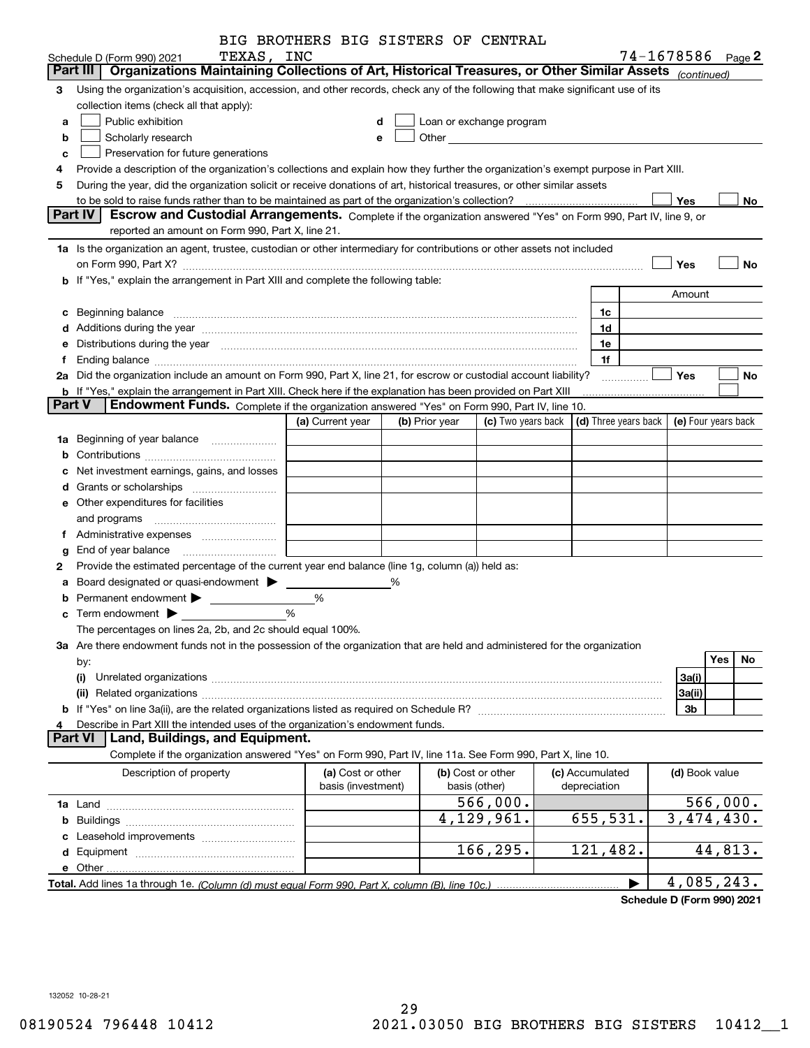BIG BROTHERS BIG SISTERS OF CENTRAL TEXAS, INC

Schedule D (Form 990) 2021 — 74-1678586 Page **2**

## Part III | Organizations Maintaining Collections of Art, Historical Treasures, or Other Similar Assets *(continued)*

**3** Using the organization's acquisition, accession, and other records, check any of the following that make significant use of its collection items (check all that apply):

- **a** ☐ Public exhibition
- **b** ☐ Scholarly research
- **c** ☐ Preservation for future generations
- **d** ☐ Loan or exchange program
- **e** ☐ Other

**4** Provide a description of the organization's collections and explain how they further the organization's exempt purpose in Part XIII.

**5** During the year, did the organization solicit or receive donations of art, historical treasures, or other similar assets to be sold to raise funds rather than to be maintained as part of the organization's collection? ☐ Yes ☐ No

## Part IV | Escrow and Custodial Arrangements.

Complete if the organization answered "Yes" on Form 990, Part IV, line 9, or reported an amount on Form 990, Part X, line 21.

**1a** Is the organization an agent, trustee, custodian or other intermediary for contributions or other assets not included on Form 990, Part X? ☐ Yes ☐ No

**b** If "Yes," explain the arrangement in Part XIII and complete the following table:

| | | Amount |
|---|---|---|
| **c** Beginning balance | 1c | |
| **d** Additions during the year | 1d | |
| **e** Distributions during the year | 1e | |
| **f** Ending balance | 1f | |

**2a** Did the organization include an amount on Form 990, Part X, line 21, for escrow or custodial account liability? ☐ Yes ☐ No

**b** If "Yes," explain the arrangement in Part XIII. Check here if the explanation has been provided on Part XIII ☐

## Part V | Endowment Funds.

Complete if the organization answered "Yes" on Form 990, Part IV, line 10.

| | (a) Current year | (b) Prior year | (c) Two years back | (d) Three years back | (e) Four years back |
|---|---|---|---|---|---|
| **1a** Beginning of year balance | | | | | |
| **b** Contributions | | | | | |
| **c** Net investment earnings, gains, and losses | | | | | |
| **d** Grants or scholarships | | | | | |
| **e** Other expenditures for facilities and programs | | | | | |
| **f** Administrative expenses | | | | | |
| **g** End of year balance | | | | | |

**2** Provide the estimated percentage of the current year end balance (line 1g, column (a)) held as:

- **a** Board designated or quasi-endowment ▶ ______ %
- **b** Permanent endowment ▶ ______ %
- **c** Term endowment ▶ ______ %

The percentages on lines 2a, 2b, and 2c should equal 100%.

**3a** Are there endowment funds not in the possession of the organization that are held and administered for the organization by:

| | | Yes | No |
|---|---|---|---|
| **(i)** Unrelated organizations | 3a(i) | | |
| **(ii)** Related organizations | 3a(ii) | | |
| **b** If "Yes" on line 3a(ii), are the related organizations listed as required on Schedule R? | 3b | | |

**4** Describe in Part XIII the intended uses of the organization's endowment funds.

## Part VI | Land, Buildings, and Equipment.

Complete if the organization answered "Yes" on Form 990, Part IV, line 11a. See Form 990, Part X, line 10.

| Description of property | (a) Cost or other basis (investment) | (b) Cost or other basis (other) | (c) Accumulated depreciation | (d) Book value |
|---|---|---|---|---|
| **1a** Land | | 566,000. | | 566,000. |
| **b** Buildings | | 4,129,961. | 655,531. | 3,474,430. |
| **c** Leasehold improvements | | | | |
| **d** Equipment | | 166,295. | 121,482. | 44,813. |
| **e** Other | | | | |
| **Total.** Add lines 1a through 1e. *(Column (d) must equal Form 990, Part X, column (B), line 10c.)* | | | ▶ | 4,085,243. |

**Schedule D (Form 990) 2021**

132052 10-28-21

08190524 796448 10412 2021.03050 BIG BROTHERS BIG SISTERS 10412__1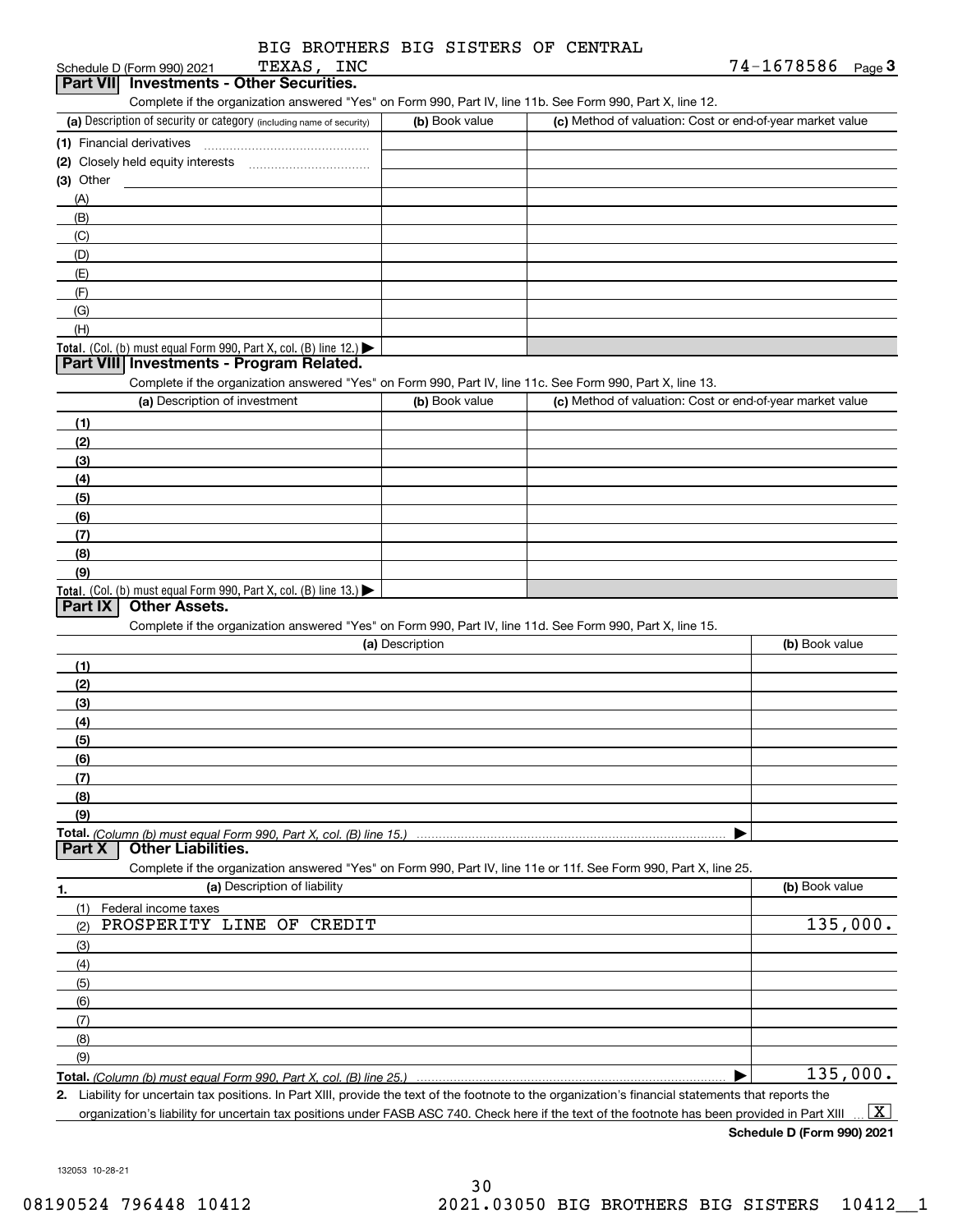BIG BROTHERS BIG SISTERS OF CENTRAL TEXAS, INC

Schedule D (Form 990) 2021 — 74-1678586 — Page 3

## Part VII Investments - Other Securities.

Complete if the organization answered "Yes" on Form 990, Part IV, line 11b. See Form 990, Part X, line 12.

| (a) Description of security or category (including name of security) | (b) Book value | (c) Method of valuation: Cost or end-of-year market value |
|---|---|---|
| (1) Financial derivatives | | |
| (2) Closely held equity interests | | |
| (3) Other | | |
| (A) | | |
| (B) | | |
| (C) | | |
| (D) | | |
| (E) | | |
| (F) | | |
| (G) | | |
| (H) | | |
| **Total.** (Col. (b) must equal Form 990, Part X, col. (B) line 12.) ▶ | | |

## Part VIII Investments - Program Related.

Complete if the organization answered "Yes" on Form 990, Part IV, line 11c. See Form 990, Part X, line 13.

| (a) Description of investment | (b) Book value | (c) Method of valuation: Cost or end-of-year market value |
|---|---|---|
| (1) | | |
| (2) | | |
| (3) | | |
| (4) | | |
| (5) | | |
| (6) | | |
| (7) | | |
| (8) | | |
| (9) | | |
| **Total.** (Col. (b) must equal Form 990, Part X, col. (B) line 13.) ▶ | | |

## Part IX Other Assets.

Complete if the organization answered "Yes" on Form 990, Part IV, line 11d. See Form 990, Part X, line 15.

| (a) Description | (b) Book value |
|---|---|
| (1) | |
| (2) | |
| (3) | |
| (4) | |
| (5) | |
| (6) | |
| (7) | |
| (8) | |
| (9) | |
| **Total.** *(Column (b) must equal Form 990, Part X, col. (B) line 15.)* ▶ | |

## Part X Other Liabilities.

Complete if the organization answered "Yes" on Form 990, Part IV, line 11e or 11f. See Form 990, Part X, line 25.

| 1. (a) Description of liability | (b) Book value |
|---|---|
| (1) Federal income taxes | |
| (2) PROSPERITY LINE OF CREDIT | 135,000. |
| (3) | |
| (4) | |
| (5) | |
| (6) | |
| (7) | |
| (8) | |
| (9) | |
| **Total.** *(Column (b) must equal Form 990, Part X, col. (B) line 25.)* ▶ | 135,000. |

2. Liability for uncertain tax positions. In Part XIII, provide the text of the footnote to the organization's financial statements that reports the organization's liability for uncertain tax positions under FASB ASC 740. Check here if the text of the footnote has been provided in Part XIII ... [X]

**Schedule D (Form 990) 2021**

132053 10-28-21

08190524 796448 10412 2021.03050 BIG BROTHERS BIG SISTERS 10412__1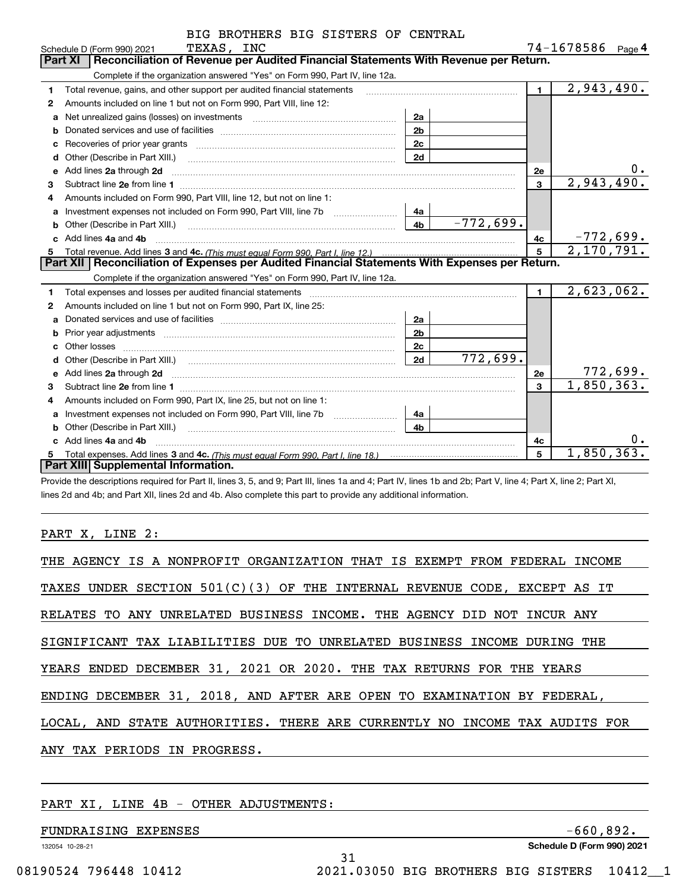BIG BROTHERS BIG SISTERS OF CENTRAL TEXAS, INC — 74-1678586

Schedule D (Form 990) 2021 — Page 4

## Part XI Reconciliation of Revenue per Audited Financial Statements With Revenue per Return.

Complete if the organization answered "Yes" on Form 990, Part IV, line 12a.

| | | | | | |
|---|---|---|---|---|---|
| 1 | Total revenue, gains, and other support per audited financial statements | | | 1 | 2,943,490. |
| 2 | Amounts included on line 1 but not on Form 990, Part VIII, line 12: | | | | |
| a | Net unrealized gains (losses) on investments | 2a | | | |
| b | Donated services and use of facilities | 2b | | | |
| c | Recoveries of prior year grants | 2c | | | |
| d | Other (Describe in Part XIII.) | 2d | | | |
| e | Add lines 2a through 2d | | | 2e | 0. |
| 3 | Subtract line 2e from line 1 | | | 3 | 2,943,490. |
| 4 | Amounts included on Form 990, Part VIII, line 12, but not on line 1: | | | | |
| a | Investment expenses not included on Form 990, Part VIII, line 7b | 4a | | | |
| b | Other (Describe in Part XIII.) | 4b | -772,699. | | |
| c | Add lines 4a and 4b | | | 4c | -772,699. |
| 5 | Total revenue. Add lines 3 and 4c. *(This must equal Form 990, Part I, line 12.)* | | | 5 | 2,170,791. |

## Part XII Reconciliation of Expenses per Audited Financial Statements With Expenses per Return.

Complete if the organization answered "Yes" on Form 990, Part IV, line 12a.

| | | | | | |
|---|---|---|---|---|---|
| 1 | Total expenses and losses per audited financial statements | | | 1 | 2,623,062. |
| 2 | Amounts included on line 1 but not on Form 990, Part IX, line 25: | | | | |
| a | Donated services and use of facilities | 2a | | | |
| b | Prior year adjustments | 2b | | | |
| c | Other losses | 2c | | | |
| d | Other (Describe in Part XIII.) | 2d | 772,699. | | |
| e | Add lines 2a through 2d | | | 2e | 772,699. |
| 3 | Subtract line 2e from line 1 | | | 3 | 1,850,363. |
| 4 | Amounts included on Form 990, Part IX, line 25, but not on line 1: | | | | |
| a | Investment expenses not included on Form 990, Part VIII, line 7b | 4a | | | |
| b | Other (Describe in Part XIII.) | 4b | | | |
| c | Add lines 4a and 4b | | | 4c | 0. |
| 5 | Total expenses. Add lines 3 and 4c. *(This must equal Form 990, Part I, line 18.)* | | | 5 | 1,850,363. |

## Part XIII Supplemental Information.

Provide the descriptions required for Part II, lines 3, 5, and 9; Part III, lines 1a and 4; Part IV, lines 1b and 2b; Part V, line 4; Part X, line 2; Part XI, lines 2d and 4b; and Part XII, lines 2d and 4b. Also complete this part to provide any additional information.

PART X, LINE 2:

THE AGENCY IS A NONPROFIT ORGANIZATION THAT IS EXEMPT FROM FEDERAL INCOME TAXES UNDER SECTION 501(C)(3) OF THE INTERNAL REVENUE CODE, EXCEPT AS IT RELATES TO ANY UNRELATED BUSINESS INCOME. THE AGENCY DID NOT INCUR ANY SIGNIFICANT TAX LIABILITIES DUE TO UNRELATED BUSINESS INCOME DURING THE YEARS ENDED DECEMBER 31, 2021 OR 2020. THE TAX RETURNS FOR THE YEARS ENDING DECEMBER 31, 2018, AND AFTER ARE OPEN TO EXAMINATION BY FEDERAL, LOCAL, AND STATE AUTHORITIES. THERE ARE CURRENTLY NO INCOME TAX AUDITS FOR ANY TAX PERIODS IN PROGRESS.

PART XI, LINE 4B - OTHER ADJUSTMENTS:

| | |
|---|---|
| FUNDRAISING EXPENSES | -660,892. |

132054 10-28-21

Schedule D (Form 990) 2021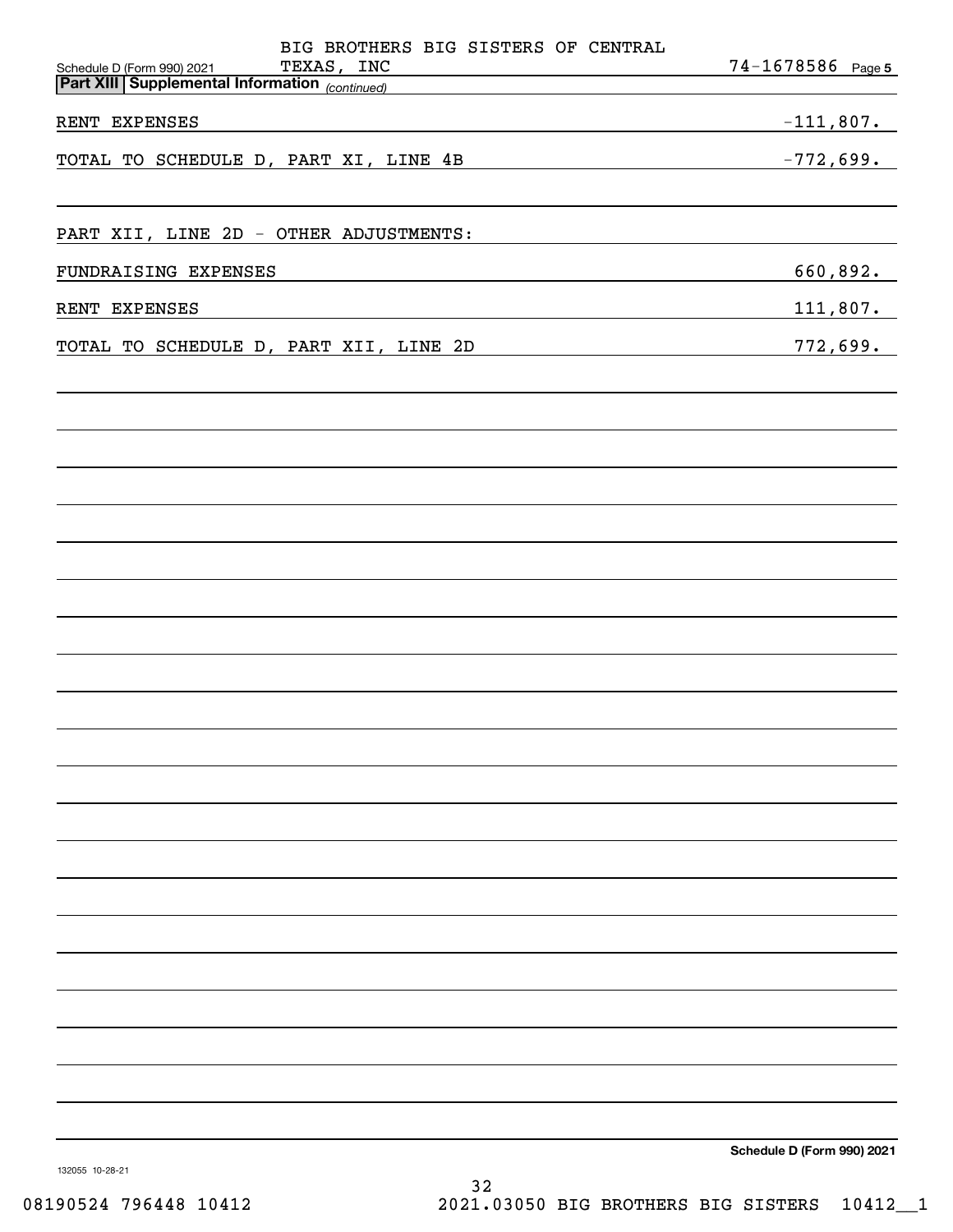BIG BROTHERS BIG SISTERS OF CENTRAL TEXAS, INC

Schedule D (Form 990) 2021 74-1678586 Page **5**

**Part XIII | Supplemental Information** *(continued)*

| | |
|---|---|
| RENT EXPENSES | -111,807. |
| TOTAL TO SCHEDULE D, PART XI, LINE 4B | -772,699. |

PART XII, LINE 2D - OTHER ADJUSTMENTS:

| | |
|---|---|
| FUNDRAISING EXPENSES | 660,892. |
| RENT EXPENSES | 111,807. |
| TOTAL TO SCHEDULE D, PART XII, LINE 2D | 772,699. |

**Schedule D (Form 990) 2021**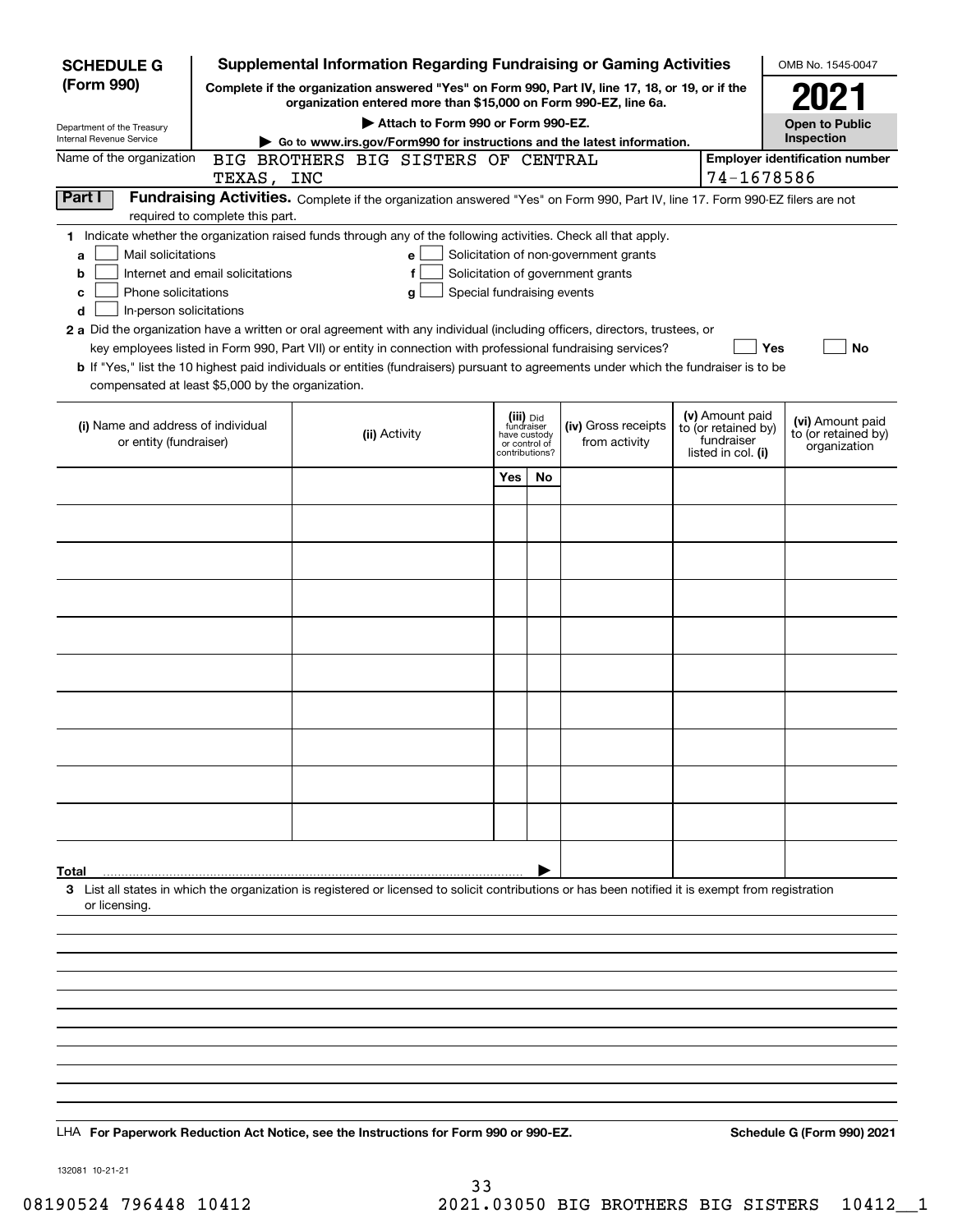**SCHEDULE G (Form 990)**

Department of the Treasury
Internal Revenue Service

# Supplemental Information Regarding Fundraising or Gaming Activities

**Complete if the organization answered "Yes" on Form 990, Part IV, line 17, 18, or 19, or if the organization entered more than $15,000 on Form 990-EZ, line 6a.**

**▶ Attach to Form 990 or Form 990-EZ.**

**▶ Go to www.irs.gov/Form990 for instructions and the latest information.**

OMB No. 1545-0047

**2021**

**Open to Public Inspection**

Name of the organization: BIG BROTHERS BIG SISTERS OF CENTRAL TEXAS, INC

**Employer identification number**: 74-1678586

**Part I** **Fundraising Activities.** Complete if the organization answered "Yes" on Form 990, Part IV, line 17. Form 990-EZ filers are not required to complete this part.

**1** Indicate whether the organization raised funds through any of the following activities. Check all that apply.

- **a** ☐ Mail solicitations
- **b** ☐ Internet and email solicitations
- **c** ☐ Phone solicitations
- **d** ☐ In-person solicitations
- **e** ☐ Solicitation of non-government grants
- **f** ☐ Solicitation of government grants
- **g** ☐ Special fundraising events

**2 a** Did the organization have a written or oral agreement with any individual (including officers, directors, trustees, or key employees listed in Form 990, Part VII) or entity in connection with professional fundraising services? ☐ **Yes** ☐ **No**

**b** If "Yes," list the 10 highest paid individuals or entities (fundraisers) pursuant to agreements under which the fundraiser is to be compensated at least $5,000 by the organization.

| (i) Name and address of individual or entity (fundraiser) | (ii) Activity | (iii) Did fundraiser have custody or control of contributions? Yes | No | (iv) Gross receipts from activity | (v) Amount paid to (or retained by) fundraiser listed in col. (i) | (vi) Amount paid to (or retained by) organization |
|---|---|---|---|---|---|---|
| | | | | | | |
| | | | | | | |
| | | | | | | |
| | | | | | | |
| | | | | | | |
| | | | | | | |
| | | | | | | |
| | | | | | | |
| | | | | | | |
| | | | | | | |
| **Total** ▶ | | | | | | |

**3** List all states in which the organization is registered or licensed to solicit contributions or has been notified it is exempt from registration or licensing.

LHA **For Paperwork Reduction Act Notice, see the Instructions for Form 990 or 990-EZ.** **Schedule G (Form 990) 2021**

132081 10-21-21

08190524 796448 10412 2021.03050 BIG BROTHERS BIG SISTERS 10412__1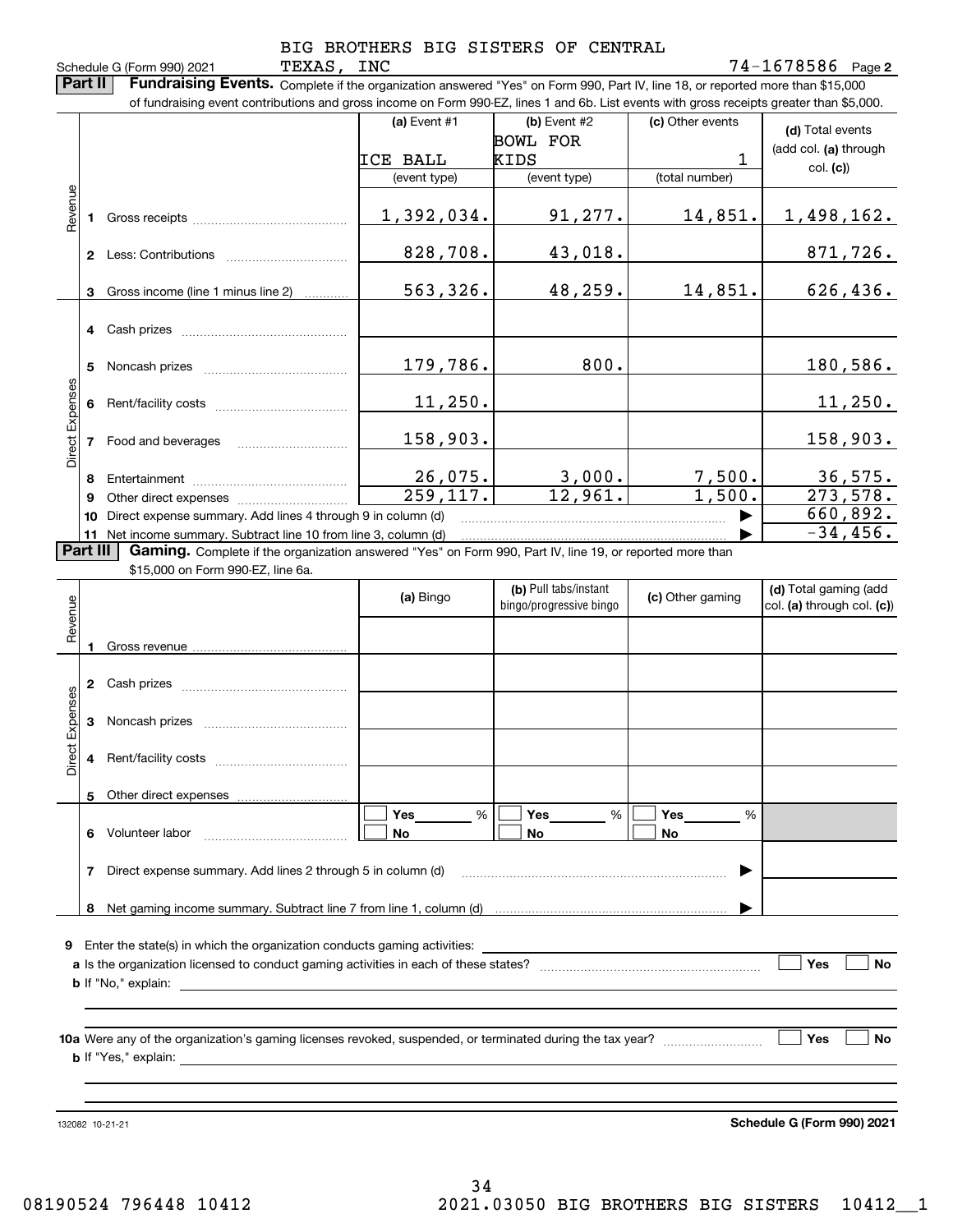Schedule G (Form 990) 2021 BIG BROTHERS BIG SISTERS OF CENTRAL TEXAS, INC 74-1678586 Page 2

**Part II** **Fundraising Events.** Complete if the organization answered "Yes" on Form 990, Part IV, line 18, or reported more than $15,000 of fundraising event contributions and gross income on Form 990-EZ, lines 1 and 6b. List events with gross receipts greater than $5,000.

| | | (a) Event #1 | (b) Event #2 | (c) Other events | (d) Total events (add col. (a) through col. (c)) |
|---|---|---|---|---|---|
| | | ICE BALL | BOWL FOR KIDS | 1 | |
| | | (event type) | (event type) | (total number) | |
| Revenue | 1 Gross receipts | 1,392,034. | 91,277. | 14,851. | 1,498,162. |
| | 2 Less: Contributions | 828,708. | 43,018. | | 871,726. |
| | 3 Gross income (line 1 minus line 2) | 563,326. | 48,259. | 14,851. | 626,436. |
| Direct Expenses | 4 Cash prizes | | | | |
| | 5 Noncash prizes | 179,786. | 800. | | 180,586. |
| | 6 Rent/facility costs | 11,250. | | | 11,250. |
| | 7 Food and beverages | 158,903. | | | 158,903. |
| | 8 Entertainment | 26,075. | 3,000. | 7,500. | 36,575. |
| | 9 Other direct expenses | 259,117. | 12,961. | 1,500. | 273,578. |
| | 10 Direct expense summary. Add lines 4 through 9 in column (d) | | | ▶ | 660,892. |
| | 11 Net income summary. Subtract line 10 from line 3, column (d) | | | ▶ | -34,456. |

**Part III** **Gaming.** Complete if the organization answered "Yes" on Form 990, Part IV, line 19, or reported more than $15,000 on Form 990-EZ, line 6a.

| | | (a) Bingo | (b) Pull tabs/instant bingo/progressive bingo | (c) Other gaming | (d) Total gaming (add col. (a) through col. (c)) |
|---|---|---|---|---|---|
| Revenue | 1 Gross revenue | | | | |
| Direct Expenses | 2 Cash prizes | | | | |
| | 3 Noncash prizes | | | | |
| | 4 Rent/facility costs | | | | |
| | 5 Other direct expenses | | | | |
| | 6 Volunteer labor | ☐ Yes ____ % ☐ No | ☐ Yes ____ % ☐ No | ☐ Yes ____ % ☐ No | |
| | 7 Direct expense summary. Add lines 2 through 5 in column (d) | | | ▶ | |
| | 8 Net gaming income summary. Subtract line 7 from line 1, column (d) | | | ▶ | |

**9** Enter the state(s) in which the organization conducts gaming activities: ____________

**a** Is the organization licensed to conduct gaming activities in each of these states? ☐ Yes ☐ No

**b** If "No," explain: ____________

**10a** Were any of the organization's gaming licenses revoked, suspended, or terminated during the tax year? ☐ Yes ☐ No

**b** If "Yes," explain: ____________

132082 10-21-21 **Schedule G (Form 990) 2021**

08190524 796448 10412 2021.03050 BIG BROTHERS BIG SISTERS 10412__1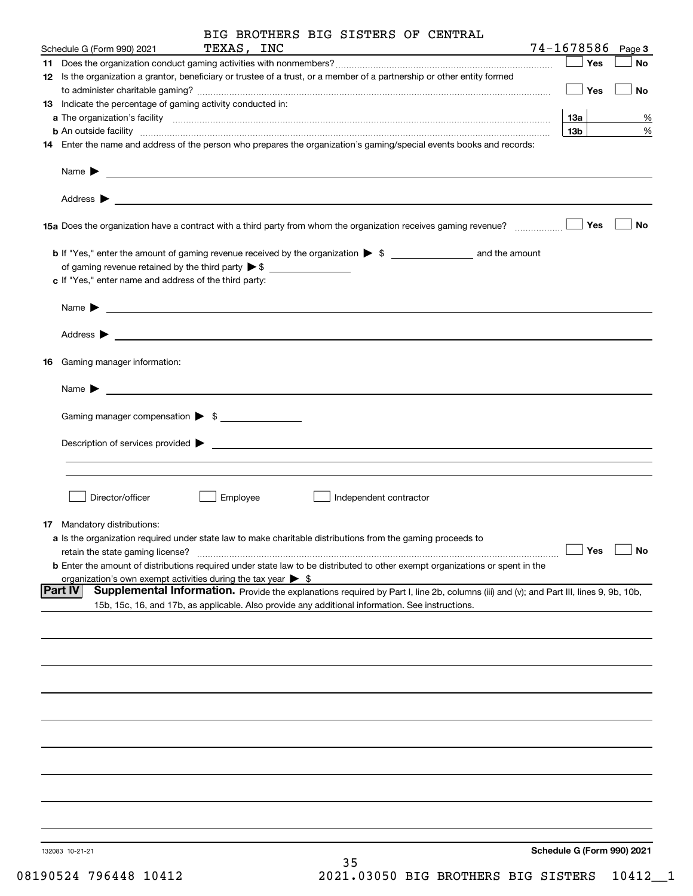BIG BROTHERS BIG SISTERS OF CENTRAL TEXAS, INC

Schedule G (Form 990) 2021 &nbsp;&nbsp;&nbsp; 74-1678586 &nbsp;&nbsp;&nbsp; Page 3

**11** Does the organization conduct gaming activities with nonmembers? ☐ **Yes** ☐ **No**

**12** Is the organization a grantor, beneficiary or trustee of a trust, or a member of a partnership or other entity formed to administer charitable gaming? ☐ **Yes** ☐ **No**

**13** Indicate the percentage of gaming activity conducted in:

**a** The organization's facility **13a** %

**b** An outside facility **13b** %

**14** Enter the name and address of the person who prepares the organization's gaming/special events books and records:

Name ▶

Address ▶

**15a** Does the organization have a contract with a third party from whom the organization receives gaming revenue? ☐ **Yes** ☐ **No**

**b** If "Yes," enter the amount of gaming revenue received by the organization ▶ $ ______ and the amount of gaming revenue retained by the third party ▶ $ ______

**c** If "Yes," enter name and address of the third party:

Name ▶

Address ▶

**16** Gaming manager information:

Name ▶

Gaming manager compensation ▶ $ ______

Description of services provided ▶

☐ Director/officer &nbsp;&nbsp; ☐ Employee &nbsp;&nbsp; ☐ Independent contractor

**17** Mandatory distributions:

**a** Is the organization required under state law to make charitable distributions from the gaming proceeds to retain the state gaming license? ☐ **Yes** ☐ **No**

**b** Enter the amount of distributions required under state law to be distributed to other exempt organizations or spent in the organization's own exempt activities during the tax year ▶ $

**Part IV** **Supplemental Information.** Provide the explanations required by Part I, line 2b, columns (iii) and (v); and Part III, lines 9, 9b, 10b, 15b, 15c, 16, and 17b, as applicable. Also provide any additional information. See instructions.

132083 10-21-21 &nbsp;&nbsp;&nbsp; **Schedule G (Form 990) 2021**

08190524 796448 10412 &nbsp;&nbsp;&nbsp; 2021.03050 BIG BROTHERS BIG SISTERS 10412__1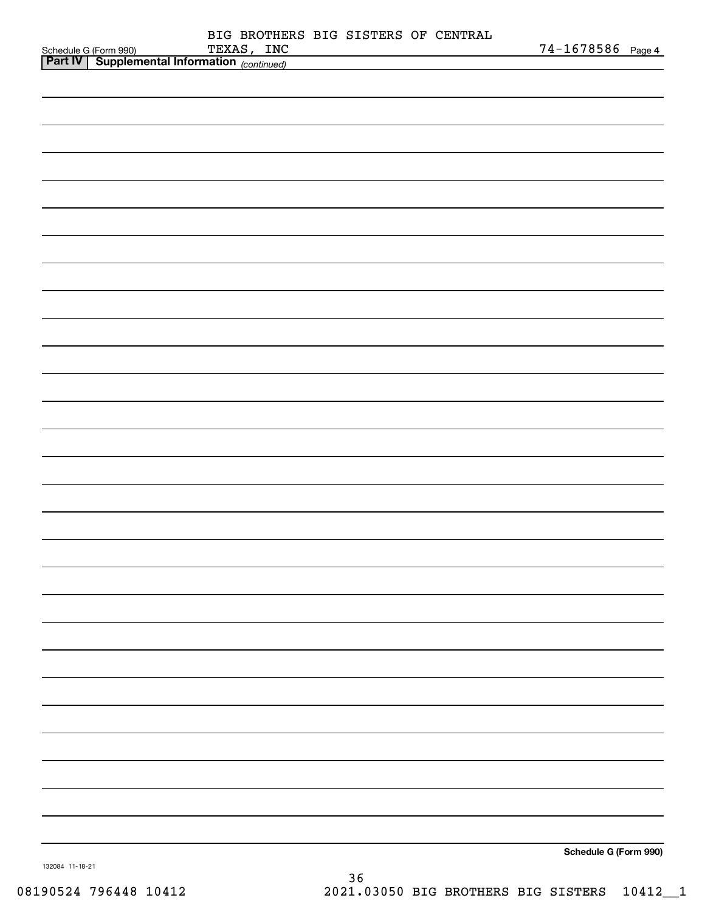Schedule G (Form 990) BIG BROTHERS BIG SISTERS OF CENTRAL TEXAS, INC 74-1678586 Page 4

**Part IV | Supplemental Information** *(continued)*

**Schedule G (Form 990)**

132084 11-18-21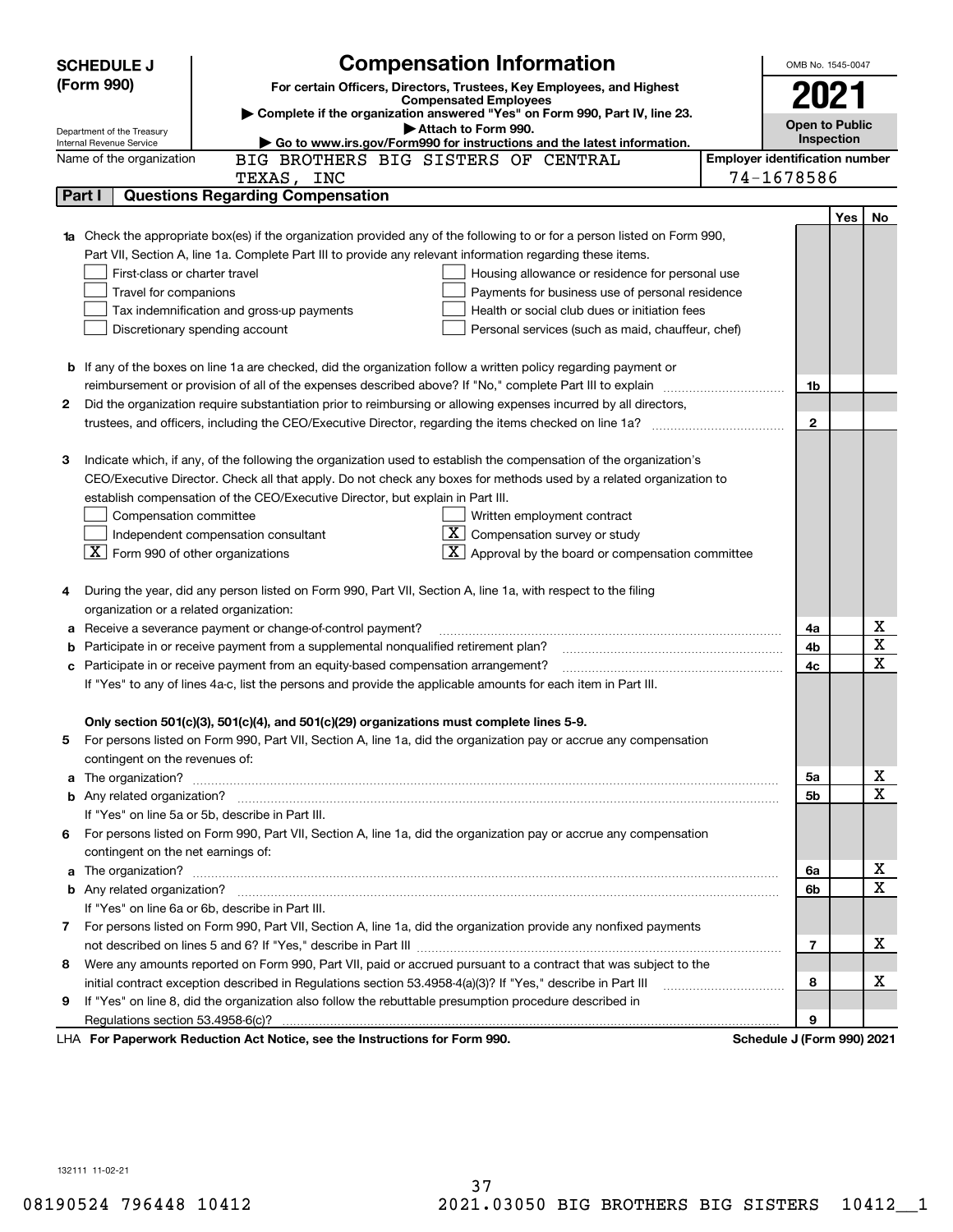**SCHEDULE J (Form 990)**

Department of the Treasury
Internal Revenue Service

# Compensation Information

**For certain Officers, Directors, Trustees, Key Employees, and Highest Compensated Employees**

▶ **Complete if the organization answered "Yes" on Form 990, Part IV, line 23.**

▶ **Attach to Form 990.**

▶ **Go to www.irs.gov/Form990 for instructions and the latest information.**

OMB No. 1545-0047

**2021**

**Open to Public Inspection**

Name of the organization: BIG BROTHERS BIG SISTERS OF CENTRAL TEXAS, INC

**Employer identification number:** 74-1678586

## Part I Questions Regarding Compensation

| | | | Yes | No |
|---|---|---|---|---|
| **1a** | Check the appropriate box(es) if the organization provided any of the following to or for a person listed on Form 990, Part VII, Section A, line 1a. Complete Part III to provide any relevant information regarding these items.<br>☐ First-class or charter travel ☐ Housing allowance or residence for personal use<br>☐ Travel for companions ☐ Payments for business use of personal residence<br>☐ Tax indemnification and gross-up payments ☐ Health or social club dues or initiation fees<br>☐ Discretionary spending account ☐ Personal services (such as maid, chauffeur, chef) | | | |
| **b** | If any of the boxes on line 1a are checked, did the organization follow a written policy regarding payment or reimbursement or provision of all of the expenses described above? If "No," complete Part III to explain | 1b | | |
| **2** | Did the organization require substantiation prior to reimbursing or allowing expenses incurred by all directors, trustees, and officers, including the CEO/Executive Director, regarding the items checked on line 1a? | 2 | | |
| **3** | Indicate which, if any, of the following the organization used to establish the compensation of the organization's CEO/Executive Director. Check all that apply. Do not check any boxes for methods used by a related organization to establish compensation of the CEO/Executive Director, but explain in Part III.<br>☐ Compensation committee ☐ Written employment contract<br>☐ Independent compensation consultant ☒ Compensation survey or study<br>☒ Form 990 of other organizations ☒ Approval by the board or compensation committee | | | |
| **4** | During the year, did any person listed on Form 990, Part VII, Section A, line 1a, with respect to the filing organization or a related organization: | | | |
| **a** | Receive a severance payment or change-of-control payment? | 4a | | X |
| **b** | Participate in or receive payment from a supplemental nonqualified retirement plan? | 4b | | X |
| **c** | Participate in or receive payment from an equity-based compensation arrangement? | 4c | | X |
| | If "Yes" to any of lines 4a-c, list the persons and provide the applicable amounts for each item in Part III. | | | |
| | **Only section 501(c)(3), 501(c)(4), and 501(c)(29) organizations must complete lines 5-9.** | | | |
| **5** | For persons listed on Form 990, Part VII, Section A, line 1a, did the organization pay or accrue any compensation contingent on the revenues of: | | | |
| **a** | The organization? | 5a | | X |
| **b** | Any related organization? | 5b | | X |
| | If "Yes" on line 5a or 5b, describe in Part III. | | | |
| **6** | For persons listed on Form 990, Part VII, Section A, line 1a, did the organization pay or accrue any compensation contingent on the net earnings of: | | | |
| **a** | The organization? | 6a | | X |
| **b** | Any related organization? | 6b | | X |
| | If "Yes" on line 6a or 6b, describe in Part III. | | | |
| **7** | For persons listed on Form 990, Part VII, Section A, line 1a, did the organization provide any nonfixed payments not described on lines 5 and 6? If "Yes," describe in Part III | 7 | | X |
| **8** | Were any amounts reported on Form 990, Part VII, paid or accrued pursuant to a contract that was subject to the initial contract exception described in Regulations section 53.4958-4(a)(3)? If "Yes," describe in Part III | 8 | | X |
| **9** | If "Yes" on line 8, did the organization also follow the rebuttable presumption procedure described in Regulations section 53.4958-6(c)? | 9 | | |

LHA **For Paperwork Reduction Act Notice, see the Instructions for Form 990.** **Schedule J (Form 990) 2021**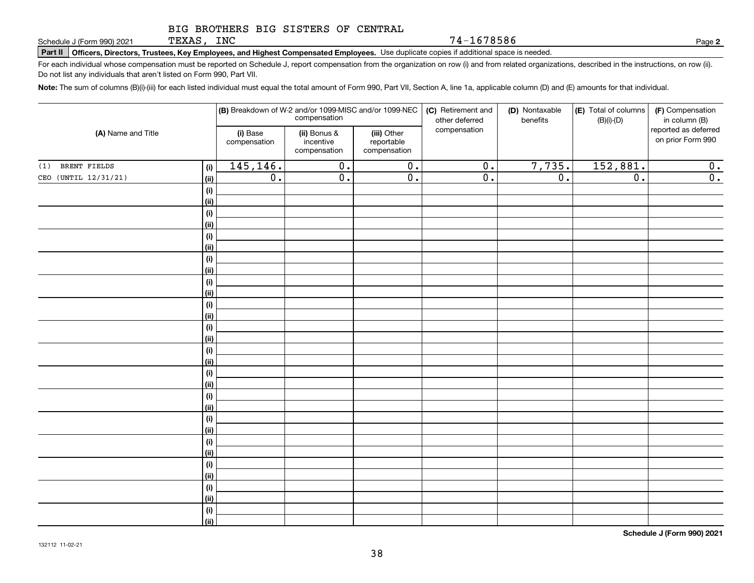BIG BROTHERS BIG SISTERS OF CENTRAL TEXAS, INC

74-1678586

Schedule J (Form 990) 2021 Page **2**

**Part II** **Officers, Directors, Trustees, Key Employees, and Highest Compensated Employees.** Use duplicate copies if additional space is needed.

For each individual whose compensation must be reported on Schedule J, report compensation from the organization on row (i) and from related organizations, described in the instructions, on row (ii). Do not list any individuals that aren't listed on Form 990, Part VII.

**Note:** The sum of columns (B)(i)-(iii) for each listed individual must equal the total amount of Form 990, Part VII, Section A, line 1a, applicable column (D) and (E) amounts for that individual.

| (A) Name and Title | | (B) Breakdown of W-2 and/or 1099-MISC and/or 1099-NEC compensation | | | (C) Retirement and other deferred compensation | (D) Nontaxable benefits | (E) Total of columns (B)(i)-(D) | (F) Compensation in column (B) reported as deferred on prior Form 990 |
|---|---|---|---|---|---|---|---|---|
| | | (i) Base compensation | (ii) Bonus & incentive compensation | (iii) Other reportable compensation | | | | |
| (1) BRENT FIELDS | (i) | 145,146. | 0. | 0. | 0. | 7,735. | 152,881. | 0. |
| CEO (UNTIL 12/31/21) | (ii) | 0. | 0. | 0. | 0. | 0. | 0. | 0. |
| | (i) | | | | | | | |
| | (ii) | | | | | | | |
| | (i) | | | | | | | |
| | (ii) | | | | | | | |
| | (i) | | | | | | | |
| | (ii) | | | | | | | |
| | (i) | | | | | | | |
| | (ii) | | | | | | | |
| | (i) | | | | | | | |
| | (ii) | | | | | | | |
| | (i) | | | | | | | |
| | (ii) | | | | | | | |
| | (i) | | | | | | | |
| | (ii) | | | | | | | |
| | (i) | | | | | | | |
| | (ii) | | | | | | | |
| | (i) | | | | | | | |
| | (ii) | | | | | | | |
| | (i) | | | | | | | |
| | (ii) | | | | | | | |
| | (i) | | | | | | | |
| | (ii) | | | | | | | |
| | (i) | | | | | | | |
| | (ii) | | | | | | | |
| | (i) | | | | | | | |
| | (ii) | | | | | | | |
| | (i) | | | | | | | |
| | (ii) | | | | | | | |
| | (i) | | | | | | | |
| | (ii) | | | | | | | |

**Schedule J (Form 990) 2021**

132112 11-02-21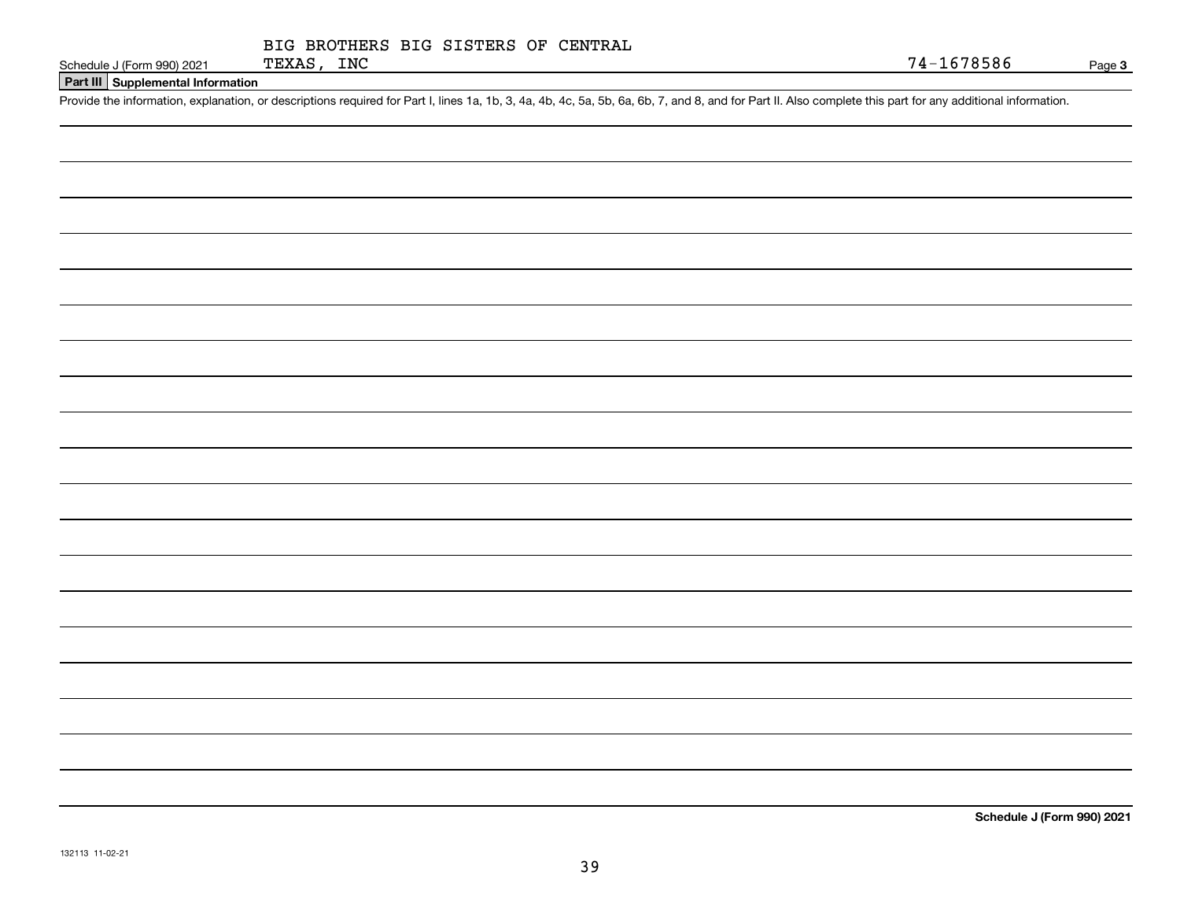BIG BROTHERS BIG SISTERS OF CENTRAL TEXAS, INC

74-1678586

Schedule J (Form 990) 2021

## Part III Supplemental Information

Provide the information, explanation, or descriptions required for Part I, lines 1a, 1b, 3, 4a, 4b, 4c, 5a, 5b, 6a, 6b, 7, and 8, and for Part II. Also complete this part for any additional information.

Schedule J (Form 990) 2021

132113 11-02-21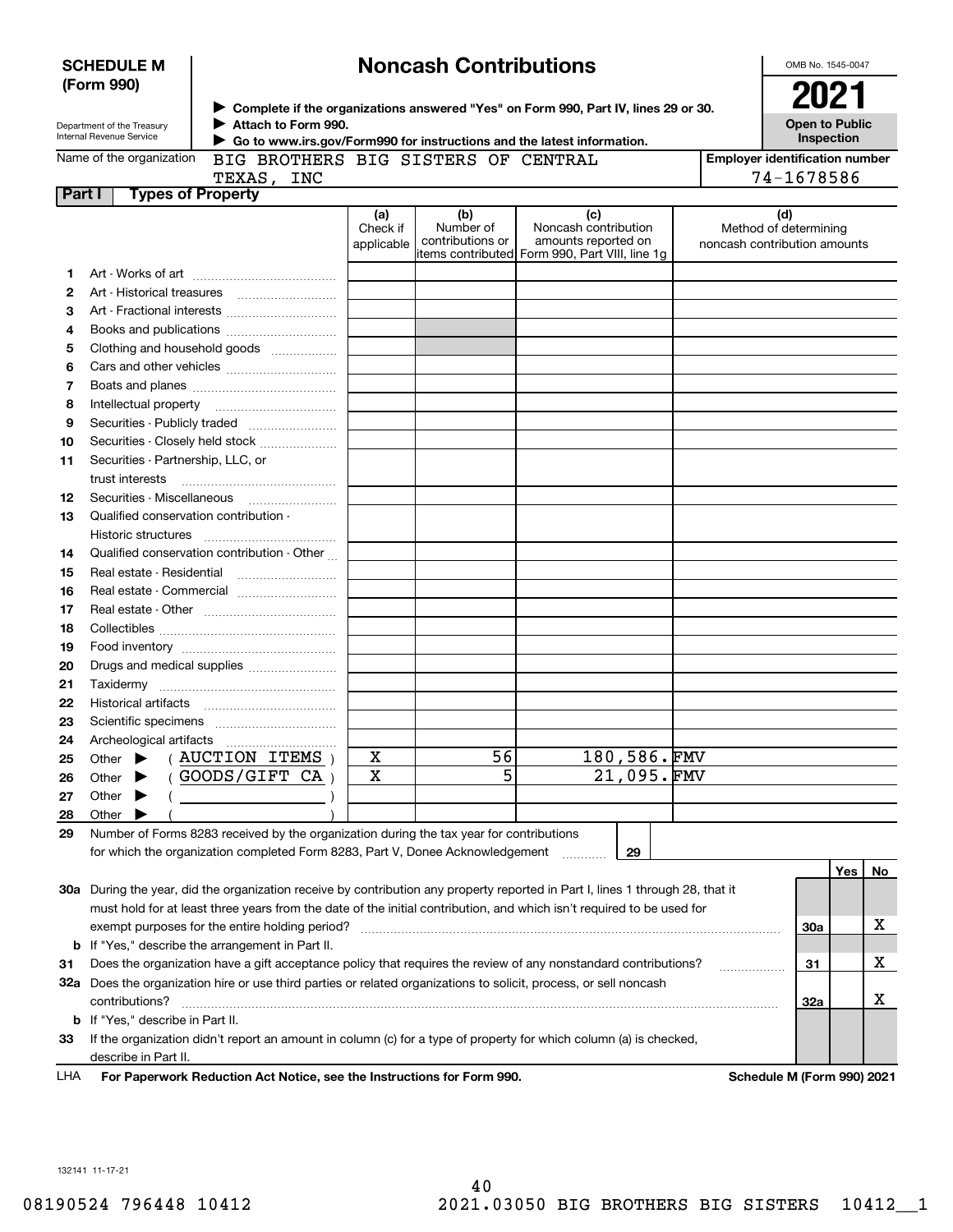**SCHEDULE M (Form 990)**

Department of the Treasury
Internal Revenue Service

# Noncash Contributions

▶ Complete if the organizations answered "Yes" on Form 990, Part IV, lines 29 or 30.
▶ Attach to Form 990.
▶ Go to www.irs.gov/Form990 for instructions and the latest information.

OMB No. 1545-0047

**2021**

**Open to Public Inspection**

Name of the organization: BIG BROTHERS BIG SISTERS OF CENTRAL TEXAS, INC

Employer identification number: 74-1678586

## Part I Types of Property

| | | (a) Check if applicable | (b) Number of contributions or items contributed | (c) Noncash contribution amounts reported on Form 990, Part VIII, line 1g | (d) Method of determining noncash contribution amounts |
|---|---|---|---|---|---|
| 1 | Art - Works of art | | | | |
| 2 | Art - Historical treasures | | | | |
| 3 | Art - Fractional interests | | | | |
| 4 | Books and publications | | | | |
| 5 | Clothing and household goods | | | | |
| 6 | Cars and other vehicles | | | | |
| 7 | Boats and planes | | | | |
| 8 | Intellectual property | | | | |
| 9 | Securities - Publicly traded | | | | |
| 10 | Securities - Closely held stock | | | | |
| 11 | Securities - Partnership, LLC, or trust interests | | | | |
| 12 | Securities - Miscellaneous | | | | |
| 13 | Qualified conservation contribution - Historic structures | | | | |
| 14 | Qualified conservation contribution - Other | | | | |
| 15 | Real estate - Residential | | | | |
| 16 | Real estate - Commercial | | | | |
| 17 | Real estate - Other | | | | |
| 18 | Collectibles | | | | |
| 19 | Food inventory | | | | |
| 20 | Drugs and medical supplies | | | | |
| 21 | Taxidermy | | | | |
| 22 | Historical artifacts | | | | |
| 23 | Scientific specimens | | | | |
| 24 | Archeological artifacts | | | | |
| 25 | Other ▶ ( AUCTION ITEMS ) | X | 56 | 180,586. | FMV |
| 26 | Other ▶ ( GOODS/GIFT CA ) | X | 5 | 21,095. | FMV |
| 27 | Other ▶ ( ) | | | | |
| 28 | Other ▶ ( ) | | | | |

29 Number of Forms 8283 received by the organization during the tax year for contributions for which the organization completed Form 8283, Part V, Donee Acknowledgement ..... 29

| | | | Yes | No |
|---|---|---|---|---|
| 30a | During the year, did the organization receive by contribution any property reported in Part I, lines 1 through 28, that it must hold for at least three years from the date of the initial contribution, and which isn't required to be used for exempt purposes for the entire holding period? | 30a | | X |
| b | If "Yes," describe the arrangement in Part II. | | | |
| 31 | Does the organization have a gift acceptance policy that requires the review of any nonstandard contributions? | 31 | | X |
| 32a | Does the organization hire or use third parties or related organizations to solicit, process, or sell noncash contributions? | 32a | | X |
| b | If "Yes," describe in Part II. | | | |
| 33 | If the organization didn't report an amount in column (c) for a type of property for which column (a) is checked, describe in Part II. | | | |

LHA For Paperwork Reduction Act Notice, see the Instructions for Form 990. Schedule M (Form 990) 2021

132141 11-17-21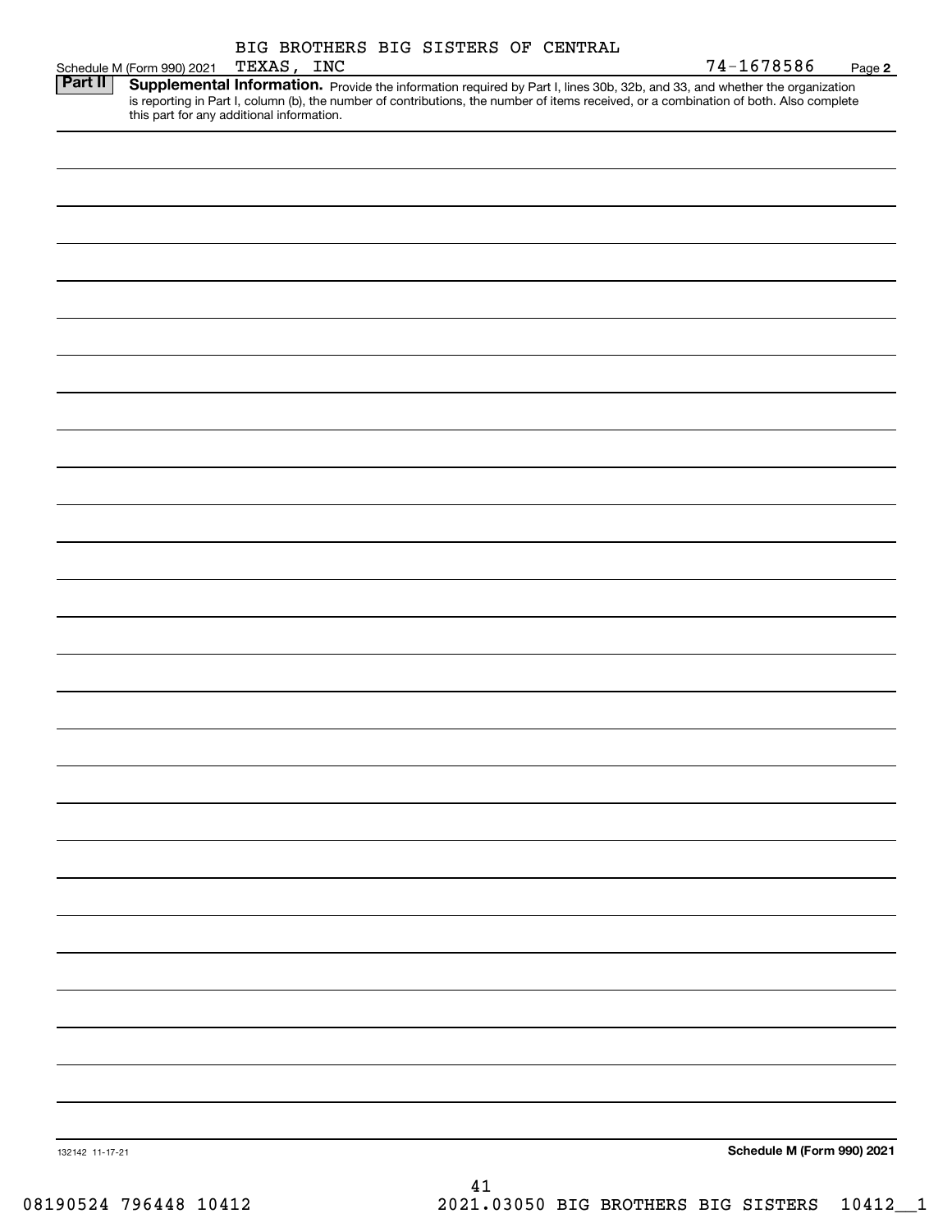BIG BROTHERS BIG SISTERS OF CENTRAL TEXAS, INC 74-1678586

Schedule M (Form 990) 2021 Page **2**

**Part II** **Supplemental Information.** Provide the information required by Part I, lines 30b, 32b, and 33, and whether the organization is reporting in Part I, column (b), the number of contributions, the number of items received, or a combination of both. Also complete this part for any additional information.

132142 11-17-21 **Schedule M (Form 990) 2021**

08190524 796448 10412 2021.03050 BIG BROTHERS BIG SISTERS 10412__1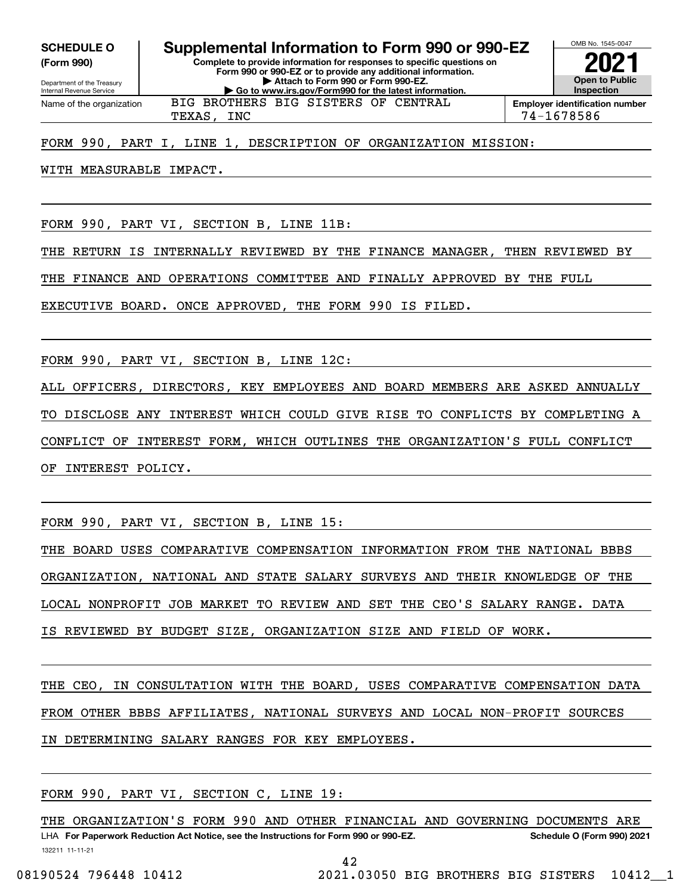**SCHEDULE O (Form 990)**

Department of the Treasury
Internal Revenue Service

# Supplemental Information to Form 990 or 990-EZ

**Complete to provide information for responses to specific questions on Form 990 or 990-EZ or to provide any additional information.**
**▶ Attach to Form 990 or Form 990-EZ.**
**▶ Go to www.irs.gov/Form990 for the latest information.**

OMB No. 1545-0047

**2021**

**Open to Public Inspection**

Name of the organization: BIG BROTHERS BIG SISTERS OF CENTRAL TEXAS, INC

**Employer identification number:** 74-1678586

FORM 990, PART I, LINE 1, DESCRIPTION OF ORGANIZATION MISSION:

WITH MEASURABLE IMPACT.

FORM 990, PART VI, SECTION B, LINE 11B:

THE RETURN IS INTERNALLY REVIEWED BY THE FINANCE MANAGER, THEN REVIEWED BY THE FINANCE AND OPERATIONS COMMITTEE AND FINALLY APPROVED BY THE FULL EXECUTIVE BOARD. ONCE APPROVED, THE FORM 990 IS FILED.

FORM 990, PART VI, SECTION B, LINE 12C:

ALL OFFICERS, DIRECTORS, KEY EMPLOYEES AND BOARD MEMBERS ARE ASKED ANNUALLY TO DISCLOSE ANY INTEREST WHICH COULD GIVE RISE TO CONFLICTS BY COMPLETING A CONFLICT OF INTEREST FORM, WHICH OUTLINES THE ORGANIZATION'S FULL CONFLICT OF INTEREST POLICY.

FORM 990, PART VI, SECTION B, LINE 15:

THE BOARD USES COMPARATIVE COMPENSATION INFORMATION FROM THE NATIONAL BBBS ORGANIZATION, NATIONAL AND STATE SALARY SURVEYS AND THEIR KNOWLEDGE OF THE LOCAL NONPROFIT JOB MARKET TO REVIEW AND SET THE CEO'S SALARY RANGE. DATA IS REVIEWED BY BUDGET SIZE, ORGANIZATION SIZE AND FIELD OF WORK.

THE CEO, IN CONSULTATION WITH THE BOARD, USES COMPARATIVE COMPENSATION DATA FROM OTHER BBBS AFFILIATES, NATIONAL SURVEYS AND LOCAL NON-PROFIT SOURCES IN DETERMINING SALARY RANGES FOR KEY EMPLOYEES.

FORM 990, PART VI, SECTION C, LINE 19:

THE ORGANIZATION'S FORM 990 AND OTHER FINANCIAL AND GOVERNING DOCUMENTS ARE

LHA **For Paperwork Reduction Act Notice, see the Instructions for Form 990 or 990-EZ.** **Schedule O (Form 990) 2021**

132211 11-11-21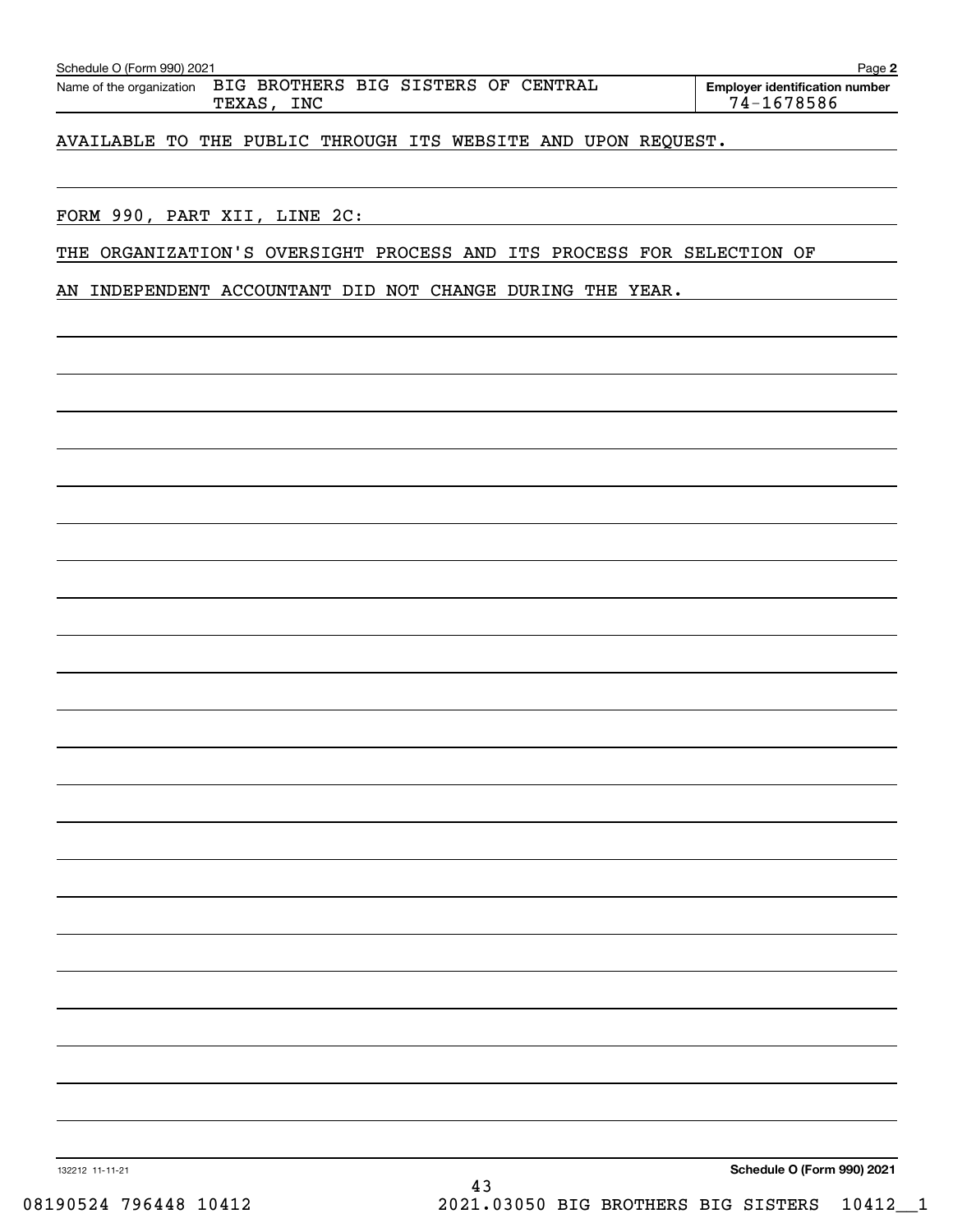Schedule O (Form 990) 2021

Name of the organization: BIG BROTHERS BIG SISTERS OF CENTRAL TEXAS, INC

**Employer identification number** 74-1678586

AVAILABLE TO THE PUBLIC THROUGH ITS WEBSITE AND UPON REQUEST.

FORM 990, PART XII, LINE 2C:

THE ORGANIZATION'S OVERSIGHT PROCESS AND ITS PROCESS FOR SELECTION OF AN INDEPENDENT ACCOUNTANT DID NOT CHANGE DURING THE YEAR.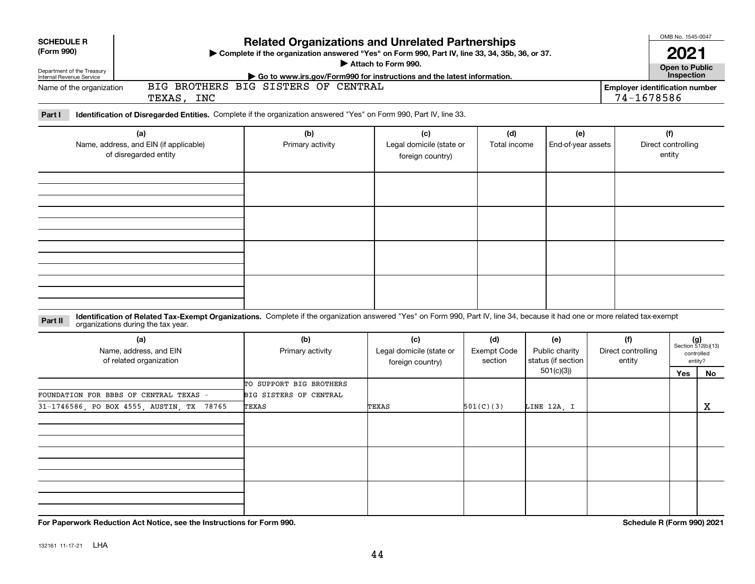**SCHEDULE R (Form 990)**

Department of the Treasury
Internal Revenue Service

# Related Organizations and Unrelated Partnerships

▶ Complete if the organization answered "Yes" on Form 990, Part IV, line 33, 34, 35b, 36, or 37.
▶ Attach to Form 990.
▶ Go to www.irs.gov/Form990 for instructions and the latest information.

OMB No. 1545-0047

**2021**

**Open to Public Inspection**

Name of the organization: BIG BROTHERS BIG SISTERS OF CENTRAL TEXAS, INC

Employer identification number: 74-1678586

**Part I** **Identification of Disregarded Entities.** Complete if the organization answered "Yes" on Form 990, Part IV, line 33.

| (a) Name, address, and EIN (if applicable) of disregarded entity | (b) Primary activity | (c) Legal domicile (state or foreign country) | (d) Total income | (e) End-of-year assets | (f) Direct controlling entity |
|---|---|---|---|---|---|
| | | | | | |
| | | | | | |
| | | | | | |
| | | | | | |

**Part II** **Identification of Related Tax-Exempt Organizations.** Complete if the organization answered "Yes" on Form 990, Part IV, line 34, because it had one or more related tax-exempt organizations during the tax year.

| (a) Name, address, and EIN of related organization | (b) Primary activity | (c) Legal domicile (state or foreign country) | (d) Exempt Code section | (e) Public charity status (if section 501(c)(3)) | (f) Direct controlling entity | (g) Section 512(b)(13) controlled entity? Yes | No |
|---|---|---|---|---|---|---|---|
| FOUNDATION FOR BBBS OF CENTRAL TEXAS - 31-1746586, PO BOX 4555, AUSTIN, TX 78765 | TO SUPPORT BIG BROTHERS BIG SISTERS OF CENTRAL TEXAS | TEXAS | 501(C)(3) | LINE 12A, I | | | X |
| | | | | | | | |
| | | | | | | | |
| | | | | | | | |

**For Paperwork Reduction Act Notice, see the Instructions for Form 990.**

**Schedule R (Form 990) 2021**

132161 11-17-21 LHA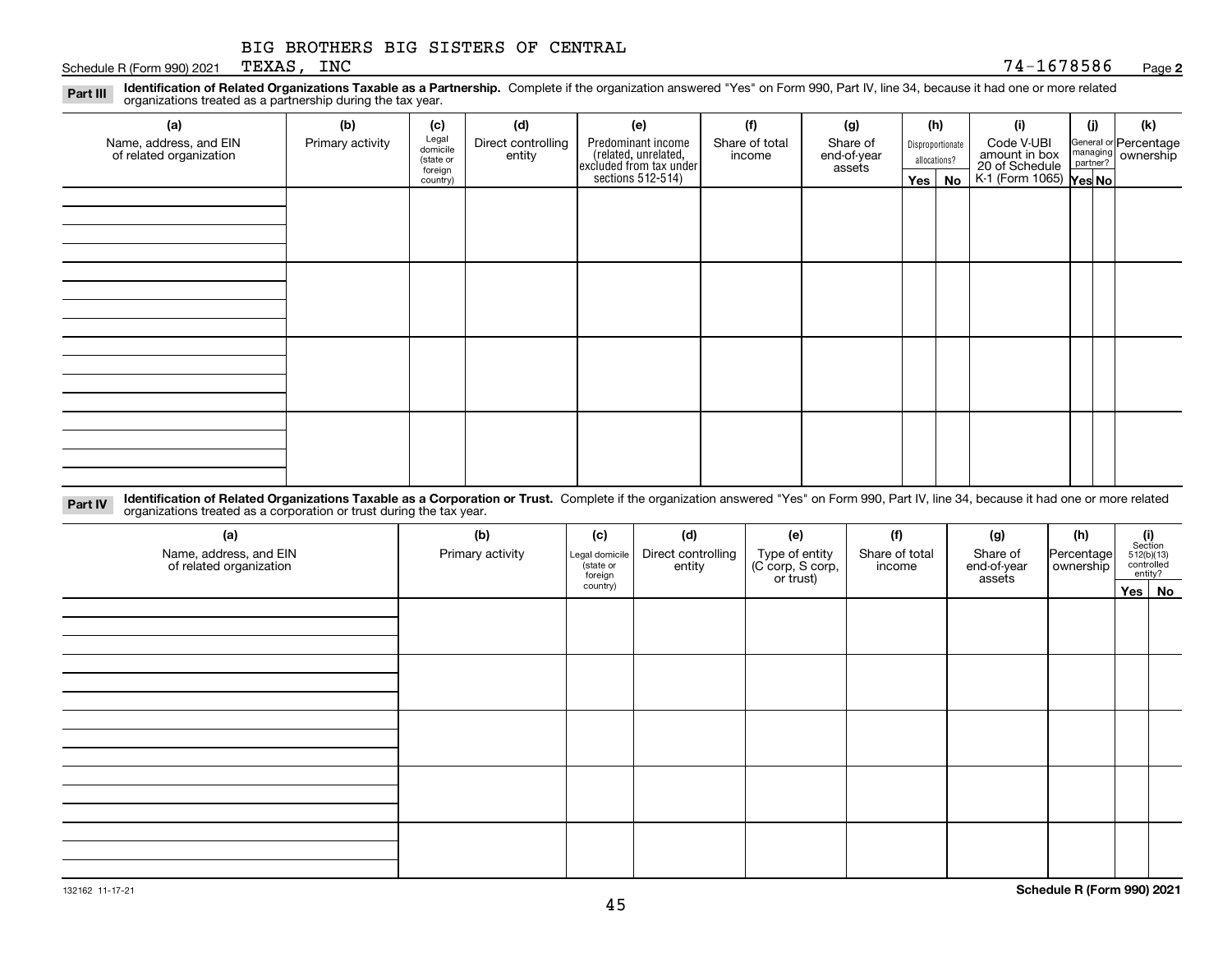BIG BROTHERS BIG SISTERS OF CENTRAL TEXAS, INC

Schedule R (Form 990) 2021 — 74-1678586 — Page **2**

**Part III** **Identification of Related Organizations Taxable as a Partnership.** Complete if the organization answered "Yes" on Form 990, Part IV, line 34, because it had one or more related organizations treated as a partnership during the tax year.

| (a) Name, address, and EIN of related organization | (b) Primary activity | (c) Legal domicile (state or foreign country) | (d) Direct controlling entity | (e) Predominant income (related, unrelated, excluded from tax under sections 512-514) | (f) Share of total income | (g) Share of end-of-year assets | (h) Disproportionate allocations? Yes | (h) No | (i) Code V-UBI amount in box 20 of Schedule K-1 (Form 1065) | (j) General or managing partner? Yes | (j) No | (k) Percentage ownership |
|---|---|---|---|---|---|---|---|---|---|---|---|---|
| | | | | | | | | | | | | |
| | | | | | | | | | | | | |
| | | | | | | | | | | | | |
| | | | | | | | | | | | | |

**Part IV** **Identification of Related Organizations Taxable as a Corporation or Trust.** Complete if the organization answered "Yes" on Form 990, Part IV, line 34, because it had one or more related organizations treated as a corporation or trust during the tax year.

| (a) Name, address, and EIN of related organization | (b) Primary activity | (c) Legal domicile (state or foreign country) | (d) Direct controlling entity | (e) Type of entity (C corp, S corp, or trust) | (f) Share of total income | (g) Share of end-of-year assets | (h) Percentage ownership | (i) Section 512(b)(13) controlled entity? Yes | (i) No |
|---|---|---|---|---|---|---|---|---|---|
| | | | | | | | | | |
| | | | | | | | | | |
| | | | | | | | | | |
| | | | | | | | | | |
| | | | | | | | | | |

132162 11-17-21

**Schedule R (Form 990) 2021**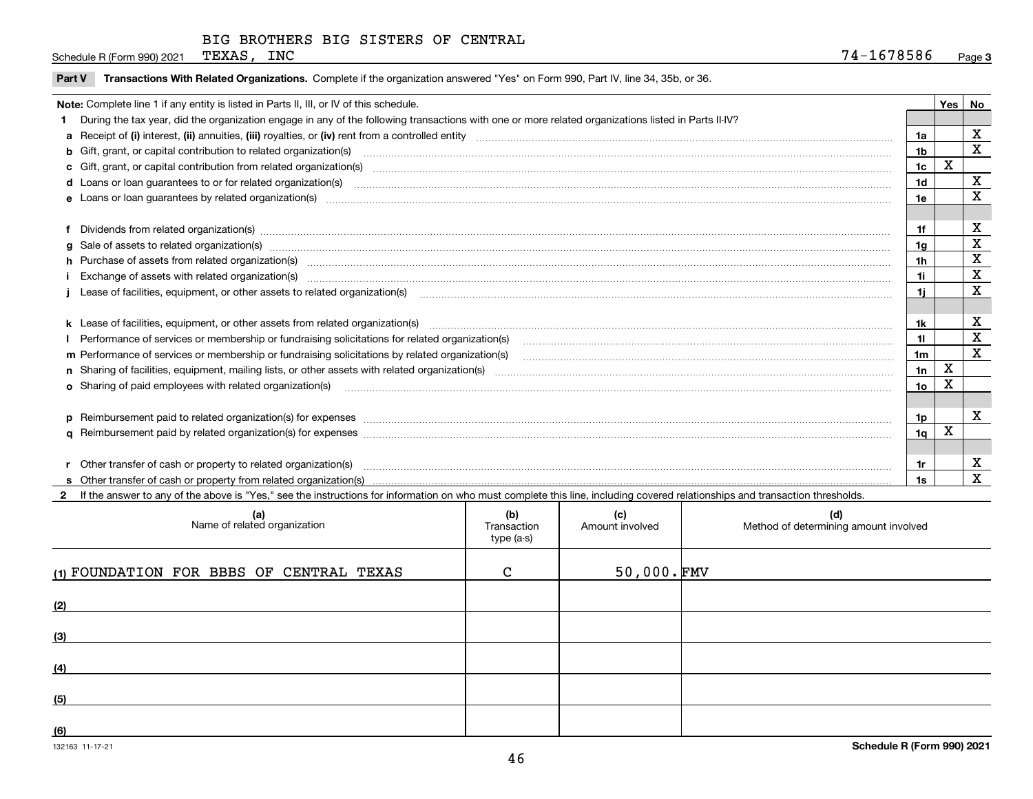BIG BROTHERS BIG SISTERS OF CENTRAL TEXAS, INC

Schedule R (Form 990) 2021 — 74-1678586 — Page 3

**Part V Transactions With Related Organizations.** Complete if the organization answered "Yes" on Form 990, Part IV, line 34, 35b, or 36.

| Note: Complete line 1 if any entity is listed in Parts II, III, or IV of this schedule. | | Yes | No |
|---|---|---|---|
| **1** During the tax year, did the organization engage in any of the following transactions with one or more related organizations listed in Parts II-IV? | | | |
| **a** Receipt of (i) interest, (ii) annuities, (iii) royalties, or (iv) rent from a controlled entity | 1a | | X |
| **b** Gift, grant, or capital contribution to related organization(s) | 1b | | X |
| **c** Gift, grant, or capital contribution from related organization(s) | 1c | X | |
| **d** Loans or loan guarantees to or for related organization(s) | 1d | | X |
| **e** Loans or loan guarantees by related organization(s) | 1e | | X |
| **f** Dividends from related organization(s) | 1f | | X |
| **g** Sale of assets to related organization(s) | 1g | | X |
| **h** Purchase of assets from related organization(s) | 1h | | X |
| **i** Exchange of assets with related organization(s) | 1i | | X |
| **j** Lease of facilities, equipment, or other assets to related organization(s) | 1j | | X |
| **k** Lease of facilities, equipment, or other assets from related organization(s) | 1k | | X |
| **l** Performance of services or membership or fundraising solicitations for related organization(s) | 1l | | X |
| **m** Performance of services or membership or fundraising solicitations by related organization(s) | 1m | | X |
| **n** Sharing of facilities, equipment, mailing lists, or other assets with related organization(s) | 1n | X | |
| **o** Sharing of paid employees with related organization(s) | 1o | X | |
| **p** Reimbursement paid to related organization(s) for expenses | 1p | | X |
| **q** Reimbursement paid by related organization(s) for expenses | 1q | X | |
| **r** Other transfer of cash or property to related organization(s) | 1r | | X |
| **s** Other transfer of cash or property from related organization(s) | 1s | | X |

**2** If the answer to any of the above is "Yes," see the instructions for information on who must complete this line, including covered relationships and transaction thresholds.

| (a) Name of related organization | (b) Transaction type (a-s) | (c) Amount involved | (d) Method of determining amount involved |
|---|---|---|---|
| (1) FOUNDATION FOR BBBS OF CENTRAL TEXAS | C | 50,000. | FMV |
| (2) | | | |
| (3) | | | |
| (4) | | | |
| (5) | | | |
| (6) | | | |

132163 11-17-21 — Schedule R (Form 990) 2021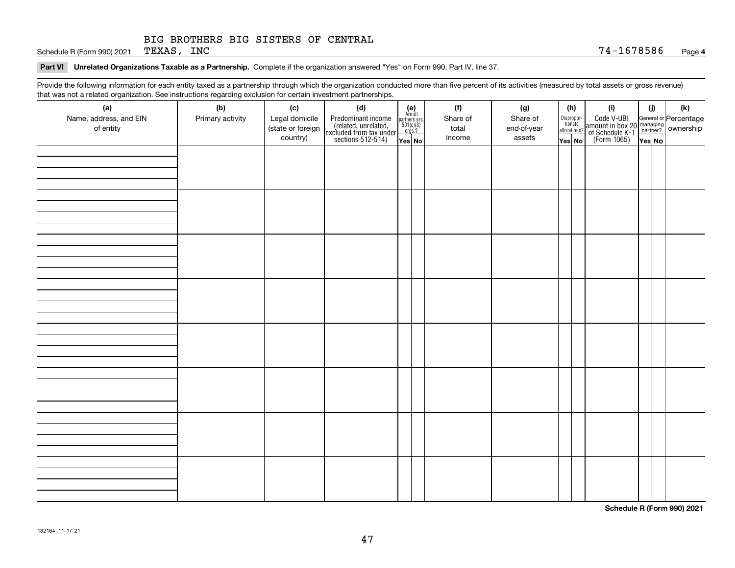Schedule R (Form 990) 2021 BIG BROTHERS BIG SISTERS OF CENTRAL TEXAS, INC 74-1678586 Page **4**

**Part VI Unrelated Organizations Taxable as a Partnership.** Complete if the organization answered "Yes" on Form 990, Part IV, line 37.

Provide the following information for each entity taxed as a partnership through which the organization conducted more than five percent of its activities (measured by total assets or gross revenue) that was not a related organization. See instructions regarding exclusion for certain investment partnerships.

| (a) Name, address, and EIN of entity | (b) Primary activity | (c) Legal domicile (state or foreign country) | (d) Predominant income (related, unrelated, excluded from tax under sections 512-514) | (e) Are all partners sec. 501(c)(3) orgs.? | | (f) Share of total income | (g) Share of end-of-year assets | (h) Disproportionate allocations? | | (i) Code V-UBI amount in box 20 of Schedule K-1 (Form 1065) | (j) General or managing partner? | | (k) Percentage ownership |
|---|---|---|---|---|---|---|---|---|---|---|---|---|---|
| | | | | Yes | No | | | Yes | No | | Yes | No | |
| | | | | | | | | | | | | | |
| | | | | | | | | | | | | | |
| | | | | | | | | | | | | | |
| | | | | | | | | | | | | | |
| | | | | | | | | | | | | | |
| | | | | | | | | | | | | | |
| | | | | | | | | | | | | | |
| | | | | | | | | | | | | | |

**Schedule R (Form 990) 2021**

132164 11-17-21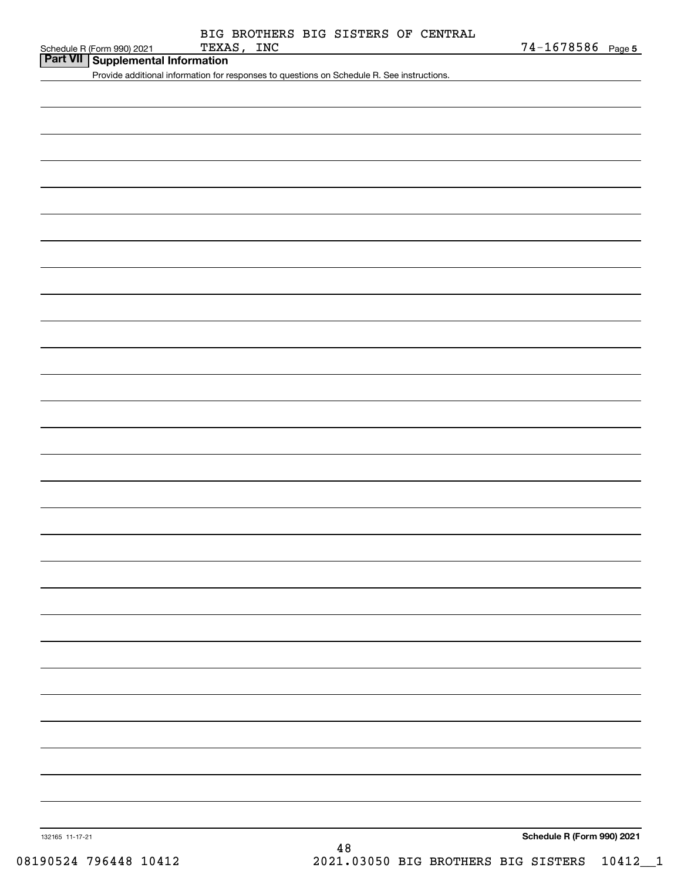BIG BROTHERS BIG SISTERS OF CENTRAL TEXAS, INC

74-1678586

Schedule R (Form 990) 2021

## Part VII Supplemental Information

Provide additional information for responses to questions on Schedule R. See instructions.

132165 11-17-21

Schedule R (Form 990) 2021

08190524 796448 10412 2021.03050 BIG BROTHERS BIG SISTERS 10412__1